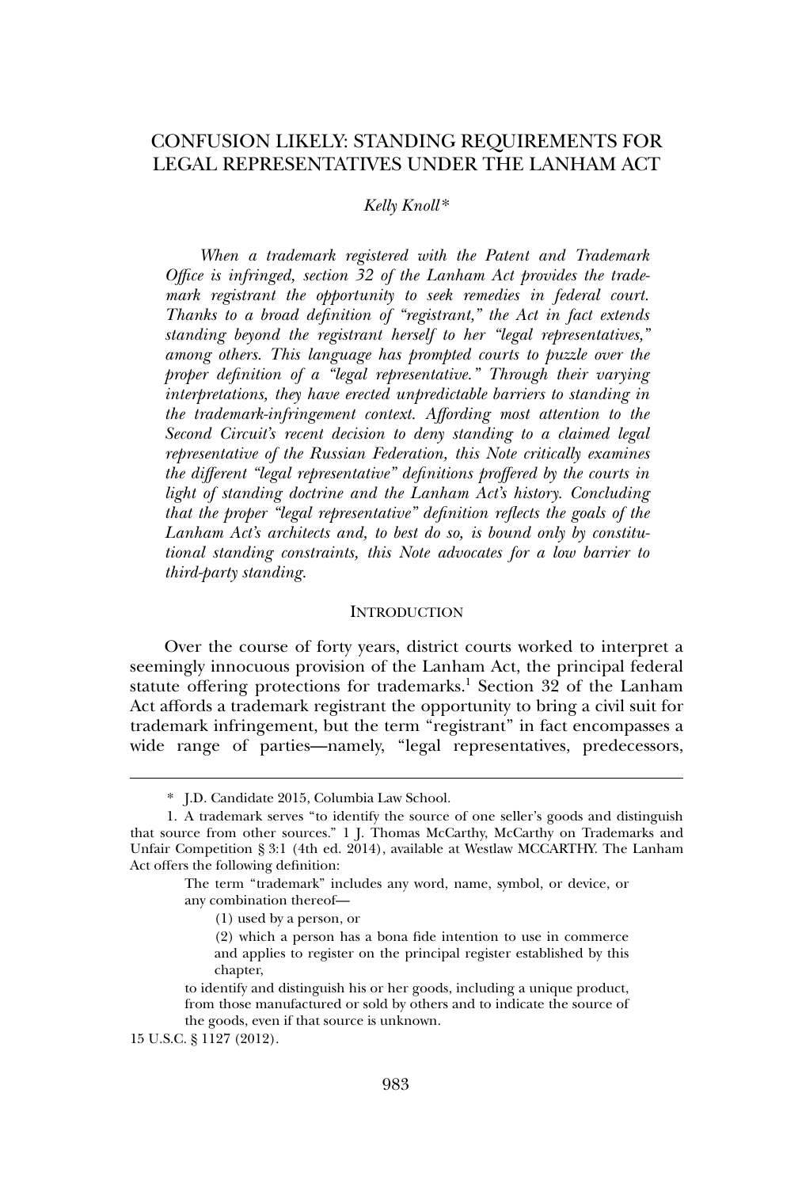# CONFUSION LIKELY: STANDING REQUIREMENTS FOR LEGAL REPRESENTATIVES UNDER THE LANHAM ACT

*Kelly Knoll**

*When a trademark registered with the Patent and Trademark Office is infringed, section 32 of the Lanham Act provides the trademark registrant the opportunity to seek remedies in federal court. Thanks to a broad definition of "registrant," the Act in fact extends standing beyond the registrant herself to her "legal representatives," among others. This language has prompted courts to puzzle over the proper definition of a "legal representative." Through their varying interpretations, they have erected unpredictable barriers to standing in the trademark-infringement context. Affording most attention to the Second Circuit's recent decision to deny standing to a claimed legal representative of the Russian Federation, this Note critically examines the different "legal representative" definitions proffered by the courts in light of standing doctrine and the Lanham Act's history. Concluding that the proper "legal representative" definition reflects the goals of the Lanham Act's architects and, to best do so, is bound only by constitutional standing constraints, this Note advocates for a low barrier to third-party standing.*

## INTRODUCTION

Over the course of forty years, district courts worked to interpret a seemingly innocuous provision of the Lanham Act, the principal federal statute offering protections for trademarks.[1] Section 32 of the Lanham Act affords a trademark registrant the opportunity to bring a civil suit for trademark infringement, but the term "registrant" in fact encompasses a wide range of parties—namely, "legal representatives, predecessors,

---

\* J.D. Candidate 2015, Columbia Law School.

1. A trademark serves "to identify the source of one seller's goods and distinguish that source from other sources." 1 J. Thomas McCarthy, McCarthy on Trademarks and Unfair Competition § 3:1 (4th ed. 2014), available at Westlaw MCCARTHY. The Lanham Act offers the following definition:

> The term "trademark" includes any word, name, symbol, or device, or any combination thereof—
>
> (1) used by a person, or
>
> (2) which a person has a bona fide intention to use in commerce and applies to register on the principal register established by this chapter,
>
> to identify and distinguish his or her goods, including a unique product, from those manufactured or sold by others and to indicate the source of the goods, even if that source is unknown.

15 U.S.C. § 1127 (2012).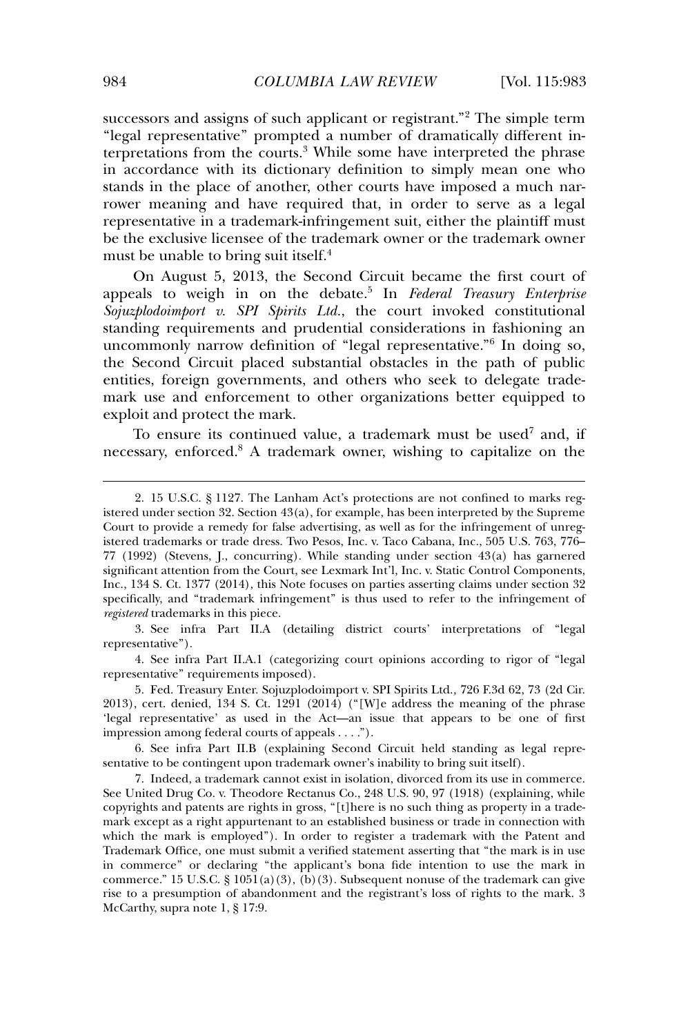successors and assigns of such applicant or registrant."[2] The simple term "legal representative" prompted a number of dramatically different interpretations from the courts.[3] While some have interpreted the phrase in accordance with its dictionary definition to simply mean one who stands in the place of another, other courts have imposed a much narrower meaning and have required that, in order to serve as a legal representative in a trademark-infringement suit, either the plaintiff must be the exclusive licensee of the trademark owner or the trademark owner must be unable to bring suit itself.[4]

On August 5, 2013, the Second Circuit became the first court of appeals to weigh in on the debate.[5] In *Federal Treasury Enterprise Sojuzplodoimport v. SPI Spirits Ltd.*, the court invoked constitutional standing requirements and prudential considerations in fashioning an uncommonly narrow definition of "legal representative."[6] In doing so, the Second Circuit placed substantial obstacles in the path of public entities, foreign governments, and others who seek to delegate trademark use and enforcement to other organizations better equipped to exploit and protect the mark.

To ensure its continued value, a trademark must be used[7] and, if necessary, enforced.[8] A trademark owner, wishing to capitalize on the

---

2. 15 U.S.C. § 1127. The Lanham Act's protections are not confined to marks registered under section 32. Section 43(a), for example, has been interpreted by the Supreme Court to provide a remedy for false advertising, as well as for the infringement of unregistered trademarks or trade dress. Two Pesos, Inc. v. Taco Cabana, Inc., 505 U.S. 763, 776–77 (1992) (Stevens, J., concurring). While standing under section 43(a) has garnered significant attention from the Court, see Lexmark Int'l, Inc. v. Static Control Components, Inc., 134 S. Ct. 1377 (2014), this Note focuses on parties asserting claims under section 32 specifically, and "trademark infringement" is thus used to refer to the infringement of *registered* trademarks in this piece.

3. See infra Part II.A (detailing district courts' interpretations of "legal representative").

4. See infra Part II.A.1 (categorizing court opinions according to rigor of "legal representative" requirements imposed).

5. Fed. Treasury Enter. Sojuzplodoimport v. SPI Spirits Ltd., 726 F.3d 62, 73 (2d Cir. 2013), cert. denied, 134 S. Ct. 1291 (2014) ("[W]e address the meaning of the phrase 'legal representative' as used in the Act—an issue that appears to be one of first impression among federal courts of appeals . . . .").

6. See infra Part II.B (explaining Second Circuit held standing as legal representative to be contingent upon trademark owner's inability to bring suit itself).

7. Indeed, a trademark cannot exist in isolation, divorced from its use in commerce. See United Drug Co. v. Theodore Rectanus Co., 248 U.S. 90, 97 (1918) (explaining, while copyrights and patents are rights in gross, "[t]here is no such thing as property in a trademark except as a right appurtenant to an established business or trade in connection with which the mark is employed"). In order to register a trademark with the Patent and Trademark Office, one must submit a verified statement asserting that "the mark is in use in commerce" or declaring "the applicant's bona fide intention to use the mark in commerce." 15 U.S.C. § 1051(a)(3), (b)(3). Subsequent nonuse of the trademark can give rise to a presumption of abandonment and the registrant's loss of rights to the mark. 3 McCarthy, supra note 1, § 17:9.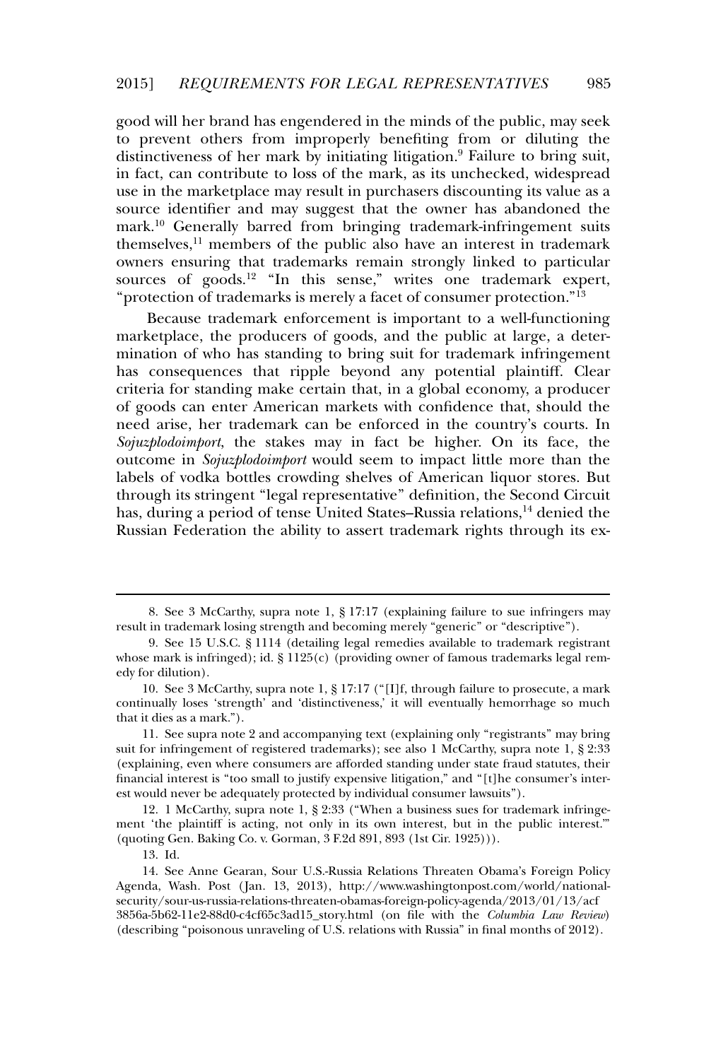good will her brand has engendered in the minds of the public, may seek to prevent others from improperly benefiting from or diluting the distinctiveness of her mark by initiating litigation.[9] Failure to bring suit, in fact, can contribute to loss of the mark, as its unchecked, widespread use in the marketplace may result in purchasers discounting its value as a source identifier and may suggest that the owner has abandoned the mark.[10] Generally barred from bringing trademark-infringement suits themselves,[11] members of the public also have an interest in trademark owners ensuring that trademarks remain strongly linked to particular sources of goods.[12] "In this sense," writes one trademark expert, "protection of trademarks is merely a facet of consumer protection."[13]

Because trademark enforcement is important to a well-functioning marketplace, the producers of goods, and the public at large, a determination of who has standing to bring suit for trademark infringement has consequences that ripple beyond any potential plaintiff. Clear criteria for standing make certain that, in a global economy, a producer of goods can enter American markets with confidence that, should the need arise, her trademark can be enforced in the country's courts. In *Sojuzplodoimport*, the stakes may in fact be higher. On its face, the outcome in *Sojuzplodoimport* would seem to impact little more than the labels of vodka bottles crowding shelves of American liquor stores. But through its stringent "legal representative" definition, the Second Circuit has, during a period of tense United States–Russia relations,[14] denied the Russian Federation the ability to assert trademark rights through its ex-

---

8. See 3 McCarthy, supra note 1, § 17:17 (explaining failure to sue infringers may result in trademark losing strength and becoming merely "generic" or "descriptive").

9. See 15 U.S.C. § 1114 (detailing legal remedies available to trademark registrant whose mark is infringed); id. § 1125(c) (providing owner of famous trademarks legal remedy for dilution).

10. See 3 McCarthy, supra note 1, § 17:17 ("[I]f, through failure to prosecute, a mark continually loses 'strength' and 'distinctiveness,' it will eventually hemorrhage so much that it dies as a mark.").

11. See supra note 2 and accompanying text (explaining only "registrants" may bring suit for infringement of registered trademarks); see also 1 McCarthy, supra note 1, § 2:33 (explaining, even where consumers are afforded standing under state fraud statutes, their financial interest is "too small to justify expensive litigation," and "[t]he consumer's interest would never be adequately protected by individual consumer lawsuits").

12. 1 McCarthy, supra note 1, § 2:33 ("When a business sues for trademark infringement 'the plaintiff is acting, not only in its own interest, but in the public interest.'" (quoting Gen. Baking Co. v. Gorman, 3 F.2d 891, 893 (1st Cir. 1925))).

13. Id.

14. See Anne Gearan, Sour U.S.-Russia Relations Threaten Obama's Foreign Policy Agenda, Wash. Post (Jan. 13, 2013), http://www.washingtonpost.com/world/national-security/sour-us-russia-relations-threaten-obamas-foreign-policy-agenda/2013/01/13/acf3856a-5b62-11e2-88d0-c4cf65c3ad15_story.html (on file with the *Columbia Law Review*) (describing "poisonous unraveling of U.S. relations with Russia" in final months of 2012).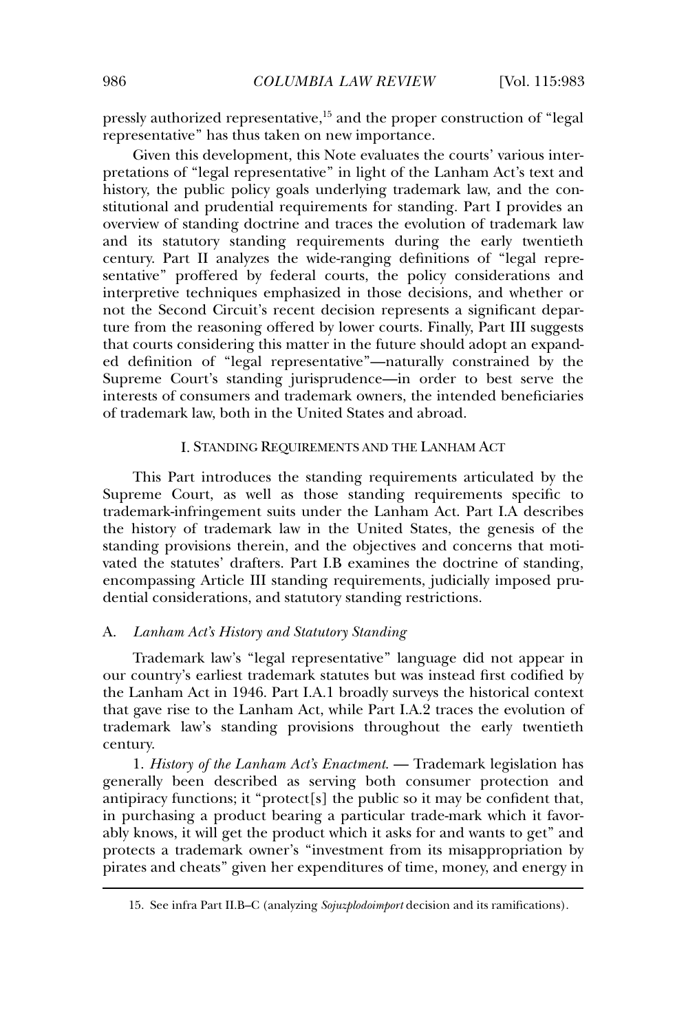pressly authorized representative,[15] and the proper construction of "legal representative" has thus taken on new importance.

Given this development, this Note evaluates the courts' various interpretations of "legal representative" in light of the Lanham Act's text and history, the public policy goals underlying trademark law, and the constitutional and prudential requirements for standing. Part I provides an overview of standing doctrine and traces the evolution of trademark law and its statutory standing requirements during the early twentieth century. Part II analyzes the wide-ranging definitions of "legal representative" proffered by federal courts, the policy considerations and interpretive techniques emphasized in those decisions, and whether or not the Second Circuit's recent decision represents a significant departure from the reasoning offered by lower courts. Finally, Part III suggests that courts considering this matter in the future should adopt an expanded definition of "legal representative"—naturally constrained by the Supreme Court's standing jurisprudence—in order to best serve the interests of consumers and trademark owners, the intended beneficiaries of trademark law, both in the United States and abroad.

## I. STANDING REQUIREMENTS AND THE LANHAM ACT

This Part introduces the standing requirements articulated by the Supreme Court, as well as those standing requirements specific to trademark-infringement suits under the Lanham Act. Part I.A describes the history of trademark law in the United States, the genesis of the standing provisions therein, and the objectives and concerns that motivated the statutes' drafters. Part I.B examines the doctrine of standing, encompassing Article III standing requirements, judicially imposed prudential considerations, and statutory standing restrictions.

### A. *Lanham Act's History and Statutory Standing*

Trademark law's "legal representative" language did not appear in our country's earliest trademark statutes but was instead first codified by the Lanham Act in 1946. Part I.A.1 broadly surveys the historical context that gave rise to the Lanham Act, while Part I.A.2 traces the evolution of trademark law's standing provisions throughout the early twentieth century.

1. *History of the Lanham Act's Enactment.* — Trademark legislation has generally been described as serving both consumer protection and antipiracy functions; it "protect[s] the public so it may be confident that, in purchasing a product bearing a particular trade-mark which it favorably knows, it will get the product which it asks for and wants to get" and protects a trademark owner's "investment from its misappropriation by pirates and cheats" given her expenditures of time, money, and energy in

15. See infra Part II.B–C (analyzing *Sojuzplodoimport* decision and its ramifications).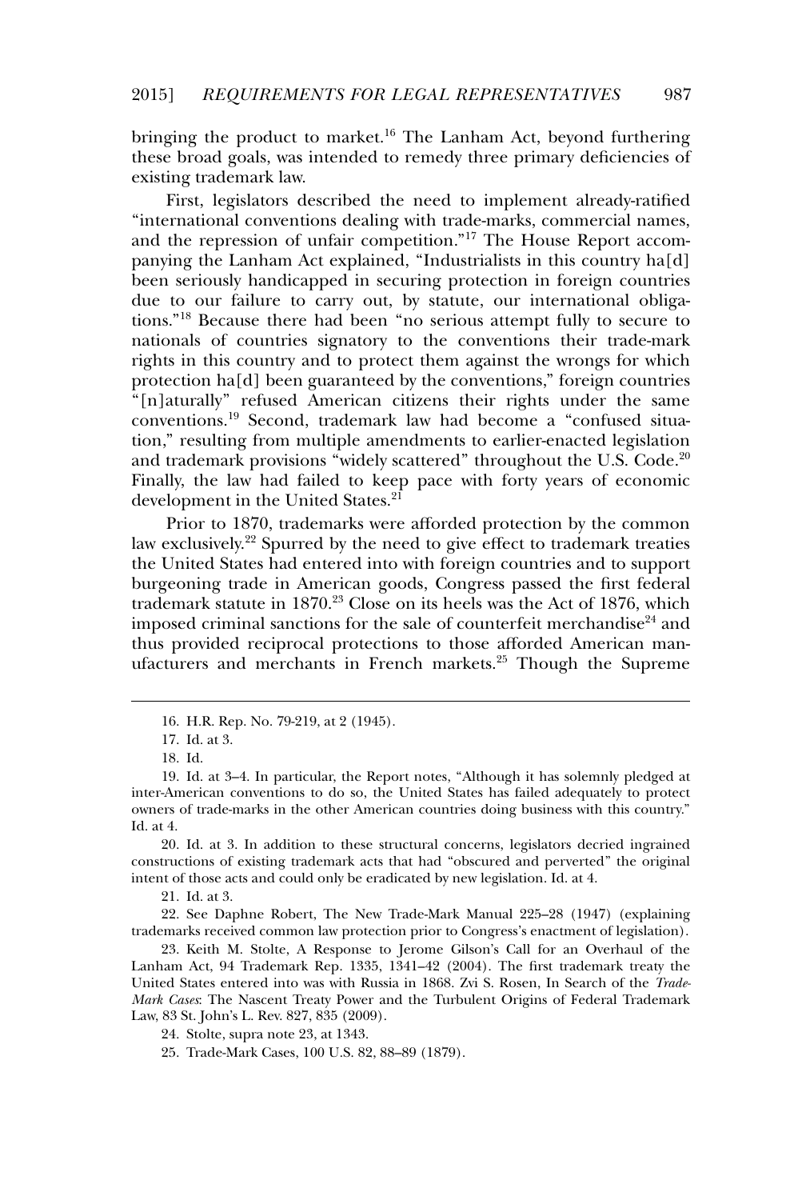bringing the product to market.[16] The Lanham Act, beyond furthering these broad goals, was intended to remedy three primary deficiencies of existing trademark law.

First, legislators described the need to implement already-ratified "international conventions dealing with trade-marks, commercial names, and the repression of unfair competition."[17] The House Report accompanying the Lanham Act explained, "Industrialists in this country ha[d] been seriously handicapped in securing protection in foreign countries due to our failure to carry out, by statute, our international obligations."[18] Because there had been "no serious attempt fully to secure to nationals of countries signatory to the conventions their trade-mark rights in this country and to protect them against the wrongs for which protection ha[d] been guaranteed by the conventions," foreign countries "[n]aturally" refused American citizens their rights under the same conventions.[19] Second, trademark law had become a "confused situation," resulting from multiple amendments to earlier-enacted legislation and trademark provisions "widely scattered" throughout the U.S. Code.[20] Finally, the law had failed to keep pace with forty years of economic development in the United States.[21]

Prior to 1870, trademarks were afforded protection by the common law exclusively.[22] Spurred by the need to give effect to trademark treaties the United States had entered into with foreign countries and to support burgeoning trade in American goods, Congress passed the first federal trademark statute in 1870.[23] Close on its heels was the Act of 1876, which imposed criminal sanctions for the sale of counterfeit merchandise[24] and thus provided reciprocal protections to those afforded American manufacturers and merchants in French markets.[25] Though the Supreme

---

16. H.R. Rep. No. 79-219, at 2 (1945).

17. Id. at 3.

18. Id.

19. Id. at 3–4. In particular, the Report notes, "Although it has solemnly pledged at inter-American conventions to do so, the United States has failed adequately to protect owners of trade-marks in the other American countries doing business with this country." Id. at 4.

20. Id. at 3. In addition to these structural concerns, legislators decried ingrained constructions of existing trademark acts that had "obscured and perverted" the original intent of those acts and could only be eradicated by new legislation. Id. at 4.

21. Id. at 3.

22. See Daphne Robert, The New Trade-Mark Manual 225–28 (1947) (explaining trademarks received common law protection prior to Congress's enactment of legislation).

23. Keith M. Stolte, A Response to Jerome Gilson's Call for an Overhaul of the Lanham Act, 94 Trademark Rep. 1335, 1341–42 (2004). The first trademark treaty the United States entered into was with Russia in 1868. Zvi S. Rosen, In Search of the *Trade-Mark Cases*: The Nascent Treaty Power and the Turbulent Origins of Federal Trademark Law, 83 St. John's L. Rev. 827, 835 (2009).

24. Stolte, supra note 23, at 1343.

25. Trade-Mark Cases, 100 U.S. 82, 88–89 (1879).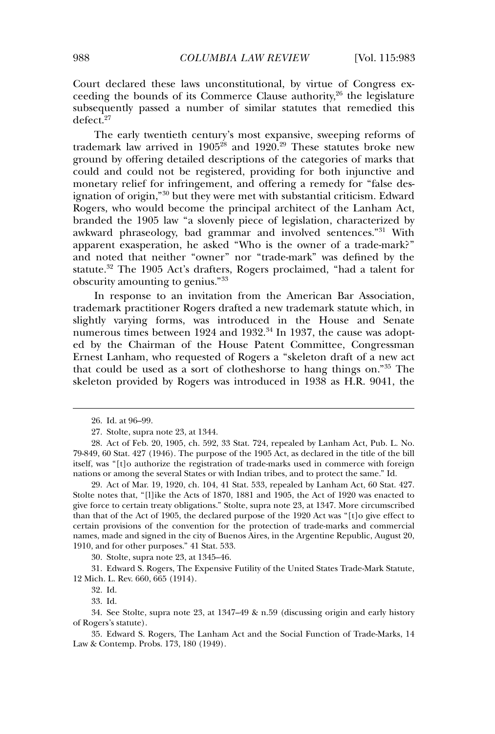Court declared these laws unconstitutional, by virtue of Congress exceeding the bounds of its Commerce Clause authority,[26] the legislature subsequently passed a number of similar statutes that remedied this defect.[27]

The early twentieth century's most expansive, sweeping reforms of trademark law arrived in 1905[28] and 1920.[29] These statutes broke new ground by offering detailed descriptions of the categories of marks that could and could not be registered, providing for both injunctive and monetary relief for infringement, and offering a remedy for "false designation of origin,"[30] but they were met with substantial criticism. Edward Rogers, who would become the principal architect of the Lanham Act, branded the 1905 law "a slovenly piece of legislation, characterized by awkward phraseology, bad grammar and involved sentences."[31] With apparent exasperation, he asked "Who is the owner of a trade-mark?" and noted that neither "owner" nor "trade-mark" was defined by the statute.[32] The 1905 Act's drafters, Rogers proclaimed, "had a talent for obscurity amounting to genius."[33]

In response to an invitation from the American Bar Association, trademark practitioner Rogers drafted a new trademark statute which, in slightly varying forms, was introduced in the House and Senate numerous times between 1924 and 1932.[34] In 1937, the cause was adopted by the Chairman of the House Patent Committee, Congressman Ernest Lanham, who requested of Rogers a "skeleton draft of a new act that could be used as a sort of clotheshorse to hang things on."[35] The skeleton provided by Rogers was introduced in 1938 as H.R. 9041, the

---

26. Id. at 96–99.

27. Stolte, supra note 23, at 1344.

28. Act of Feb. 20, 1905, ch. 592, 33 Stat. 724, repealed by Lanham Act, Pub. L. No. 79-849, 60 Stat. 427 (1946). The purpose of the 1905 Act, as declared in the title of the bill itself, was "[t]o authorize the registration of trade-marks used in commerce with foreign nations or among the several States or with Indian tribes, and to protect the same." Id.

29. Act of Mar. 19, 1920, ch. 104, 41 Stat. 533, repealed by Lanham Act, 60 Stat. 427. Stolte notes that, "[l]ike the Acts of 1870, 1881 and 1905, the Act of 1920 was enacted to give force to certain treaty obligations." Stolte, supra note 23, at 1347. More circumscribed than that of the Act of 1905, the declared purpose of the 1920 Act was "[t]o give effect to certain provisions of the convention for the protection of trade-marks and commercial names, made and signed in the city of Buenos Aires, in the Argentine Republic, August 20, 1910, and for other purposes." 41 Stat. 533.

30. Stolte, supra note 23, at 1345–46.

31. Edward S. Rogers, The Expensive Futility of the United States Trade-Mark Statute, 12 Mich. L. Rev. 660, 665 (1914).

32. Id.

33. Id.

34. See Stolte, supra note 23, at 1347–49 & n.59 (discussing origin and early history of Rogers's statute).

35. Edward S. Rogers, The Lanham Act and the Social Function of Trade-Marks, 14 Law & Contemp. Probs. 173, 180 (1949).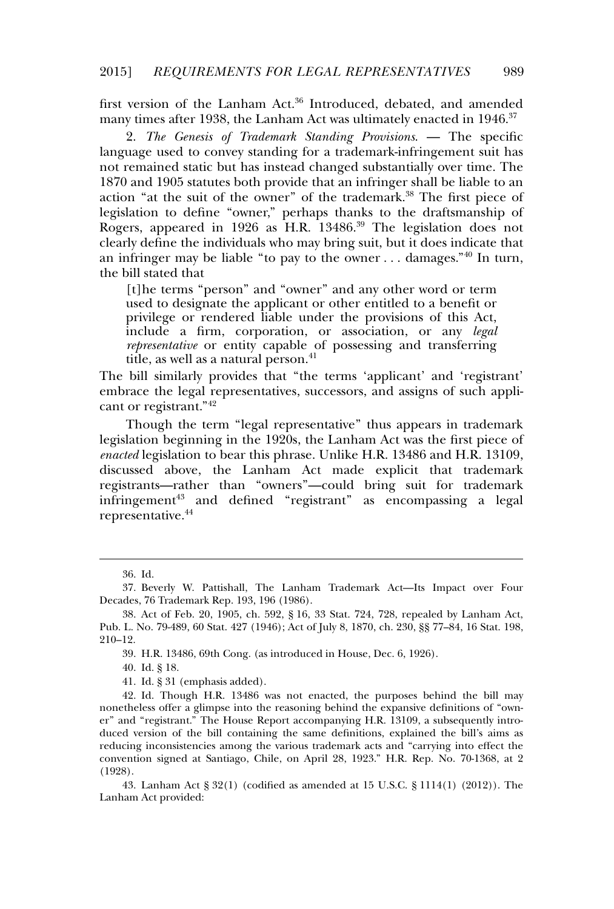first version of the Lanham Act.[36] Introduced, debated, and amended many times after 1938, the Lanham Act was ultimately enacted in 1946.[37]

2. *The Genesis of Trademark Standing Provisions.* — The specific language used to convey standing for a trademark-infringement suit has not remained static but has instead changed substantially over time. The 1870 and 1905 statutes both provide that an infringer shall be liable to an action "at the suit of the owner" of the trademark.[38] The first piece of legislation to define "owner," perhaps thanks to the draftsmanship of Rogers, appeared in 1926 as H.R. 13486.[39] The legislation does not clearly define the individuals who may bring suit, but it does indicate that an infringer may be liable "to pay to the owner . . . damages."[40] In turn, the bill stated that

> [t]he terms "person" and "owner" and any other word or term used to designate the applicant or other entitled to a benefit or privilege or rendered liable under the provisions of this Act, include a firm, corporation, or association, or any *legal representative* or entity capable of possessing and transferring title, as well as a natural person.[41]

The bill similarly provides that "the terms 'applicant' and 'registrant' embrace the legal representatives, successors, and assigns of such applicant or registrant."[42]

Though the term "legal representative" thus appears in trademark legislation beginning in the 1920s, the Lanham Act was the first piece of *enacted* legislation to bear this phrase. Unlike H.R. 13486 and H.R. 13109, discussed above, the Lanham Act made explicit that trademark registrants—rather than "owners"—could bring suit for trademark infringement[43] and defined "registrant" as encompassing a legal representative.[44]

---

36. Id.

37. Beverly W. Pattishall, The Lanham Trademark Act—Its Impact over Four Decades, 76 Trademark Rep. 193, 196 (1986).

38. Act of Feb. 20, 1905, ch. 592, § 16, 33 Stat. 724, 728, repealed by Lanham Act, Pub. L. No. 79-489, 60 Stat. 427 (1946); Act of July 8, 1870, ch. 230, §§ 77–84, 16 Stat. 198, 210–12.

39. H.R. 13486, 69th Cong. (as introduced in House, Dec. 6, 1926).

40. Id. § 18.

41. Id. § 31 (emphasis added).

42. Id. Though H.R. 13486 was not enacted, the purposes behind the bill may nonetheless offer a glimpse into the reasoning behind the expansive definitions of "owner" and "registrant." The House Report accompanying H.R. 13109, a subsequently introduced version of the bill containing the same definitions, explained the bill's aims as reducing inconsistencies among the various trademark acts and "carrying into effect the convention signed at Santiago, Chile, on April 28, 1923." H.R. Rep. No. 70-1368, at 2 (1928).

43. Lanham Act § 32(1) (codified as amended at 15 U.S.C. § 1114(1) (2012)). The Lanham Act provided: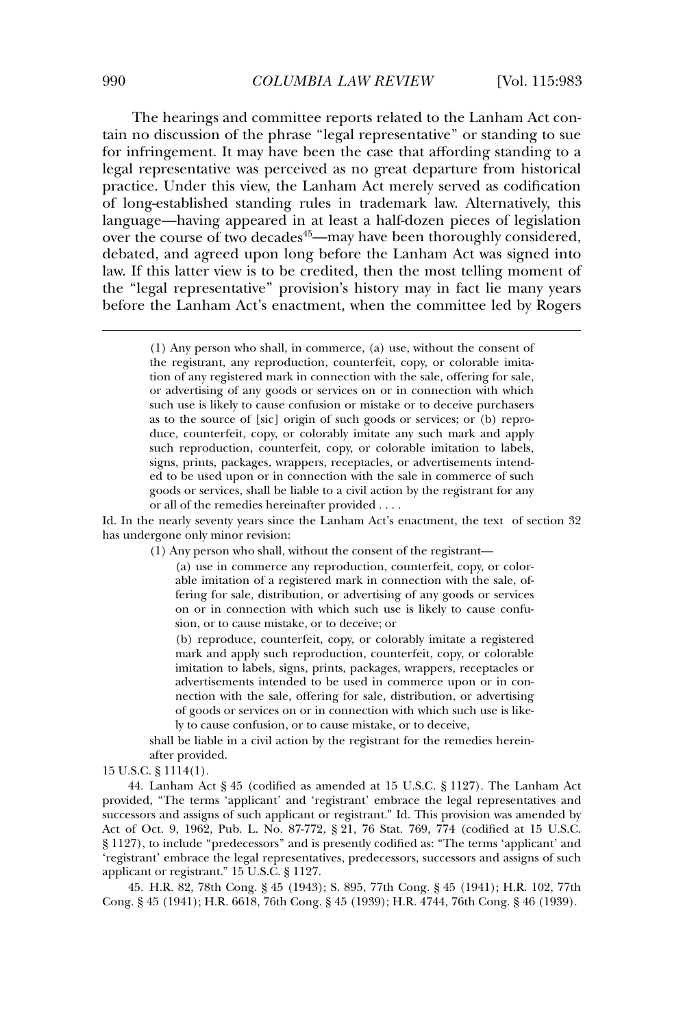The hearings and committee reports related to the Lanham Act contain no discussion of the phrase "legal representative" or standing to sue for infringement. It may have been the case that affording standing to a legal representative was perceived as no great departure from historical practice. Under this view, the Lanham Act merely served as codification of long-established standing rules in trademark law. Alternatively, this language—having appeared in at least a half-dozen pieces of legislation over the course of two decades[45]—may have been thoroughly considered, debated, and agreed upon long before the Lanham Act was signed into law. If this latter view is to be credited, then the most telling moment of the "legal representative" provision's history may in fact lie many years before the Lanham Act's enactment, when the committee led by Rogers

---

> (1) Any person who shall, in commerce, (a) use, without the consent of the registrant, any reproduction, counterfeit, copy, or colorable imitation of any registered mark in connection with the sale, offering for sale, or advertising of any goods or services on or in connection with which such use is likely to cause confusion or mistake or to deceive purchasers as to the source of [sic] origin of such goods or services; or (b) reproduce, counterfeit, copy, or colorably imitate any such mark and apply such reproduction, counterfeit, copy, or colorable imitation to labels, signs, prints, packages, wrappers, receptacles, or advertisements intended to be used upon or in connection with the sale in commerce of such goods or services, shall be liable to a civil action by the registrant for any or all of the remedies hereinafter provided . . . .

Id. In the nearly seventy years since the Lanham Act's enactment, the text of section 32 has undergone only minor revision:

> (1) Any person who shall, without the consent of the registrant—
>
> > (a) use in commerce any reproduction, counterfeit, copy, or colorable imitation of a registered mark in connection with the sale, offering for sale, distribution, or advertising of any goods or services on or in connection with which such use is likely to cause confusion, or to cause mistake, or to deceive; or
> >
> > (b) reproduce, counterfeit, copy, or colorably imitate a registered mark and apply such reproduction, counterfeit, copy, or colorable imitation to labels, signs, prints, packages, wrappers, receptacles or advertisements intended to be used in commerce upon or in connection with the sale, offering for sale, distribution, or advertising of goods or services on or in connection with which such use is likely to cause confusion, or to cause mistake, or to deceive,
>
> shall be liable in a civil action by the registrant for the remedies hereinafter provided.

15 U.S.C. § 1114(1).

44. Lanham Act § 45 (codified as amended at 15 U.S.C. § 1127). The Lanham Act provided, "The terms 'applicant' and 'registrant' embrace the legal representatives and successors and assigns of such applicant or registrant." Id. This provision was amended by Act of Oct. 9, 1962, Pub. L. No. 87-772, § 21, 76 Stat. 769, 774 (codified at 15 U.S.C. § 1127), to include "predecessors" and is presently codified as: "The terms 'applicant' and 'registrant' embrace the legal representatives, predecessors, successors and assigns of such applicant or registrant." 15 U.S.C. § 1127.

45. H.R. 82, 78th Cong. § 45 (1943); S. 895, 77th Cong. § 45 (1941); H.R. 102, 77th Cong. § 45 (1941); H.R. 6618, 76th Cong. § 45 (1939); H.R. 4744, 76th Cong. § 46 (1939).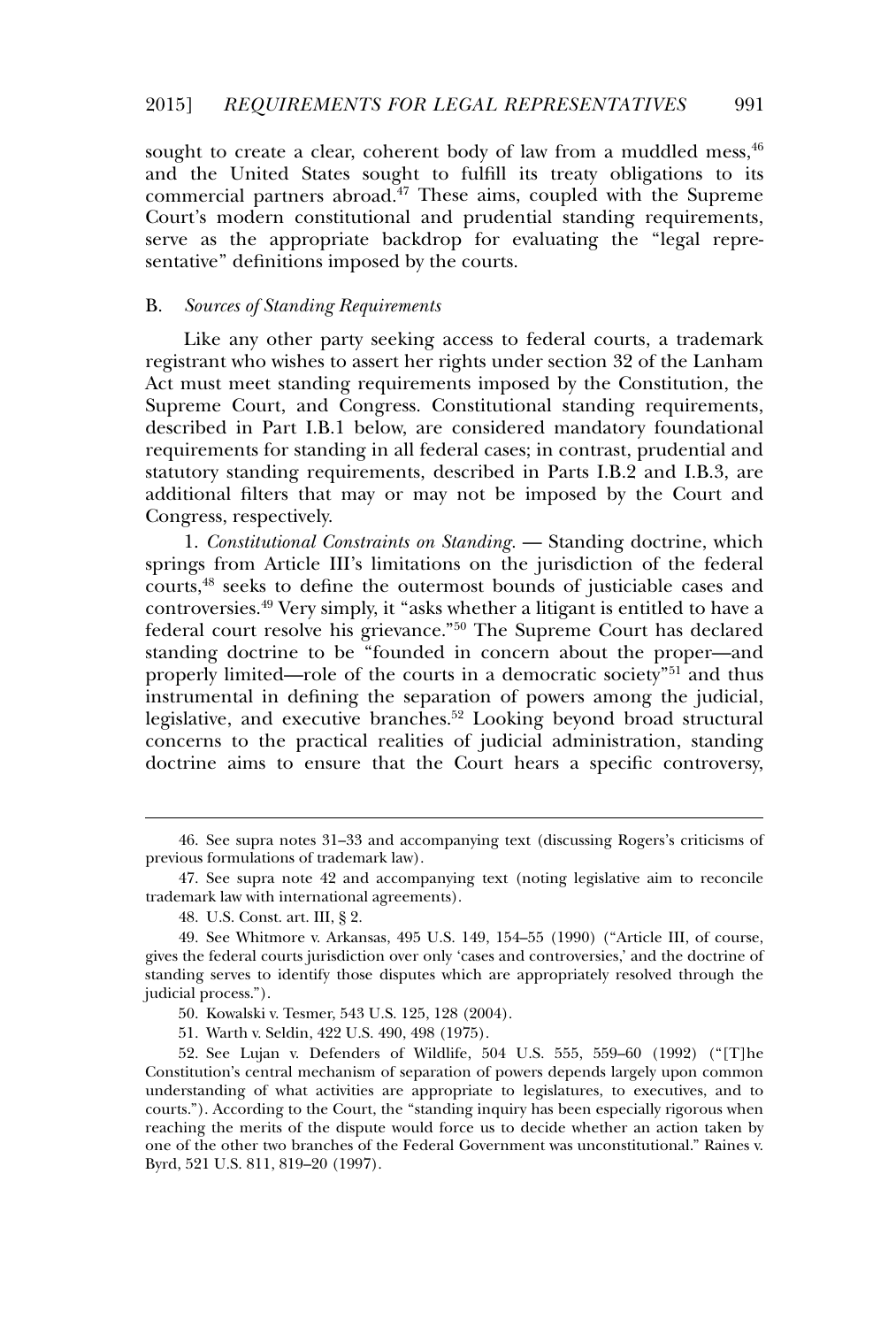sought to create a clear, coherent body of law from a muddled mess,[46] and the United States sought to fulfill its treaty obligations to its commercial partners abroad.[47] These aims, coupled with the Supreme Court's modern constitutional and prudential standing requirements, serve as the appropriate backdrop for evaluating the "legal representative" definitions imposed by the courts.

## B. *Sources of Standing Requirements*

Like any other party seeking access to federal courts, a trademark registrant who wishes to assert her rights under section 32 of the Lanham Act must meet standing requirements imposed by the Constitution, the Supreme Court, and Congress. Constitutional standing requirements, described in Part I.B.1 below, are considered mandatory foundational requirements for standing in all federal cases; in contrast, prudential and statutory standing requirements, described in Parts I.B.2 and I.B.3, are additional filters that may or may not be imposed by the Court and Congress, respectively.

1. *Constitutional Constraints on Standing.* — Standing doctrine, which springs from Article III's limitations on the jurisdiction of the federal courts,[48] seeks to define the outermost bounds of justiciable cases and controversies.[49] Very simply, it "asks whether a litigant is entitled to have a federal court resolve his grievance."[50] The Supreme Court has declared standing doctrine to be "founded in concern about the proper—and properly limited—role of the courts in a democratic society"[51] and thus instrumental in defining the separation of powers among the judicial, legislative, and executive branches.[52] Looking beyond broad structural concerns to the practical realities of judicial administration, standing doctrine aims to ensure that the Court hears a specific controversy,

---

46. See supra notes 31–33 and accompanying text (discussing Rogers's criticisms of previous formulations of trademark law).

47. See supra note 42 and accompanying text (noting legislative aim to reconcile trademark law with international agreements).

48. U.S. Const. art. III, § 2.

49. See Whitmore v. Arkansas, 495 U.S. 149, 154–55 (1990) ("Article III, of course, gives the federal courts jurisdiction over only 'cases and controversies,' and the doctrine of standing serves to identify those disputes which are appropriately resolved through the judicial process.").

50. Kowalski v. Tesmer, 543 U.S. 125, 128 (2004).

51. Warth v. Seldin, 422 U.S. 490, 498 (1975).

52. See Lujan v. Defenders of Wildlife, 504 U.S. 555, 559–60 (1992) ("[T]he Constitution's central mechanism of separation of powers depends largely upon common understanding of what activities are appropriate to legislatures, to executives, and to courts."). According to the Court, the "standing inquiry has been especially rigorous when reaching the merits of the dispute would force us to decide whether an action taken by one of the other two branches of the Federal Government was unconstitutional." Raines v. Byrd, 521 U.S. 811, 819–20 (1997).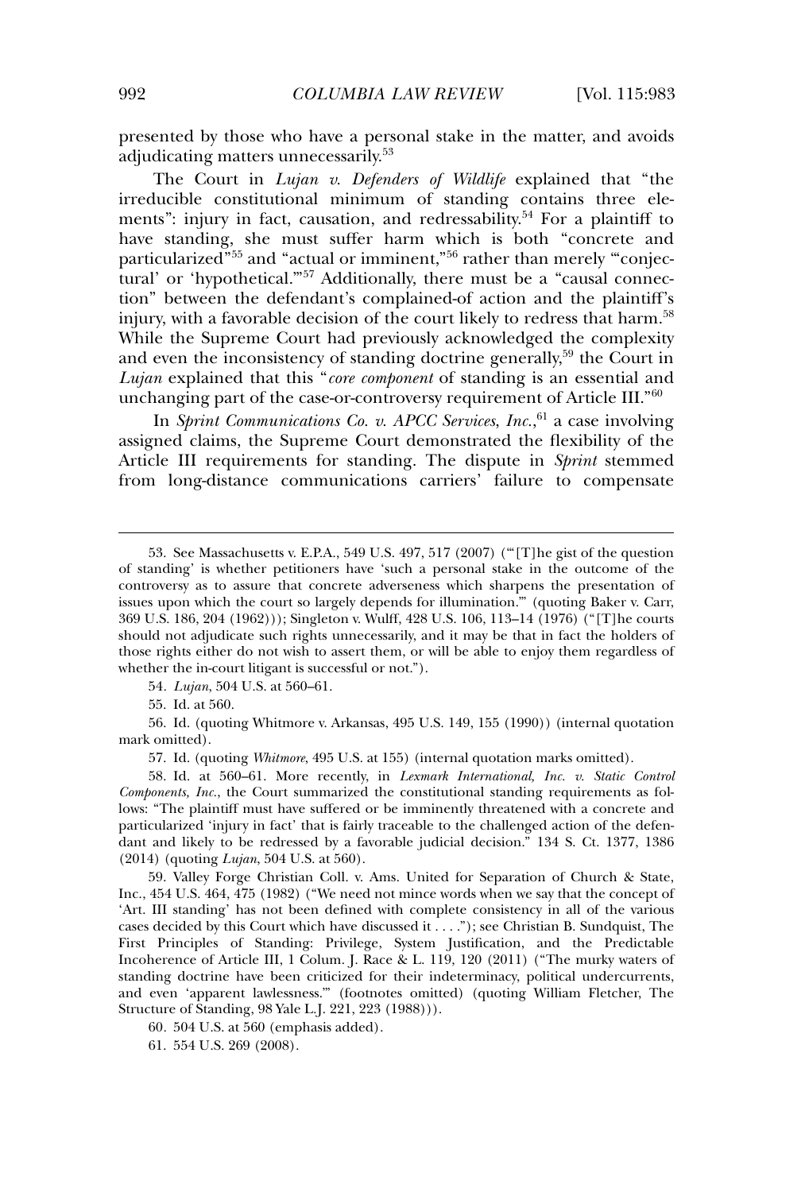presented by those who have a personal stake in the matter, and avoids adjudicating matters unnecessarily.[53]

The Court in *Lujan v. Defenders of Wildlife* explained that "the irreducible constitutional minimum of standing contains three elements": injury in fact, causation, and redressability.[54] For a plaintiff to have standing, she must suffer harm which is both "concrete and particularized"[55] and "actual or imminent,"[56] rather than merely "'conjectural' or 'hypothetical.'"[57] Additionally, there must be a "causal connection" between the defendant's complained-of action and the plaintiff's injury, with a favorable decision of the court likely to redress that harm.[58] While the Supreme Court had previously acknowledged the complexity and even the inconsistency of standing doctrine generally,[59] the Court in *Lujan* explained that this "*core component* of standing is an essential and unchanging part of the case-or-controversy requirement of Article III."[60]

In *Sprint Communications Co. v. APCC Services, Inc.*,[61] a case involving assigned claims, the Supreme Court demonstrated the flexibility of the Article III requirements for standing. The dispute in *Sprint* stemmed from long-distance communications carriers' failure to compensate

---

53. See Massachusetts v. E.P.A., 549 U.S. 497, 517 (2007) ("'[T]he gist of the question of standing' is whether petitioners have 'such a personal stake in the outcome of the controversy as to assure that concrete adverseness which sharpens the presentation of issues upon which the court so largely depends for illumination.'" (quoting Baker v. Carr, 369 U.S. 186, 204 (1962))); Singleton v. Wulff, 428 U.S. 106, 113–14 (1976) ("[T]he courts should not adjudicate such rights unnecessarily, and it may be that in fact the holders of those rights either do not wish to assert them, or will be able to enjoy them regardless of whether the in-court litigant is successful or not.").

54. *Lujan*, 504 U.S. at 560–61.

55. Id. at 560.

56. Id. (quoting Whitmore v. Arkansas, 495 U.S. 149, 155 (1990)) (internal quotation mark omitted).

57. Id. (quoting *Whitmore*, 495 U.S. at 155) (internal quotation marks omitted).

58. Id. at 560–61. More recently, in *Lexmark International, Inc. v. Static Control Components, Inc.*, the Court summarized the constitutional standing requirements as follows: "The plaintiff must have suffered or be imminently threatened with a concrete and particularized 'injury in fact' that is fairly traceable to the challenged action of the defendant and likely to be redressed by a favorable judicial decision." 134 S. Ct. 1377, 1386 (2014) (quoting *Lujan*, 504 U.S. at 560).

59. Valley Forge Christian Coll. v. Ams. United for Separation of Church & State, Inc., 454 U.S. 464, 475 (1982) ("We need not mince words when we say that the concept of 'Art. III standing' has not been defined with complete consistency in all of the various cases decided by this Court which have discussed it . . . ."); see Christian B. Sundquist, The First Principles of Standing: Privilege, System Justification, and the Predictable Incoherence of Article III, 1 Colum. J. Race & L. 119, 120 (2011) ("The murky waters of standing doctrine have been criticized for their indeterminacy, political undercurrents, and even 'apparent lawlessness.'" (footnotes omitted) (quoting William Fletcher, The Structure of Standing, 98 Yale L.J. 221, 223 (1988))).

60. 504 U.S. at 560 (emphasis added).

61. 554 U.S. 269 (2008).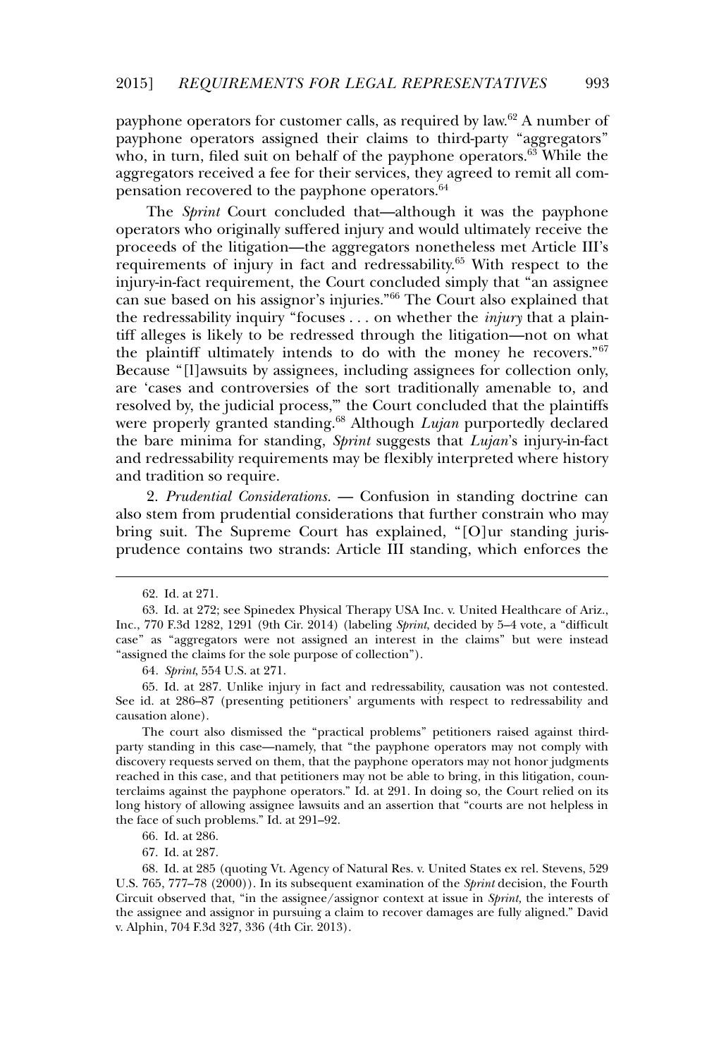payphone operators for customer calls, as required by law.[62] A number of payphone operators assigned their claims to third-party "aggregators" who, in turn, filed suit on behalf of the payphone operators.[63] While the aggregators received a fee for their services, they agreed to remit all compensation recovered to the payphone operators.[64]

The *Sprint* Court concluded that—although it was the payphone operators who originally suffered injury and would ultimately receive the proceeds of the litigation—the aggregators nonetheless met Article III's requirements of injury in fact and redressability.[65] With respect to the injury-in-fact requirement, the Court concluded simply that "an assignee can sue based on his assignor's injuries."[66] The Court also explained that the redressability inquiry "focuses . . . on whether the *injury* that a plaintiff alleges is likely to be redressed through the litigation—not on what the plaintiff ultimately intends to do with the money he recovers."[67] Because "[l]awsuits by assignees, including assignees for collection only, are 'cases and controversies of the sort traditionally amenable to, and resolved by, the judicial process,'" the Court concluded that the plaintiffs were properly granted standing.[68] Although *Lujan* purportedly declared the bare minima for standing, *Sprint* suggests that *Lujan*'s injury-in-fact and redressability requirements may be flexibly interpreted where history and tradition so require.

2. *Prudential Considerations.* — Confusion in standing doctrine can also stem from prudential considerations that further constrain who may bring suit. The Supreme Court has explained, "[O]ur standing jurisprudence contains two strands: Article III standing, which enforces the

---

62. Id. at 271.

63. Id. at 272; see Spinedex Physical Therapy USA Inc. v. United Healthcare of Ariz., Inc., 770 F.3d 1282, 1291 (9th Cir. 2014) (labeling *Sprint*, decided by 5–4 vote, a "difficult case" as "aggregators were not assigned an interest in the claims" but were instead "assigned the claims for the sole purpose of collection").

64. *Sprint*, 554 U.S. at 271.

65. Id. at 287. Unlike injury in fact and redressability, causation was not contested. See id. at 286–87 (presenting petitioners' arguments with respect to redressability and causation alone).

The court also dismissed the "practical problems" petitioners raised against third-party standing in this case—namely, that "the payphone operators may not comply with discovery requests served on them, that the payphone operators may not honor judgments reached in this case, and that petitioners may not be able to bring, in this litigation, counterclaims against the payphone operators." Id. at 291. In doing so, the Court relied on its long history of allowing assignee lawsuits and an assertion that "courts are not helpless in the face of such problems." Id. at 291–92.

66. Id. at 286.

67. Id. at 287.

68. Id. at 285 (quoting Vt. Agency of Natural Res. v. United States ex rel. Stevens, 529 U.S. 765, 777–78 (2000)). In its subsequent examination of the *Sprint* decision, the Fourth Circuit observed that, "in the assignee/assignor context at issue in *Sprint,* the interests of the assignee and assignor in pursuing a claim to recover damages are fully aligned." David v. Alphin, 704 F.3d 327, 336 (4th Cir. 2013).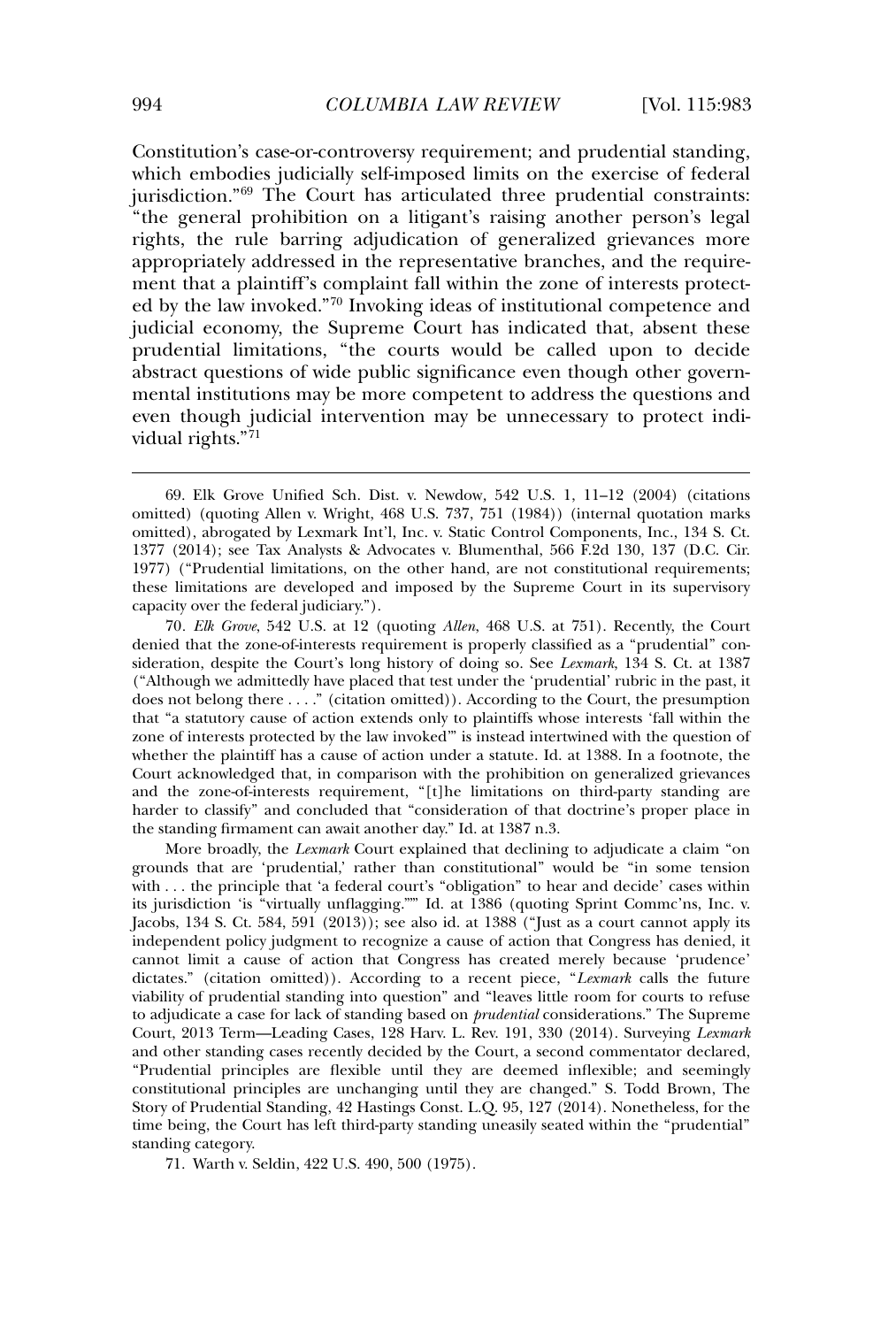Constitution's case-or-controversy requirement; and prudential standing, which embodies judicially self-imposed limits on the exercise of federal jurisdiction."[69] The Court has articulated three prudential constraints: "the general prohibition on a litigant's raising another person's legal rights, the rule barring adjudication of generalized grievances more appropriately addressed in the representative branches, and the requirement that a plaintiff's complaint fall within the zone of interests protected by the law invoked."[70] Invoking ideas of institutional competence and judicial economy, the Supreme Court has indicated that, absent these prudential limitations, "the courts would be called upon to decide abstract questions of wide public significance even though other governmental institutions may be more competent to address the questions and even though judicial intervention may be unnecessary to protect individual rights."[71]

---

69. Elk Grove Unified Sch. Dist. v. Newdow, 542 U.S. 1, 11–12 (2004) (citations omitted) (quoting Allen v. Wright, 468 U.S. 737, 751 (1984)) (internal quotation marks omitted), abrogated by Lexmark Int'l, Inc. v. Static Control Components, Inc., 134 S. Ct. 1377 (2014); see Tax Analysts & Advocates v. Blumenthal, 566 F.2d 130, 137 (D.C. Cir. 1977) ("Prudential limitations, on the other hand, are not constitutional requirements; these limitations are developed and imposed by the Supreme Court in its supervisory capacity over the federal judiciary.").

70. *Elk Grove*, 542 U.S. at 12 (quoting *Allen*, 468 U.S. at 751). Recently, the Court denied that the zone-of-interests requirement is properly classified as a "prudential" consideration, despite the Court's long history of doing so. See *Lexmark*, 134 S. Ct. at 1387 ("Although we admittedly have placed that test under the 'prudential' rubric in the past, it does not belong there . . . ." (citation omitted)). According to the Court, the presumption that "a statutory cause of action extends only to plaintiffs whose interests 'fall within the zone of interests protected by the law invoked'" is instead intertwined with the question of whether the plaintiff has a cause of action under a statute. Id. at 1388. In a footnote, the Court acknowledged that, in comparison with the prohibition on generalized grievances and the zone-of-interests requirement, "[t]he limitations on third-party standing are harder to classify" and concluded that "consideration of that doctrine's proper place in the standing firmament can await another day." Id. at 1387 n.3.

More broadly, the *Lexmark* Court explained that declining to adjudicate a claim "on grounds that are 'prudential,' rather than constitutional" would be "in some tension with . . . the principle that 'a federal court's "obligation" to hear and decide' cases within its jurisdiction 'is "virtually unflagging."'" Id. at 1386 (quoting Sprint Commc'ns, Inc. v. Jacobs, 134 S. Ct. 584, 591 (2013)); see also id. at 1388 ("Just as a court cannot apply its independent policy judgment to recognize a cause of action that Congress has denied, it cannot limit a cause of action that Congress has created merely because 'prudence' dictates." (citation omitted)). According to a recent piece, "*Lexmark* calls the future viability of prudential standing into question" and "leaves little room for courts to refuse to adjudicate a case for lack of standing based on *prudential* considerations." The Supreme Court, 2013 Term—Leading Cases, 128 Harv. L. Rev. 191, 330 (2014). Surveying *Lexmark* and other standing cases recently decided by the Court, a second commentator declared, "Prudential principles are flexible until they are deemed inflexible; and seemingly constitutional principles are unchanging until they are changed." S. Todd Brown, The Story of Prudential Standing, 42 Hastings Const. L.Q. 95, 127 (2014). Nonetheless, for the time being, the Court has left third-party standing uneasily seated within the "prudential" standing category.

71. Warth v. Seldin, 422 U.S. 490, 500 (1975).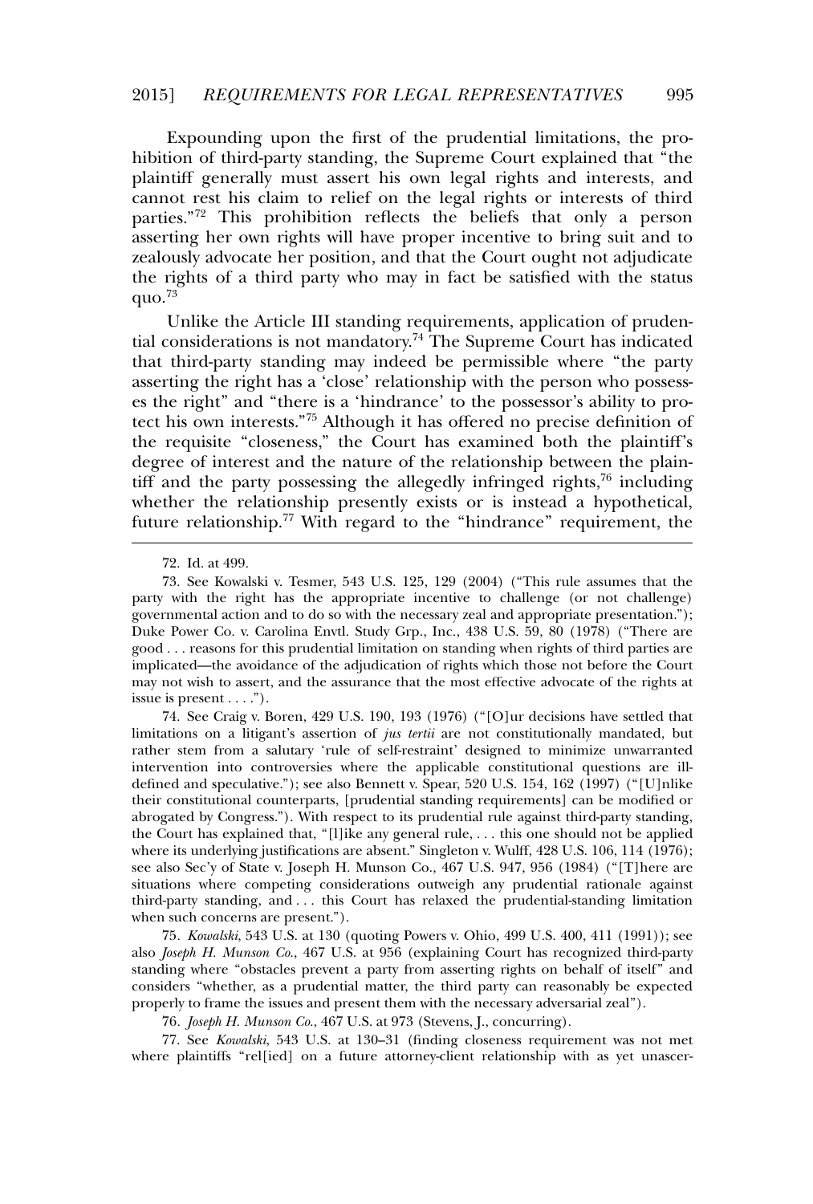Expounding upon the first of the prudential limitations, the prohibition of third-party standing, the Supreme Court explained that "the plaintiff generally must assert his own legal rights and interests, and cannot rest his claim to relief on the legal rights or interests of third parties."[72] This prohibition reflects the beliefs that only a person asserting her own rights will have proper incentive to bring suit and to zealously advocate her position, and that the Court ought not adjudicate the rights of a third party who may in fact be satisfied with the status quo.[73]

Unlike the Article III standing requirements, application of prudential considerations is not mandatory.[74] The Supreme Court has indicated that third-party standing may indeed be permissible where "the party asserting the right has a 'close' relationship with the person who possesses the right" and "there is a 'hindrance' to the possessor's ability to protect his own interests."[75] Although it has offered no precise definition of the requisite "closeness," the Court has examined both the plaintiff's degree of interest and the nature of the relationship between the plaintiff and the party possessing the allegedly infringed rights,[76] including whether the relationship presently exists or is instead a hypothetical, future relationship.[77] With regard to the "hindrance" requirement, the

---

72. Id. at 499.

73. See Kowalski v. Tesmer, 543 U.S. 125, 129 (2004) ("This rule assumes that the party with the right has the appropriate incentive to challenge (or not challenge) governmental action and to do so with the necessary zeal and appropriate presentation."); Duke Power Co. v. Carolina Envtl. Study Grp., Inc., 438 U.S. 59, 80 (1978) ("There are good . . . reasons for this prudential limitation on standing when rights of third parties are implicated—the avoidance of the adjudication of rights which those not before the Court may not wish to assert, and the assurance that the most effective advocate of the rights at issue is present . . . .").

74. See Craig v. Boren, 429 U.S. 190, 193 (1976) ("[O]ur decisions have settled that limitations on a litigant's assertion of *jus tertii* are not constitutionally mandated, but rather stem from a salutary 'rule of self-restraint' designed to minimize unwarranted intervention into controversies where the applicable constitutional questions are ill-defined and speculative."); see also Bennett v. Spear, 520 U.S. 154, 162 (1997) ("[U]nlike their constitutional counterparts, [prudential standing requirements] can be modified or abrogated by Congress."). With respect to its prudential rule against third-party standing, the Court has explained that, "[l]ike any general rule, . . . this one should not be applied where its underlying justifications are absent." Singleton v. Wulff, 428 U.S. 106, 114 (1976); see also Sec'y of State v. Joseph H. Munson Co., 467 U.S. 947, 956 (1984) ("[T]here are situations where competing considerations outweigh any prudential rationale against third-party standing, and . . . this Court has relaxed the prudential-standing limitation when such concerns are present.").

75. *Kowalski*, 543 U.S. at 130 (quoting Powers v. Ohio, 499 U.S. 400, 411 (1991)); see also *Joseph H. Munson Co.*, 467 U.S. at 956 (explaining Court has recognized third-party standing where "obstacles prevent a party from asserting rights on behalf of itself" and considers "whether, as a prudential matter, the third party can reasonably be expected properly to frame the issues and present them with the necessary adversarial zeal").

76. *Joseph H. Munson Co.*, 467 U.S. at 973 (Stevens, J., concurring).

77. See *Kowalski*, 543 U.S. at 130–31 (finding closeness requirement was not met where plaintiffs "rel[ied] on a future attorney-client relationship with as yet unascer-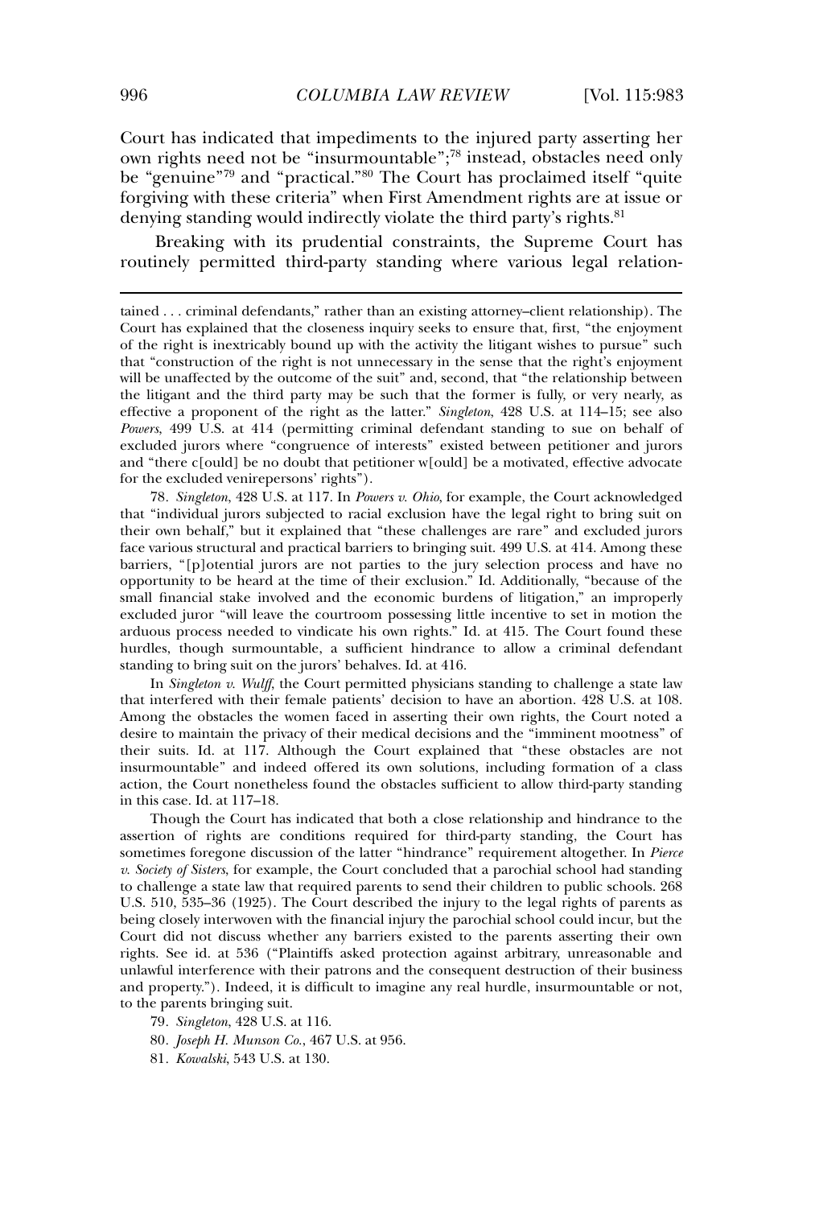Court has indicated that impediments to the injured party asserting her own rights need not be "insurmountable";[78] instead, obstacles need only be "genuine"[79] and "practical."[80] The Court has proclaimed itself "quite forgiving with these criteria" when First Amendment rights are at issue or denying standing would indirectly violate the third party's rights.[81]

Breaking with its prudential constraints, the Supreme Court has routinely permitted third-party standing where various legal relation-

---

tained . . . criminal defendants," rather than an existing attorney–client relationship). The Court has explained that the closeness inquiry seeks to ensure that, first, "the enjoyment of the right is inextricably bound up with the activity the litigant wishes to pursue" such that "construction of the right is not unnecessary in the sense that the right's enjoyment will be unaffected by the outcome of the suit" and, second, that "the relationship between the litigant and the third party may be such that the former is fully, or very nearly, as effective a proponent of the right as the latter." *Singleton*, 428 U.S. at 114–15; see also *Powers*, 499 U.S. at 414 (permitting criminal defendant standing to sue on behalf of excluded jurors where "congruence of interests" existed between petitioner and jurors and "there c[ould] be no doubt that petitioner w[ould] be a motivated, effective advocate for the excluded venirepersons' rights").

78. *Singleton*, 428 U.S. at 117. In *Powers v. Ohio*, for example, the Court acknowledged that "individual jurors subjected to racial exclusion have the legal right to bring suit on their own behalf," but it explained that "these challenges are rare" and excluded jurors face various structural and practical barriers to bringing suit. 499 U.S. at 414. Among these barriers, "[p]otential jurors are not parties to the jury selection process and have no opportunity to be heard at the time of their exclusion." Id. Additionally, "because of the small financial stake involved and the economic burdens of litigation," an improperly excluded juror "will leave the courtroom possessing little incentive to set in motion the arduous process needed to vindicate his own rights." Id. at 415. The Court found these hurdles, though surmountable, a sufficient hindrance to allow a criminal defendant standing to bring suit on the jurors' behalves. Id. at 416.

In *Singleton v. Wulff*, the Court permitted physicians standing to challenge a state law that interfered with their female patients' decision to have an abortion. 428 U.S. at 108. Among the obstacles the women faced in asserting their own rights, the Court noted a desire to maintain the privacy of their medical decisions and the "imminent mootness" of their suits. Id. at 117. Although the Court explained that "these obstacles are not insurmountable" and indeed offered its own solutions, including formation of a class action, the Court nonetheless found the obstacles sufficient to allow third-party standing in this case. Id. at 117–18.

Though the Court has indicated that both a close relationship and hindrance to the assertion of rights are conditions required for third-party standing, the Court has sometimes foregone discussion of the latter "hindrance" requirement altogether. In *Pierce v. Society of Sisters*, for example, the Court concluded that a parochial school had standing to challenge a state law that required parents to send their children to public schools. 268 U.S. 510, 535–36 (1925). The Court described the injury to the legal rights of parents as being closely interwoven with the financial injury the parochial school could incur, but the Court did not discuss whether any barriers existed to the parents asserting their own rights. See id. at 536 ("Plaintiffs asked protection against arbitrary, unreasonable and unlawful interference with their patrons and the consequent destruction of their business and property."). Indeed, it is difficult to imagine any real hurdle, insurmountable or not, to the parents bringing suit.

79. *Singleton*, 428 U.S. at 116.

80. *Joseph H. Munson Co.*, 467 U.S. at 956.

81. *Kowalski*, 543 U.S. at 130.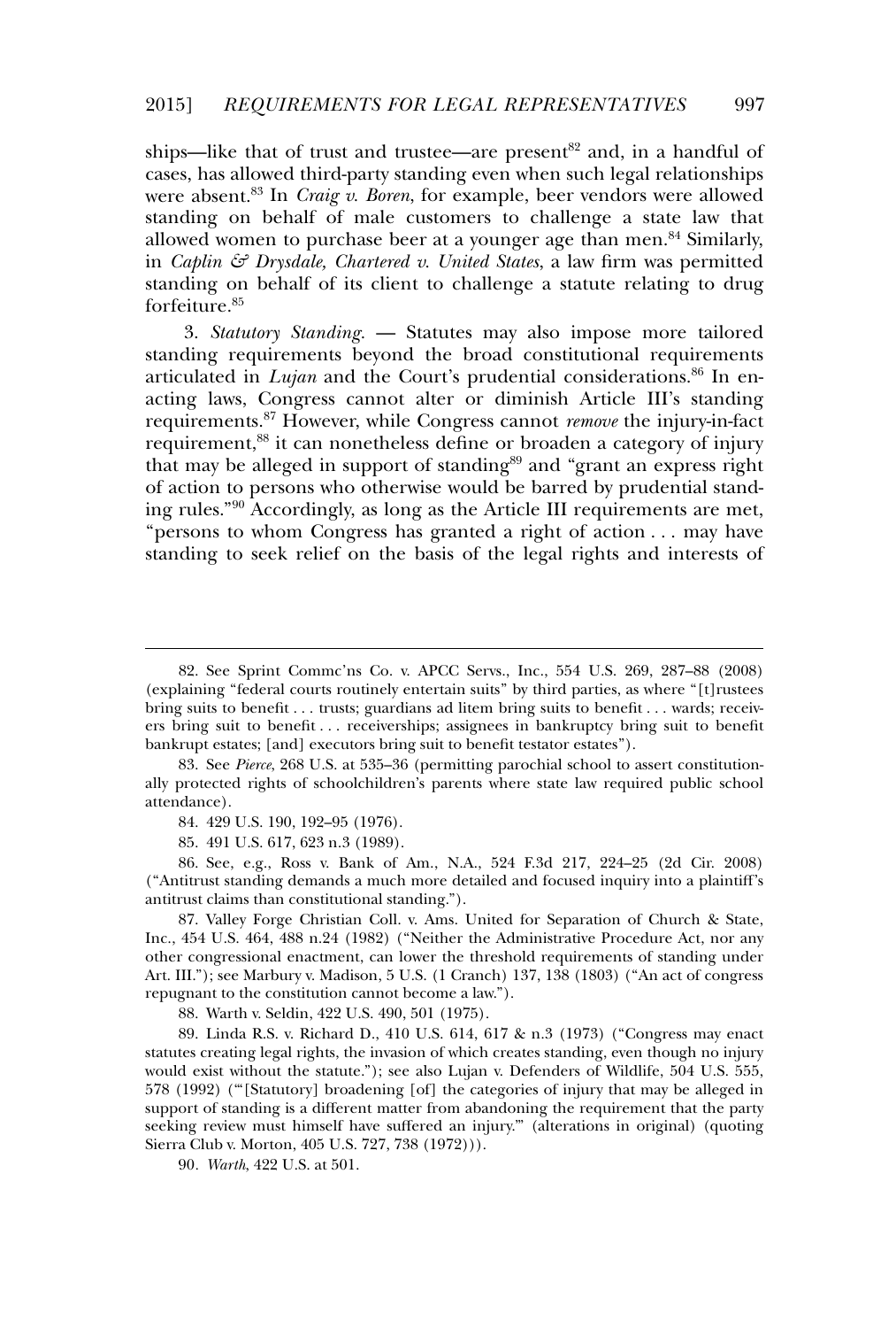ships—like that of trust and trustee—are present[82] and, in a handful of cases, has allowed third-party standing even when such legal relationships were absent.[83] In *Craig v. Boren*, for example, beer vendors were allowed standing on behalf of male customers to challenge a state law that allowed women to purchase beer at a younger age than men.[84] Similarly, in *Caplin & Drysdale, Chartered v. United States*, a law firm was permitted standing on behalf of its client to challenge a statute relating to drug forfeiture.[85]

3. *Statutory Standing*. — Statutes may also impose more tailored standing requirements beyond the broad constitutional requirements articulated in *Lujan* and the Court's prudential considerations.[86] In enacting laws, Congress cannot alter or diminish Article III's standing requirements.[87] However, while Congress cannot *remove* the injury-in-fact requirement,[88] it can nonetheless define or broaden a category of injury that may be alleged in support of standing[89] and "grant an express right of action to persons who otherwise would be barred by prudential standing rules."[90] Accordingly, as long as the Article III requirements are met, "persons to whom Congress has granted a right of action . . . may have standing to seek relief on the basis of the legal rights and interests of

---

82. See Sprint Commc'ns Co. v. APCC Servs., Inc., 554 U.S. 269, 287–88 (2008) (explaining "federal courts routinely entertain suits" by third parties, as where "[t]rustees bring suits to benefit . . . trusts; guardians ad litem bring suits to benefit . . . wards; receivers bring suit to benefit . . . receiverships; assignees in bankruptcy bring suit to benefit bankrupt estates; [and] executors bring suit to benefit testator estates").

83. See *Pierce*, 268 U.S. at 535–36 (permitting parochial school to assert constitutionally protected rights of schoolchildren's parents where state law required public school attendance).

84. 429 U.S. 190, 192–95 (1976).

85. 491 U.S. 617, 623 n.3 (1989).

86. See, e.g., Ross v. Bank of Am., N.A., 524 F.3d 217, 224–25 (2d Cir. 2008) ("Antitrust standing demands a much more detailed and focused inquiry into a plaintiff's antitrust claims than constitutional standing.").

87. Valley Forge Christian Coll. v. Ams. United for Separation of Church & State, Inc., 454 U.S. 464, 488 n.24 (1982) ("Neither the Administrative Procedure Act, nor any other congressional enactment, can lower the threshold requirements of standing under Art. III."); see Marbury v. Madison, 5 U.S. (1 Cranch) 137, 138 (1803) ("An act of congress repugnant to the constitution cannot become a law.").

88. Warth v. Seldin, 422 U.S. 490, 501 (1975).

89. Linda R.S. v. Richard D., 410 U.S. 614, 617 & n.3 (1973) ("Congress may enact statutes creating legal rights, the invasion of which creates standing, even though no injury would exist without the statute."); see also Lujan v. Defenders of Wildlife, 504 U.S. 555, 578 (1992) ("'[Statutory] broadening [of] the categories of injury that may be alleged in support of standing is a different matter from abandoning the requirement that the party seeking review must himself have suffered an injury.'" (alterations in original) (quoting Sierra Club v. Morton, 405 U.S. 727, 738 (1972))).

90. *Warth*, 422 U.S. at 501.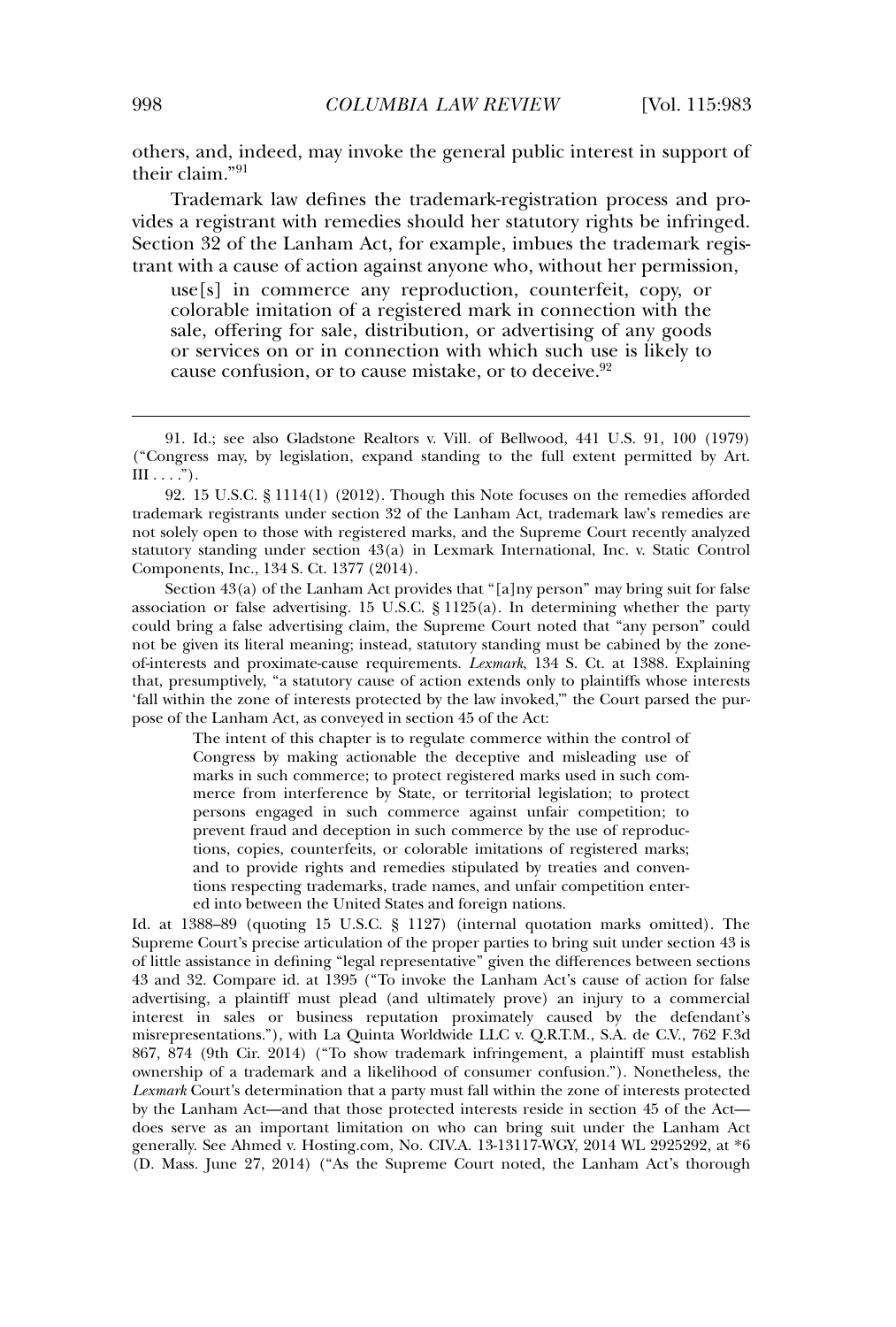others, and, indeed, may invoke the general public interest in support of their claim."[91]

Trademark law defines the trademark-registration process and provides a registrant with remedies should her statutory rights be infringed. Section 32 of the Lanham Act, for example, imbues the trademark registrant with a cause of action against anyone who, without her permission,

> use[s] in commerce any reproduction, counterfeit, copy, or colorable imitation of a registered mark in connection with the sale, offering for sale, distribution, or advertising of any goods or services on or in connection with which such use is likely to cause confusion, or to cause mistake, or to deceive.[92]

---

91. Id.; see also Gladstone Realtors v. Vill. of Bellwood, 441 U.S. 91, 100 (1979) ("Congress may, by legislation, expand standing to the full extent permitted by Art. III . . . .").

92. 15 U.S.C. § 1114(1) (2012). Though this Note focuses on the remedies afforded trademark registrants under section 32 of the Lanham Act, trademark law's remedies are not solely open to those with registered marks, and the Supreme Court recently analyzed statutory standing under section 43(a) in Lexmark International, Inc. v. Static Control Components, Inc., 134 S. Ct. 1377 (2014).

Section 43(a) of the Lanham Act provides that "[a]ny person" may bring suit for false association or false advertising. 15 U.S.C. § 1125(a). In determining whether the party could bring a false advertising claim, the Supreme Court noted that "any person" could not be given its literal meaning; instead, statutory standing must be cabined by the zone-of-interests and proximate-cause requirements. *Lexmark*, 134 S. Ct. at 1388. Explaining that, presumptively, "a statutory cause of action extends only to plaintiffs whose interests 'fall within the zone of interests protected by the law invoked,'" the Court parsed the purpose of the Lanham Act, as conveyed in section 45 of the Act:

> The intent of this chapter is to regulate commerce within the control of Congress by making actionable the deceptive and misleading use of marks in such commerce; to protect registered marks used in such commerce from interference by State, or territorial legislation; to protect persons engaged in such commerce against unfair competition; to prevent fraud and deception in such commerce by the use of reproductions, copies, counterfeits, or colorable imitations of registered marks; and to provide rights and remedies stipulated by treaties and conventions respecting trademarks, trade names, and unfair competition entered into between the United States and foreign nations.

Id. at 1388–89 (quoting 15 U.S.C. § 1127) (internal quotation marks omitted). The Supreme Court's precise articulation of the proper parties to bring suit under section 43 is of little assistance in defining "legal representative" given the differences between sections 43 and 32. Compare id. at 1395 ("To invoke the Lanham Act's cause of action for false advertising, a plaintiff must plead (and ultimately prove) an injury to a commercial interest in sales or business reputation proximately caused by the defendant's misrepresentations."), with La Quinta Worldwide LLC v. Q.R.T.M., S.A. de C.V., 762 F.3d 867, 874 (9th Cir. 2014) ("To show trademark infringement, a plaintiff must establish ownership of a trademark and a likelihood of consumer confusion."). Nonetheless, the *Lexmark* Court's determination that a party must fall within the zone of interests protected by the Lanham Act—and that those protected interests reside in section 45 of the Act—does serve as an important limitation on who can bring suit under the Lanham Act generally. See Ahmed v. Hosting.com, No. CIV.A. 13-13117-WGY, 2014 WL 2925292, at *6 (D. Mass. June 27, 2014) ("As the Supreme Court noted, the Lanham Act's thorough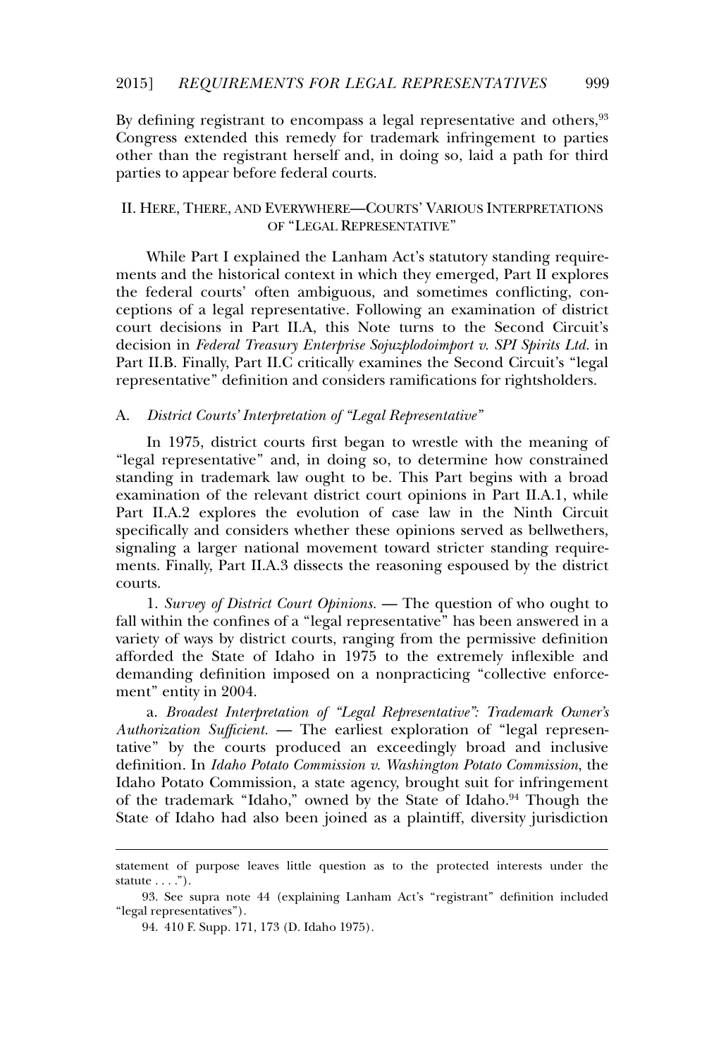By defining registrant to encompass a legal representative and others,[93] Congress extended this remedy for trademark infringement to parties other than the registrant herself and, in doing so, laid a path for third parties to appear before federal courts.

## II. HERE, THERE, AND EVERYWHERE—COURTS' VARIOUS INTERPRETATIONS OF "LEGAL REPRESENTATIVE"

While Part I explained the Lanham Act's statutory standing requirements and the historical context in which they emerged, Part II explores the federal courts' often ambiguous, and sometimes conflicting, conceptions of a legal representative. Following an examination of district court decisions in Part II.A, this Note turns to the Second Circuit's decision in *Federal Treasury Enterprise Sojuzplodoimport v. SPI Spirits Ltd.* in Part II.B. Finally, Part II.C critically examines the Second Circuit's "legal representative" definition and considers ramifications for rightsholders.

### A. *District Courts' Interpretation of "Legal Representative"*

In 1975, district courts first began to wrestle with the meaning of "legal representative" and, in doing so, to determine how constrained standing in trademark law ought to be. This Part begins with a broad examination of the relevant district court opinions in Part II.A.1, while Part II.A.2 explores the evolution of case law in the Ninth Circuit specifically and considers whether these opinions served as bellwethers, signaling a larger national movement toward stricter standing requirements. Finally, Part II.A.3 dissects the reasoning espoused by the district courts.

1. *Survey of District Court Opinions.* — The question of who ought to fall within the confines of a "legal representative" has been answered in a variety of ways by district courts, ranging from the permissive definition afforded the State of Idaho in 1975 to the extremely inflexible and demanding definition imposed on a nonpracticing "collective enforcement" entity in 2004.

a. *Broadest Interpretation of "Legal Representative": Trademark Owner's Authorization Sufficient.* — The earliest exploration of "legal representative" by the courts produced an exceedingly broad and inclusive definition. In *Idaho Potato Commission v. Washington Potato Commission*, the Idaho Potato Commission, a state agency, brought suit for infringement of the trademark "Idaho," owned by the State of Idaho.[94] Though the State of Idaho had also been joined as a plaintiff, diversity jurisdiction

---

statement of purpose leaves little question as to the protected interests under the statute . . . .").

93. See supra note 44 (explaining Lanham Act's "registrant" definition included "legal representatives").

94. 410 F. Supp. 171, 173 (D. Idaho 1975).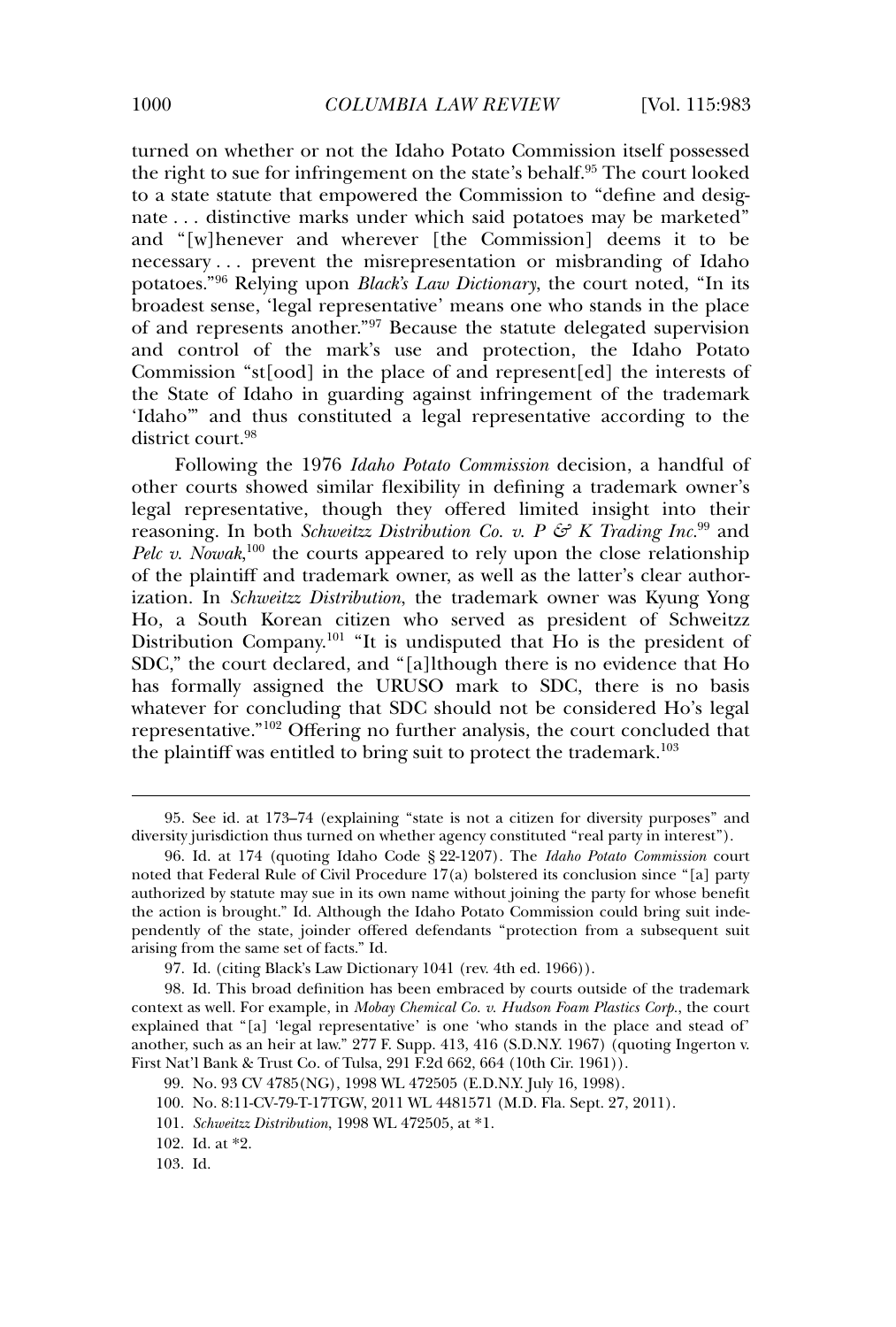turned on whether or not the Idaho Potato Commission itself possessed the right to sue for infringement on the state's behalf.[95] The court looked to a state statute that empowered the Commission to "define and designate . . . distinctive marks under which said potatoes may be marketed" and "[w]henever and wherever [the Commission] deems it to be necessary . . . prevent the misrepresentation or misbranding of Idaho potatoes."[96] Relying upon *Black's Law Dictionary*, the court noted, "In its broadest sense, 'legal representative' means one who stands in the place of and represents another."[97] Because the statute delegated supervision and control of the mark's use and protection, the Idaho Potato Commission "st[ood] in the place of and represent[ed] the interests of the State of Idaho in guarding against infringement of the trademark 'Idaho'" and thus constituted a legal representative according to the district court.[98]

Following the 1976 *Idaho Potato Commission* decision, a handful of other courts showed similar flexibility in defining a trademark owner's legal representative, though they offered limited insight into their reasoning. In both *Schweitzz Distribution Co. v. P & K Trading Inc.*[99] and *Pelc v. Nowak*,[100] the courts appeared to rely upon the close relationship of the plaintiff and trademark owner, as well as the latter's clear authorization. In *Schweitzz Distribution*, the trademark owner was Kyung Yong Ho, a South Korean citizen who served as president of Schweitzz Distribution Company.[101] "It is undisputed that Ho is the president of SDC," the court declared, and "[a]lthough there is no evidence that Ho has formally assigned the URUSO mark to SDC, there is no basis whatever for concluding that SDC should not be considered Ho's legal representative."[102] Offering no further analysis, the court concluded that the plaintiff was entitled to bring suit to protect the trademark.[103]

---

95. See id. at 173–74 (explaining "state is not a citizen for diversity purposes" and diversity jurisdiction thus turned on whether agency constituted "real party in interest").

96. Id. at 174 (quoting Idaho Code § 22-1207). The *Idaho Potato Commission* court noted that Federal Rule of Civil Procedure 17(a) bolstered its conclusion since "[a] party authorized by statute may sue in its own name without joining the party for whose benefit the action is brought." Id. Although the Idaho Potato Commission could bring suit independently of the state, joinder offered defendants "protection from a subsequent suit arising from the same set of facts." Id.

97. Id. (citing Black's Law Dictionary 1041 (rev. 4th ed. 1966)).

98. Id. This broad definition has been embraced by courts outside of the trademark context as well. For example, in *Mobay Chemical Co. v. Hudson Foam Plastics Corp.*, the court explained that "[a] 'legal representative' is one 'who stands in the place and stead of' another, such as an heir at law." 277 F. Supp. 413, 416 (S.D.N.Y. 1967) (quoting Ingerton v. First Nat'l Bank & Trust Co. of Tulsa, 291 F.2d 662, 664 (10th Cir. 1961)).

99. No. 93 CV 4785(NG), 1998 WL 472505 (E.D.N.Y. July 16, 1998).

100. No. 8:11-CV-79-T-17TGW, 2011 WL 4481571 (M.D. Fla. Sept. 27, 2011).

101. *Schweitzz Distribution*, 1998 WL 472505, at *1.

102. Id. at *2.

103. Id.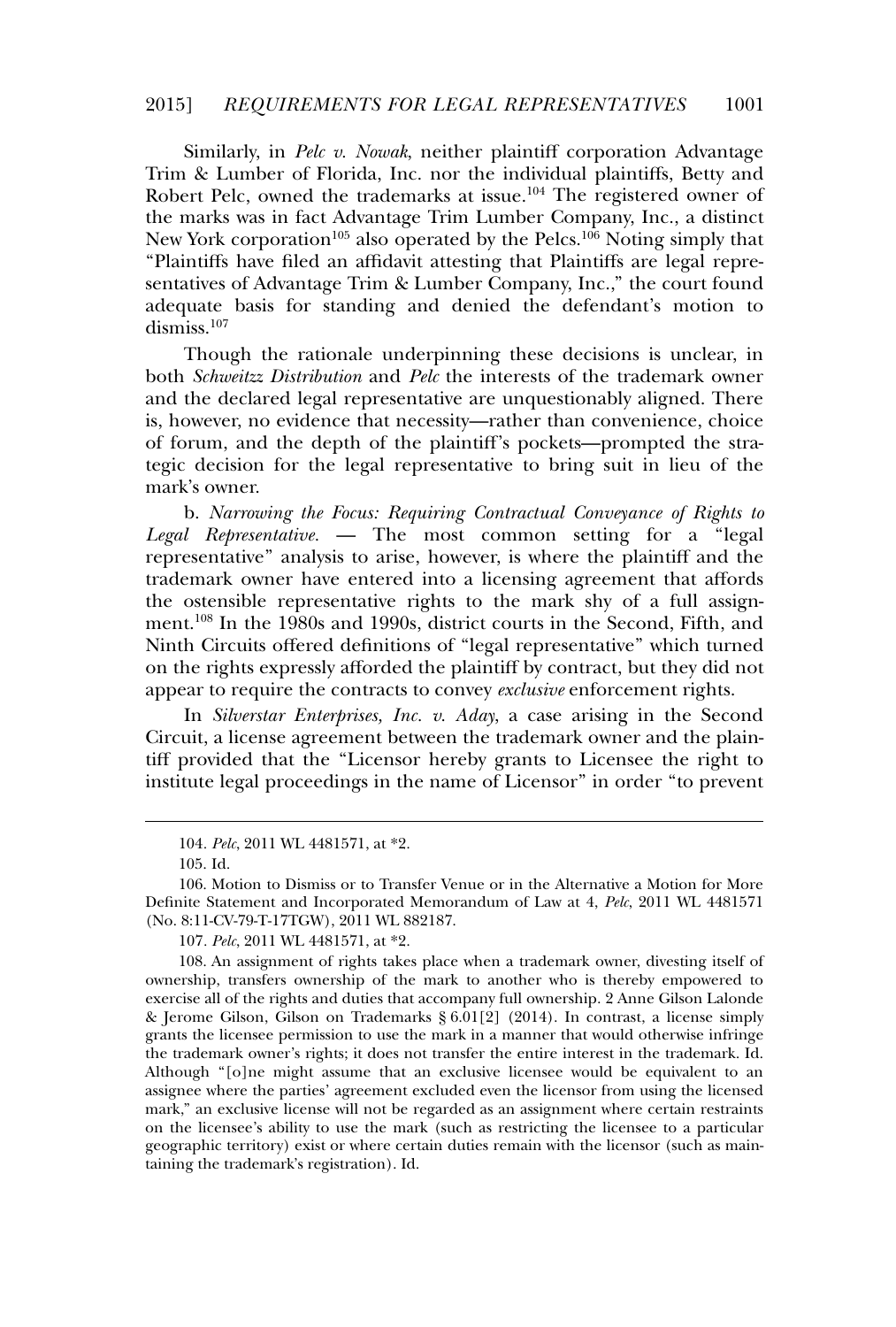Similarly, in *Pelc v. Nowak*, neither plaintiff corporation Advantage Trim & Lumber of Florida, Inc. nor the individual plaintiffs, Betty and Robert Pelc, owned the trademarks at issue.[104] The registered owner of the marks was in fact Advantage Trim Lumber Company, Inc., a distinct New York corporation[105] also operated by the Pelcs.[106] Noting simply that "Plaintiffs have filed an affidavit attesting that Plaintiffs are legal representatives of Advantage Trim & Lumber Company, Inc.," the court found adequate basis for standing and denied the defendant's motion to dismiss.[107]

Though the rationale underpinning these decisions is unclear, in both *Schweitzz Distribution* and *Pelc* the interests of the trademark owner and the declared legal representative are unquestionably aligned. There is, however, no evidence that necessity—rather than convenience, choice of forum, and the depth of the plaintiff's pockets—prompted the strategic decision for the legal representative to bring suit in lieu of the mark's owner.

b. *Narrowing the Focus: Requiring Contractual Conveyance of Rights to Legal Representative.* — The most common setting for a "legal representative" analysis to arise, however, is where the plaintiff and the trademark owner have entered into a licensing agreement that affords the ostensible representative rights to the mark shy of a full assignment.[108] In the 1980s and 1990s, district courts in the Second, Fifth, and Ninth Circuits offered definitions of "legal representative" which turned on the rights expressly afforded the plaintiff by contract, but they did not appear to require the contracts to convey *exclusive* enforcement rights.

In *Silverstar Enterprises, Inc. v. Aday*, a case arising in the Second Circuit, a license agreement between the trademark owner and the plaintiff provided that the "Licensor hereby grants to Licensee the right to institute legal proceedings in the name of Licensor" in order "to prevent

---

104. *Pelc*, 2011 WL 4481571, at *2.

105. Id.

106. Motion to Dismiss or to Transfer Venue or in the Alternative a Motion for More Definite Statement and Incorporated Memorandum of Law at 4, *Pelc*, 2011 WL 4481571 (No. 8:11-CV-79-T-17TGW), 2011 WL 882187.

107. *Pelc*, 2011 WL 4481571, at *2.

108. An assignment of rights takes place when a trademark owner, divesting itself of ownership, transfers ownership of the mark to another who is thereby empowered to exercise all of the rights and duties that accompany full ownership. 2 Anne Gilson Lalonde & Jerome Gilson, Gilson on Trademarks § 6.01[2] (2014). In contrast, a license simply grants the licensee permission to use the mark in a manner that would otherwise infringe the trademark owner's rights; it does not transfer the entire interest in the trademark. Id. Although "[o]ne might assume that an exclusive licensee would be equivalent to an assignee where the parties' agreement excluded even the licensor from using the licensed mark," an exclusive license will not be regarded as an assignment where certain restraints on the licensee's ability to use the mark (such as restricting the licensee to a particular geographic territory) exist or where certain duties remain with the licensor (such as maintaining the trademark's registration). Id.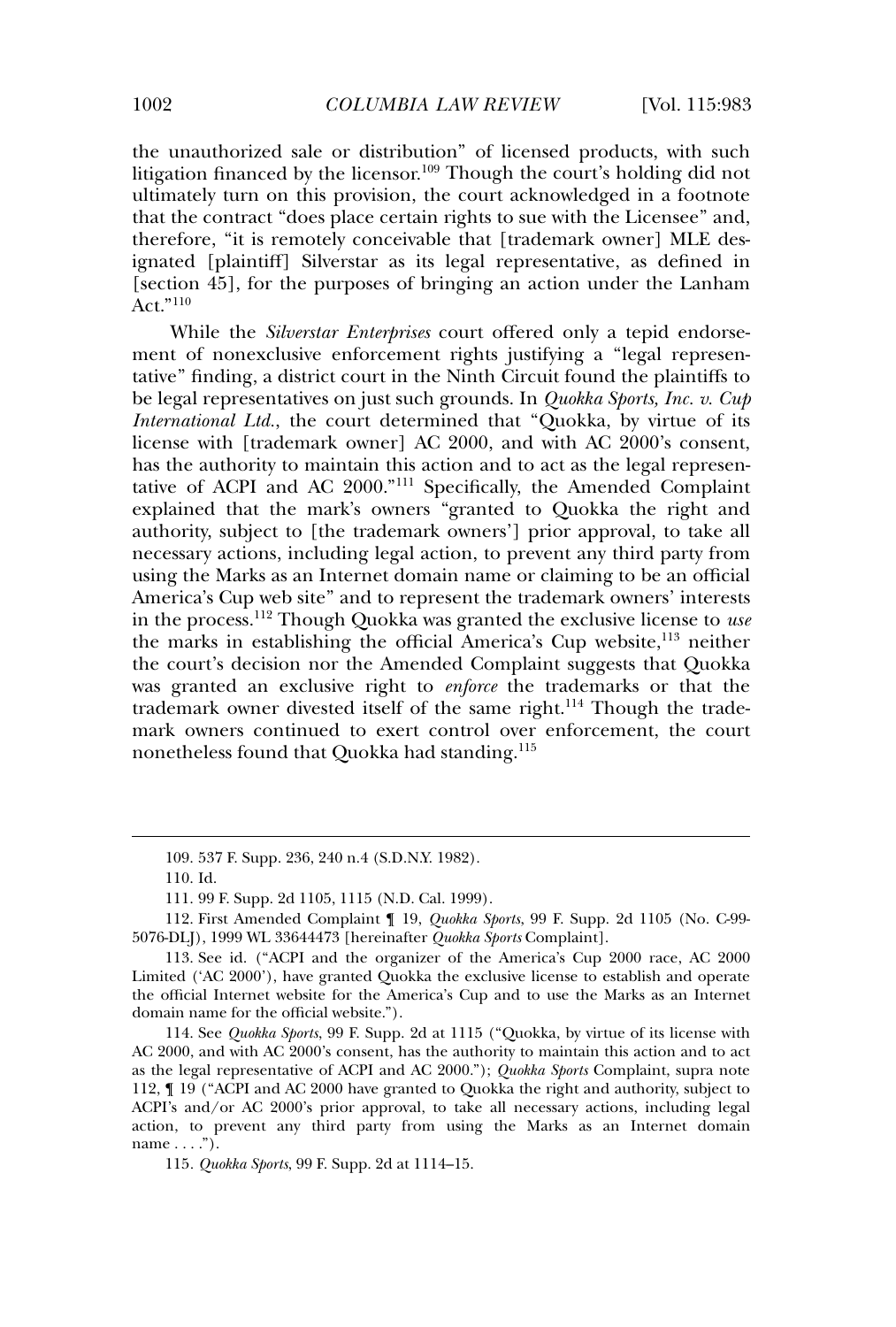the unauthorized sale or distribution" of licensed products, with such litigation financed by the licensor.[109] Though the court's holding did not ultimately turn on this provision, the court acknowledged in a footnote that the contract "does place certain rights to sue with the Licensee" and, therefore, "it is remotely conceivable that [trademark owner] MLE designated [plaintiff] Silverstar as its legal representative, as defined in [section 45], for the purposes of bringing an action under the Lanham Act."[110]

While the *Silverstar Enterprises* court offered only a tepid endorsement of nonexclusive enforcement rights justifying a "legal representative" finding, a district court in the Ninth Circuit found the plaintiffs to be legal representatives on just such grounds. In *Quokka Sports, Inc. v. Cup International Ltd.*, the court determined that "Quokka, by virtue of its license with [trademark owner] AC 2000, and with AC 2000's consent, has the authority to maintain this action and to act as the legal representative of ACPI and AC 2000."[111] Specifically, the Amended Complaint explained that the mark's owners "granted to Quokka the right and authority, subject to [the trademark owners'] prior approval, to take all necessary actions, including legal action, to prevent any third party from using the Marks as an Internet domain name or claiming to be an official America's Cup web site" and to represent the trademark owners' interests in the process.[112] Though Quokka was granted the exclusive license to *use* the marks in establishing the official America's Cup website,[113] neither the court's decision nor the Amended Complaint suggests that Quokka was granted an exclusive right to *enforce* the trademarks or that the trademark owner divested itself of the same right.[114] Though the trademark owners continued to exert control over enforcement, the court nonetheless found that Quokka had standing.[115]

---

109. 537 F. Supp. 236, 240 n.4 (S.D.N.Y. 1982).

110. Id.

111. 99 F. Supp. 2d 1105, 1115 (N.D. Cal. 1999).

112. First Amended Complaint ¶ 19, *Quokka Sports*, 99 F. Supp. 2d 1105 (No. C-99-5076-DLJ), 1999 WL 33644473 [hereinafter *Quokka Sports* Complaint].

113. See id. ("ACPI and the organizer of the America's Cup 2000 race, AC 2000 Limited ('AC 2000'), have granted Quokka the exclusive license to establish and operate the official Internet website for the America's Cup and to use the Marks as an Internet domain name for the official website.").

114. See *Quokka Sports*, 99 F. Supp. 2d at 1115 ("Quokka, by virtue of its license with AC 2000, and with AC 2000's consent, has the authority to maintain this action and to act as the legal representative of ACPI and AC 2000."); *Quokka Sports* Complaint, supra note 112, ¶ 19 ("ACPI and AC 2000 have granted to Quokka the right and authority, subject to ACPI's and/or AC 2000's prior approval, to take all necessary actions, including legal action, to prevent any third party from using the Marks as an Internet domain name . . . .").

115. *Quokka Sports*, 99 F. Supp. 2d at 1114–15.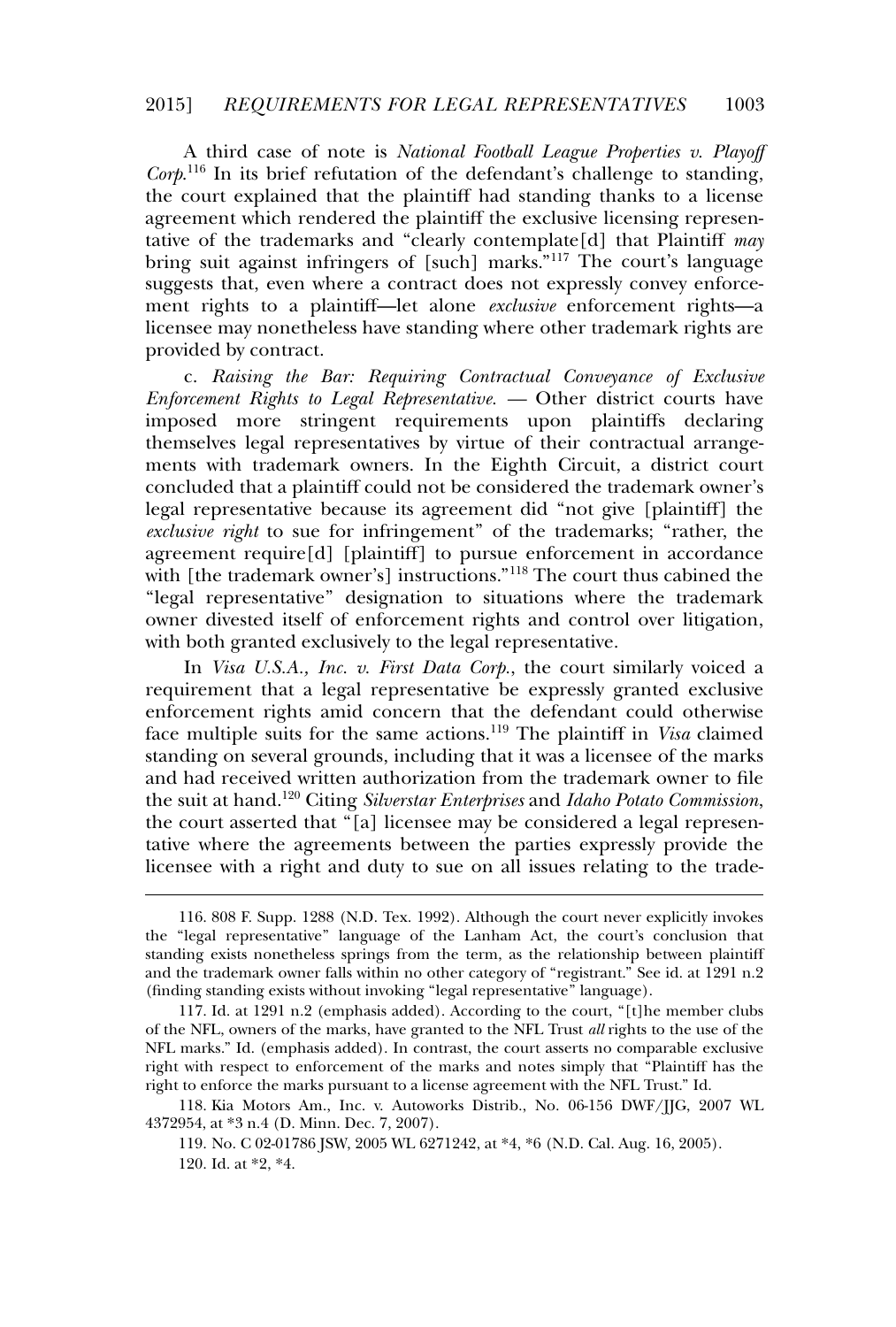A third case of note is *National Football League Properties v. Playoff Corp.*[116] In its brief refutation of the defendant's challenge to standing, the court explained that the plaintiff had standing thanks to a license agreement which rendered the plaintiff the exclusive licensing representative of the trademarks and "clearly contemplate[d] that Plaintiff *may* bring suit against infringers of [such] marks."[117] The court's language suggests that, even where a contract does not expressly convey enforcement rights to a plaintiff—let alone *exclusive* enforcement rights—a licensee may nonetheless have standing where other trademark rights are provided by contract.

c. *Raising the Bar: Requiring Contractual Conveyance of Exclusive Enforcement Rights to Legal Representative.* — Other district courts have imposed more stringent requirements upon plaintiffs declaring themselves legal representatives by virtue of their contractual arrangements with trademark owners. In the Eighth Circuit, a district court concluded that a plaintiff could not be considered the trademark owner's legal representative because its agreement did "not give [plaintiff] the *exclusive right* to sue for infringement" of the trademarks; "rather, the agreement require[d] [plaintiff] to pursue enforcement in accordance with [the trademark owner's] instructions."[118] The court thus cabined the "legal representative" designation to situations where the trademark owner divested itself of enforcement rights and control over litigation, with both granted exclusively to the legal representative.

In *Visa U.S.A., Inc. v. First Data Corp.*, the court similarly voiced a requirement that a legal representative be expressly granted exclusive enforcement rights amid concern that the defendant could otherwise face multiple suits for the same actions.[119] The plaintiff in *Visa* claimed standing on several grounds, including that it was a licensee of the marks and had received written authorization from the trademark owner to file the suit at hand.[120] Citing *Silverstar Enterprises* and *Idaho Potato Commission*, the court asserted that "[a] licensee may be considered a legal representative where the agreements between the parties expressly provide the licensee with a right and duty to sue on all issues relating to the trade-

---

116. 808 F. Supp. 1288 (N.D. Tex. 1992). Although the court never explicitly invokes the "legal representative" language of the Lanham Act, the court's conclusion that standing exists nonetheless springs from the term, as the relationship between plaintiff and the trademark owner falls within no other category of "registrant." See id. at 1291 n.2 (finding standing exists without invoking "legal representative" language).

117. Id. at 1291 n.2 (emphasis added). According to the court, "[t]he member clubs of the NFL, owners of the marks, have granted to the NFL Trust *all* rights to the use of the NFL marks." Id. (emphasis added). In contrast, the court asserts no comparable exclusive right with respect to enforcement of the marks and notes simply that "Plaintiff has the right to enforce the marks pursuant to a license agreement with the NFL Trust." Id.

118. Kia Motors Am., Inc. v. Autoworks Distrib., No. 06-156 DWF/JJG, 2007 WL 4372954, at *3 n.4 (D. Minn. Dec. 7, 2007).

119. No. C 02-01786 JSW, 2005 WL 6271242, at *4, *6 (N.D. Cal. Aug. 16, 2005).

120. Id. at *2, *4.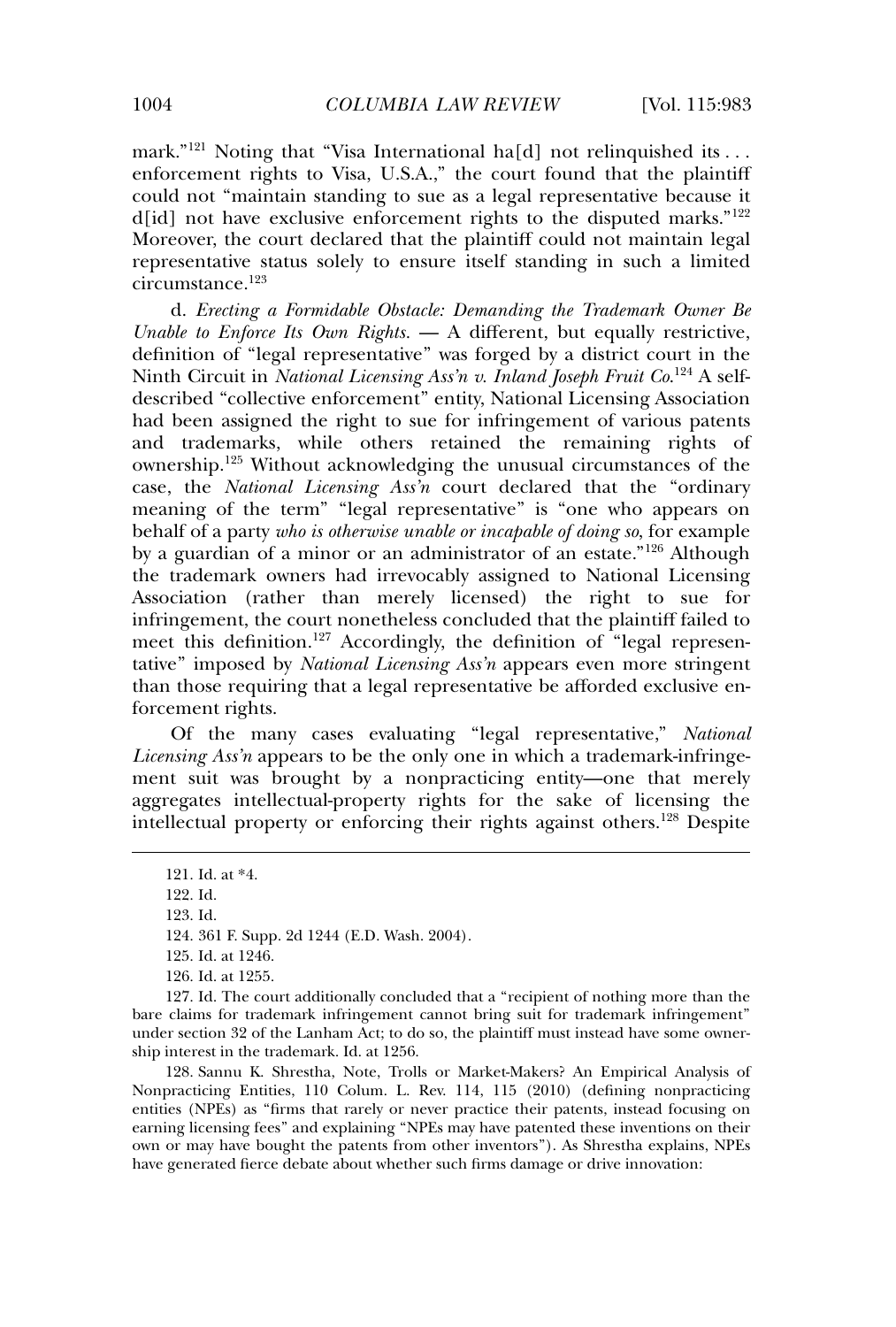mark."[121] Noting that "Visa International ha[d] not relinquished its . . . enforcement rights to Visa, U.S.A.," the court found that the plaintiff could not "maintain standing to sue as a legal representative because it d[id] not have exclusive enforcement rights to the disputed marks."[122] Moreover, the court declared that the plaintiff could not maintain legal representative status solely to ensure itself standing in such a limited circumstance.[123]

d. *Erecting a Formidable Obstacle: Demanding the Trademark Owner Be Unable to Enforce Its Own Rights.* — A different, but equally restrictive, definition of "legal representative" was forged by a district court in the Ninth Circuit in *National Licensing Ass'n v. Inland Joseph Fruit Co.*[124] A self-described "collective enforcement" entity, National Licensing Association had been assigned the right to sue for infringement of various patents and trademarks, while others retained the remaining rights of ownership.[125] Without acknowledging the unusual circumstances of the case, the *National Licensing Ass'n* court declared that the "ordinary meaning of the term" "legal representative" is "one who appears on behalf of a party *who is otherwise unable or incapable of doing so*, for example by a guardian of a minor or an administrator of an estate."[126] Although the trademark owners had irrevocably assigned to National Licensing Association (rather than merely licensed) the right to sue for infringement, the court nonetheless concluded that the plaintiff failed to meet this definition.[127] Accordingly, the definition of "legal representative" imposed by *National Licensing Ass'n* appears even more stringent than those requiring that a legal representative be afforded exclusive enforcement rights.

Of the many cases evaluating "legal representative," *National Licensing Ass'n* appears to be the only one in which a trademark-infringement suit was brought by a nonpracticing entity—one that merely aggregates intellectual-property rights for the sake of licensing the intellectual property or enforcing their rights against others.[128] Despite

---

121. Id. at *4.

122. Id.

123. Id.

124. 361 F. Supp. 2d 1244 (E.D. Wash. 2004).

125. Id. at 1246.

126. Id. at 1255.

127. Id. The court additionally concluded that a "recipient of nothing more than the bare claims for trademark infringement cannot bring suit for trademark infringement" under section 32 of the Lanham Act; to do so, the plaintiff must instead have some ownership interest in the trademark. Id. at 1256.

128. Sannu K. Shrestha, Note, Trolls or Market-Makers? An Empirical Analysis of Nonpracticing Entities, 110 Colum. L. Rev. 114, 115 (2010) (defining nonpracticing entities (NPEs) as "firms that rarely or never practice their patents, instead focusing on earning licensing fees" and explaining "NPEs may have patented these inventions on their own or may have bought the patents from other inventors"). As Shrestha explains, NPEs have generated fierce debate about whether such firms damage or drive innovation: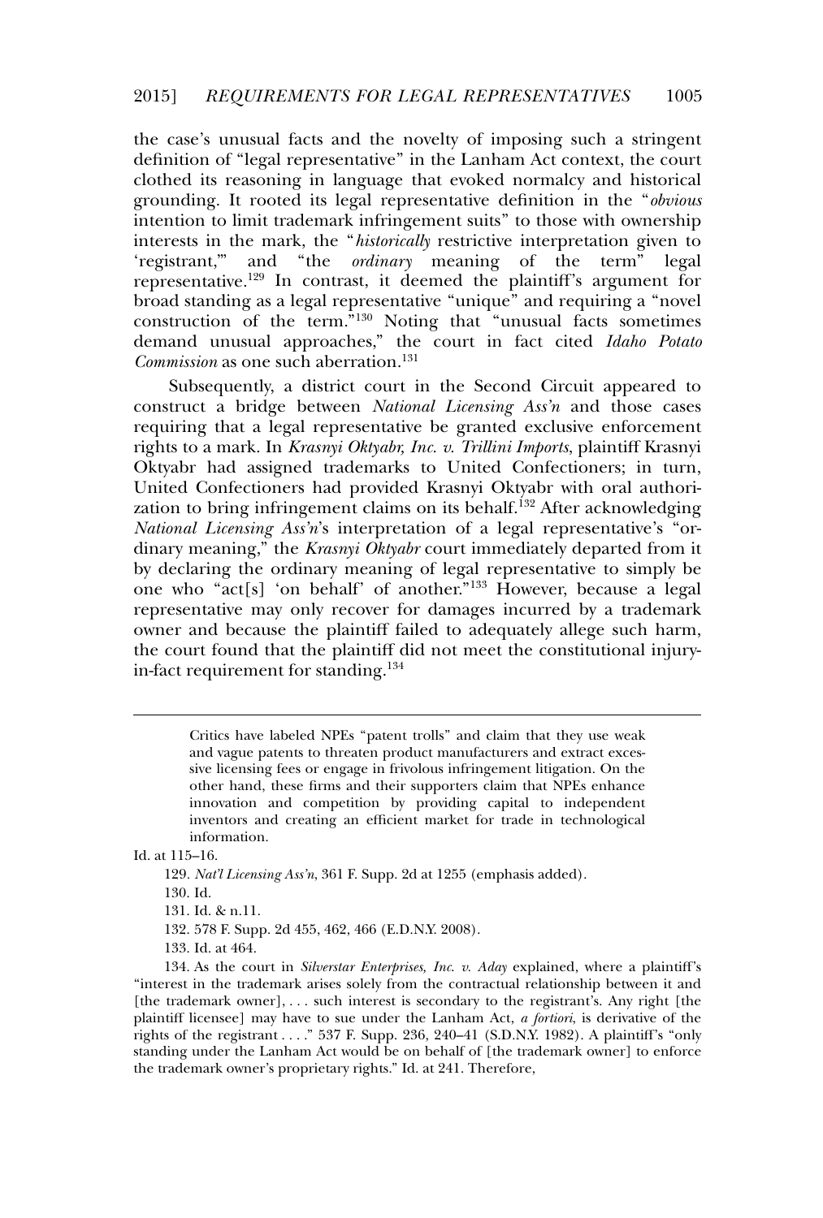the case's unusual facts and the novelty of imposing such a stringent definition of "legal representative" in the Lanham Act context, the court clothed its reasoning in language that evoked normalcy and historical grounding. It rooted its legal representative definition in the "*obvious* intention to limit trademark infringement suits" to those with ownership interests in the mark, the "*historically* restrictive interpretation given to 'registrant,'" and "the *ordinary* meaning of the term" legal representative.[129] In contrast, it deemed the plaintiff's argument for broad standing as a legal representative "unique" and requiring a "novel construction of the term."[130] Noting that "unusual facts sometimes demand unusual approaches," the court in fact cited *Idaho Potato Commission* as one such aberration.[131]

Subsequently, a district court in the Second Circuit appeared to construct a bridge between *National Licensing Ass'n* and those cases requiring that a legal representative be granted exclusive enforcement rights to a mark. In *Krasnyi Oktyabr, Inc. v. Trillini Imports*, plaintiff Krasnyi Oktyabr had assigned trademarks to United Confectioners; in turn, United Confectioners had provided Krasnyi Oktyabr with oral authorization to bring infringement claims on its behalf.[132] After acknowledging *National Licensing Ass'n*'s interpretation of a legal representative's "ordinary meaning," the *Krasnyi Oktyabr* court immediately departed from it by declaring the ordinary meaning of legal representative to simply be one who "act[s] 'on behalf' of another."[133] However, because a legal representative may only recover for damages incurred by a trademark owner and because the plaintiff failed to adequately allege such harm, the court found that the plaintiff did not meet the constitutional injury-in-fact requirement for standing.[134]

---

> Critics have labeled NPEs "patent trolls" and claim that they use weak and vague patents to threaten product manufacturers and extract excessive licensing fees or engage in frivolous infringement litigation. On the other hand, these firms and their supporters claim that NPEs enhance innovation and competition by providing capital to independent inventors and creating an efficient market for trade in technological information.

Id. at 115–16.

129. *Nat'l Licensing Ass'n*, 361 F. Supp. 2d at 1255 (emphasis added).

130. Id.

131. Id. & n.11.

132. 578 F. Supp. 2d 455, 462, 466 (E.D.N.Y. 2008).

133. Id. at 464.

134. As the court in *Silverstar Enterprises, Inc. v. Aday* explained, where a plaintiff's "interest in the trademark arises solely from the contractual relationship between it and [the trademark owner], . . . such interest is secondary to the registrant's. Any right [the plaintiff licensee] may have to sue under the Lanham Act, *a fortiori*, is derivative of the rights of the registrant . . . ." 537 F. Supp. 236, 240–41 (S.D.N.Y. 1982). A plaintiff's "only standing under the Lanham Act would be on behalf of [the trademark owner] to enforce the trademark owner's proprietary rights." Id. at 241. Therefore,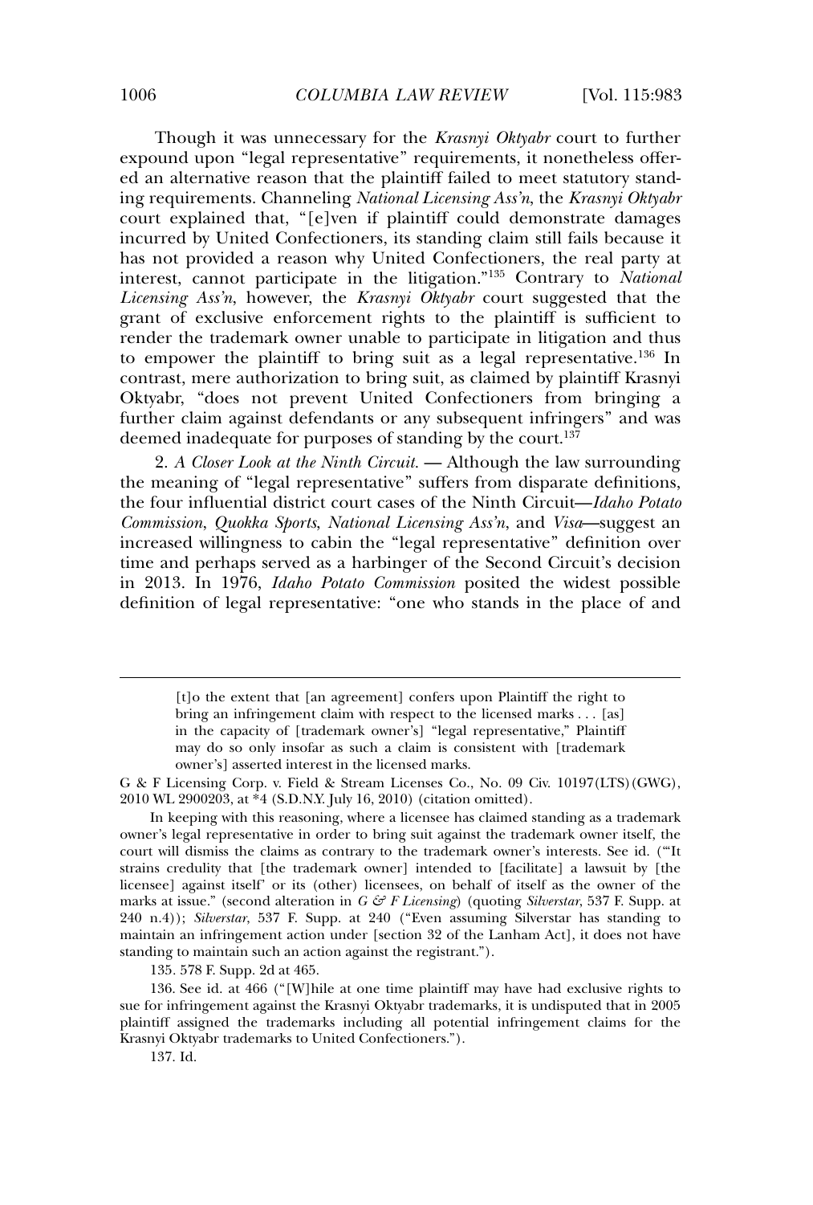Though it was unnecessary for the *Krasnyi Oktyabr* court to further expound upon "legal representative" requirements, it nonetheless offered an alternative reason that the plaintiff failed to meet statutory standing requirements. Channeling *National Licensing Ass'n*, the *Krasnyi Oktyabr* court explained that, "[e]ven if plaintiff could demonstrate damages incurred by United Confectioners, its standing claim still fails because it has not provided a reason why United Confectioners, the real party at interest, cannot participate in the litigation."[135] Contrary to *National Licensing Ass'n*, however, the *Krasnyi Oktyabr* court suggested that the grant of exclusive enforcement rights to the plaintiff is sufficient to render the trademark owner unable to participate in litigation and thus to empower the plaintiff to bring suit as a legal representative.[136] In contrast, mere authorization to bring suit, as claimed by plaintiff Krasnyi Oktyabr, "does not prevent United Confectioners from bringing a further claim against defendants or any subsequent infringers" and was deemed inadequate for purposes of standing by the court.[137]

2. *A Closer Look at the Ninth Circuit.* — Although the law surrounding the meaning of "legal representative" suffers from disparate definitions, the four influential district court cases of the Ninth Circuit—*Idaho Potato Commission*, *Quokka Sports*, *National Licensing Ass'n*, and *Visa*—suggest an increased willingness to cabin the "legal representative" definition over time and perhaps served as a harbinger of the Second Circuit's decision in 2013. In 1976, *Idaho Potato Commission* posited the widest possible definition of legal representative: "one who stands in the place of and

---

> [t]o the extent that [an agreement] confers upon Plaintiff the right to bring an infringement claim with respect to the licensed marks . . . [as] in the capacity of [trademark owner's] "legal representative," Plaintiff may do so only insofar as such a claim is consistent with [trademark owner's] asserted interest in the licensed marks.

G & F Licensing Corp. v. Field & Stream Licenses Co., No. 09 Civ. 10197(LTS)(GWG), 2010 WL 2900203, at *4 (S.D.N.Y. July 16, 2010) (citation omitted).

In keeping with this reasoning, where a licensee has claimed standing as a trademark owner's legal representative in order to bring suit against the trademark owner itself, the court will dismiss the claims as contrary to the trademark owner's interests. See id. ("'It strains credulity that [the trademark owner] intended to [facilitate] a lawsuit by [the licensee] against itself' or its (other) licensees, on behalf of itself as the owner of the marks at issue." (second alteration in *G & F Licensing*) (quoting *Silverstar*, 537 F. Supp. at 240 n.4)); *Silverstar*, 537 F. Supp. at 240 ("Even assuming Silverstar has standing to maintain an infringement action under [section 32 of the Lanham Act], it does not have standing to maintain such an action against the registrant.").

135. 578 F. Supp. 2d at 465.

136. See id. at 466 ("[W]hile at one time plaintiff may have had exclusive rights to sue for infringement against the Krasnyi Oktyabr trademarks, it is undisputed that in 2005 plaintiff assigned the trademarks including all potential infringement claims for the Krasnyi Oktyabr trademarks to United Confectioners.").

137. Id.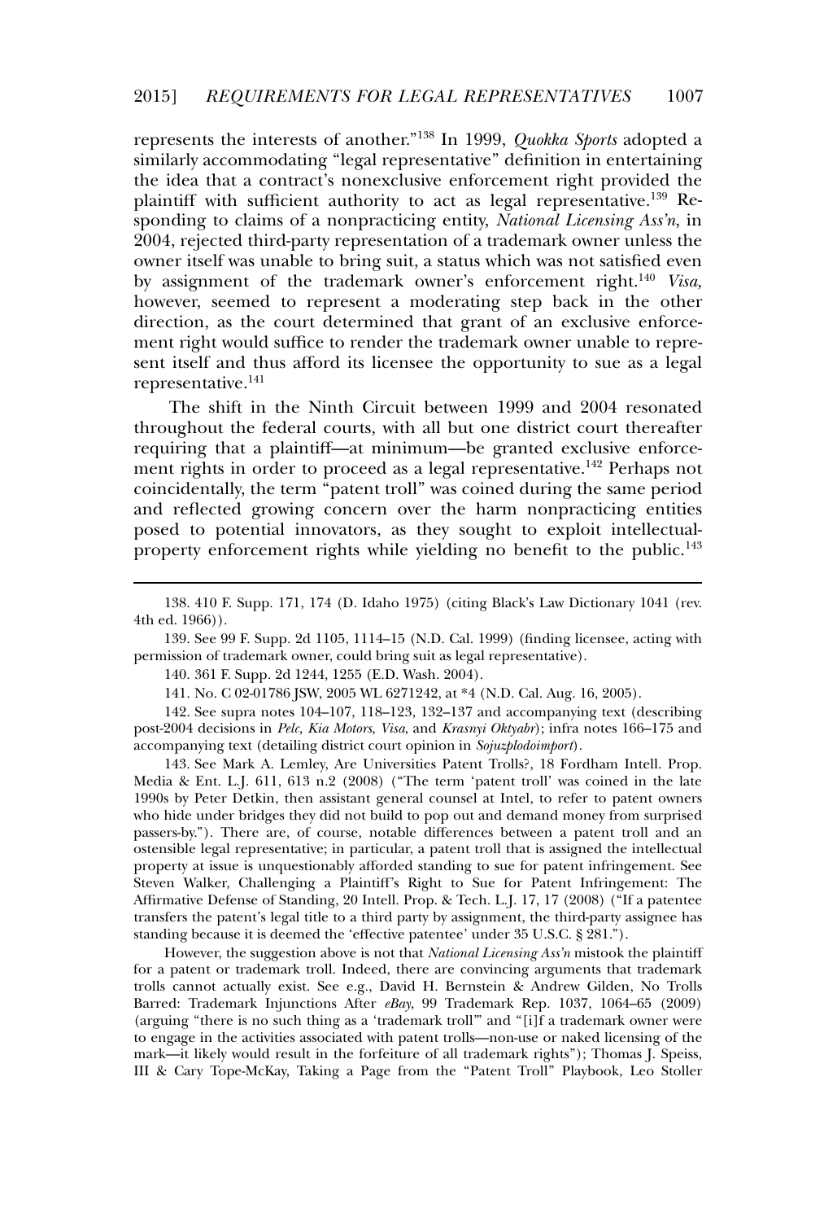represents the interests of another."[138] In 1999, *Quokka Sports* adopted a similarly accommodating "legal representative" definition in entertaining the idea that a contract's nonexclusive enforcement right provided the plaintiff with sufficient authority to act as legal representative.[139] Responding to claims of a nonpracticing entity, *National Licensing Ass'n*, in 2004, rejected third-party representation of a trademark owner unless the owner itself was unable to bring suit, a status which was not satisfied even by assignment of the trademark owner's enforcement right.[140] *Visa,* however, seemed to represent a moderating step back in the other direction, as the court determined that grant of an exclusive enforcement right would suffice to render the trademark owner unable to represent itself and thus afford its licensee the opportunity to sue as a legal representative.[141]

The shift in the Ninth Circuit between 1999 and 2004 resonated throughout the federal courts, with all but one district court thereafter requiring that a plaintiff—at minimum—be granted exclusive enforcement rights in order to proceed as a legal representative.[142] Perhaps not coincidentally, the term "patent troll" was coined during the same period and reflected growing concern over the harm nonpracticing entities posed to potential innovators, as they sought to exploit intellectual-property enforcement rights while yielding no benefit to the public.[143]

---

138. 410 F. Supp. 171, 174 (D. Idaho 1975) (citing Black's Law Dictionary 1041 (rev. 4th ed. 1966)).

139. See 99 F. Supp. 2d 1105, 1114–15 (N.D. Cal. 1999) (finding licensee, acting with permission of trademark owner, could bring suit as legal representative).

140. 361 F. Supp. 2d 1244, 1255 (E.D. Wash. 2004).

141. No. C 02-01786 JSW, 2005 WL 6271242, at *4 (N.D. Cal. Aug. 16, 2005).

142. See supra notes 104–107, 118–123, 132–137 and accompanying text (describing post-2004 decisions in *Pelc, Kia Motors, Visa*, and *Krasnyi Oktyabr*); infra notes 166–175 and accompanying text (detailing district court opinion in *Sojuzplodoimport*).

143. See Mark A. Lemley, Are Universities Patent Trolls?, 18 Fordham Intell. Prop. Media & Ent. L.J. 611, 613 n.2 (2008) ("The term 'patent troll' was coined in the late 1990s by Peter Detkin, then assistant general counsel at Intel, to refer to patent owners who hide under bridges they did not build to pop out and demand money from surprised passers-by."). There are, of course, notable differences between a patent troll and an ostensible legal representative; in particular, a patent troll that is assigned the intellectual property at issue is unquestionably afforded standing to sue for patent infringement. See Steven Walker, Challenging a Plaintiff's Right to Sue for Patent Infringement: The Affirmative Defense of Standing, 20 Intell. Prop. & Tech. L.J. 17, 17 (2008) ("If a patentee transfers the patent's legal title to a third party by assignment, the third-party assignee has standing because it is deemed the 'effective patentee' under 35 U.S.C. § 281.").

However, the suggestion above is not that *National Licensing Ass'n* mistook the plaintiff for a patent or trademark troll. Indeed, there are convincing arguments that trademark trolls cannot actually exist. See e.g., David H. Bernstein & Andrew Gilden, No Trolls Barred: Trademark Injunctions After *eBay*, 99 Trademark Rep. 1037, 1064–65 (2009) (arguing "there is no such thing as a 'trademark troll'" and "[i]f a trademark owner were to engage in the activities associated with patent trolls—non-use or naked licensing of the mark—it likely would result in the forfeiture of all trademark rights"); Thomas J. Speiss, III & Cary Tope-McKay, Taking a Page from the "Patent Troll" Playbook, Leo Stoller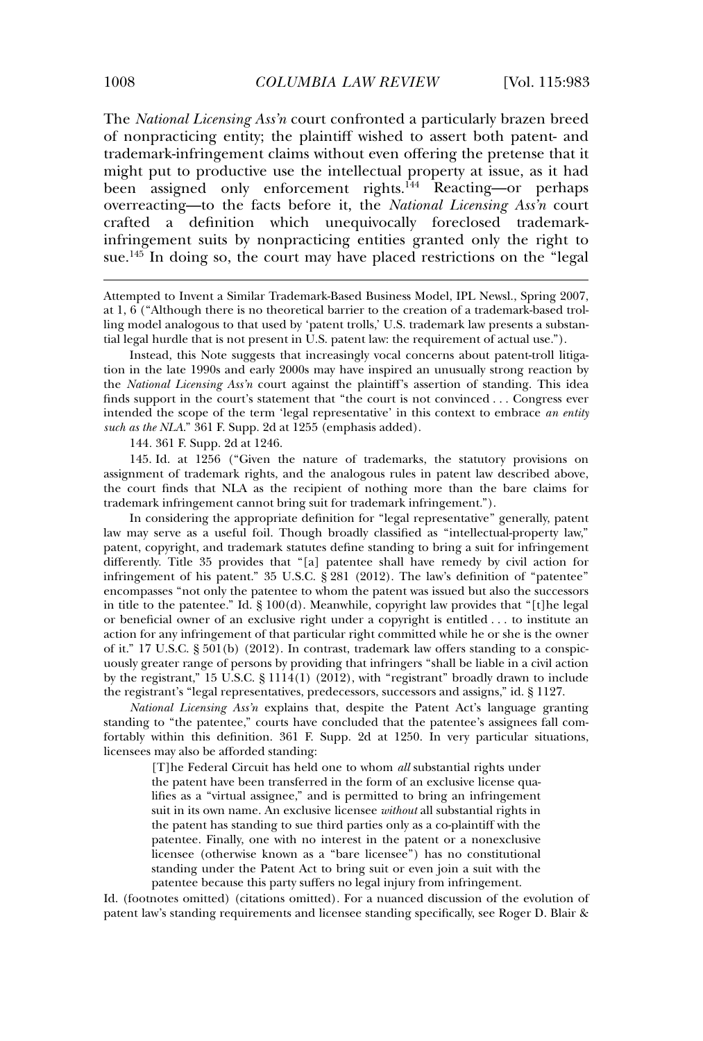The *National Licensing Ass'n* court confronted a particularly brazen breed of nonpracticing entity; the plaintiff wished to assert both patent- and trademark-infringement claims without even offering the pretense that it might put to productive use the intellectual property at issue, as it had been assigned only enforcement rights.[144] Reacting—or perhaps overreacting—to the facts before it, the *National Licensing Ass'n* court crafted a definition which unequivocally foreclosed trademark-infringement suits by nonpracticing entities granted only the right to sue.[145] In doing so, the court may have placed restrictions on the "legal

---

Attempted to Invent a Similar Trademark-Based Business Model, IPL Newsl., Spring 2007, at 1, 6 ("Although there is no theoretical barrier to the creation of a trademark-based trolling model analogous to that used by 'patent trolls,' U.S. trademark law presents a substantial legal hurdle that is not present in U.S. patent law: the requirement of actual use.").

Instead, this Note suggests that increasingly vocal concerns about patent-troll litigation in the late 1990s and early 2000s may have inspired an unusually strong reaction by the *National Licensing Ass'n* court against the plaintiff's assertion of standing. This idea finds support in the court's statement that "the court is not convinced . . . Congress ever intended the scope of the term 'legal representative' in this context to embrace *an entity such as the NLA*." 361 F. Supp. 2d at 1255 (emphasis added).

144. 361 F. Supp. 2d at 1246.

145. Id. at 1256 ("Given the nature of trademarks, the statutory provisions on assignment of trademark rights, and the analogous rules in patent law described above, the court finds that NLA as the recipient of nothing more than the bare claims for trademark infringement cannot bring suit for trademark infringement.").

In considering the appropriate definition for "legal representative" generally, patent law may serve as a useful foil. Though broadly classified as "intellectual-property law," patent, copyright, and trademark statutes define standing to bring a suit for infringement differently. Title 35 provides that "[a] patentee shall have remedy by civil action for infringement of his patent." 35 U.S.C. § 281 (2012). The law's definition of "patentee" encompasses "not only the patentee to whom the patent was issued but also the successors in title to the patentee." Id. § 100(d). Meanwhile, copyright law provides that "[t]he legal or beneficial owner of an exclusive right under a copyright is entitled . . . to institute an action for any infringement of that particular right committed while he or she is the owner of it." 17 U.S.C. § 501(b) (2012). In contrast, trademark law offers standing to a conspicuously greater range of persons by providing that infringers "shall be liable in a civil action by the registrant," 15 U.S.C. § 1114(1) (2012), with "registrant" broadly drawn to include the registrant's "legal representatives, predecessors, successors and assigns," id. § 1127.

*National Licensing Ass'n* explains that, despite the Patent Act's language granting standing to "the patentee," courts have concluded that the patentee's assignees fall comfortably within this definition. 361 F. Supp. 2d at 1250. In very particular situations, licensees may also be afforded standing:

> [T]he Federal Circuit has held one to whom *all* substantial rights under the patent have been transferred in the form of an exclusive license qualifies as a "virtual assignee," and is permitted to bring an infringement suit in its own name. An exclusive licensee *without* all substantial rights in the patent has standing to sue third parties only as a co-plaintiff with the patentee. Finally, one with no interest in the patent or a nonexclusive licensee (otherwise known as a "bare licensee") has no constitutional standing under the Patent Act to bring suit or even join a suit with the patentee because this party suffers no legal injury from infringement.

Id. (footnotes omitted) (citations omitted). For a nuanced discussion of the evolution of patent law's standing requirements and licensee standing specifically, see Roger D. Blair &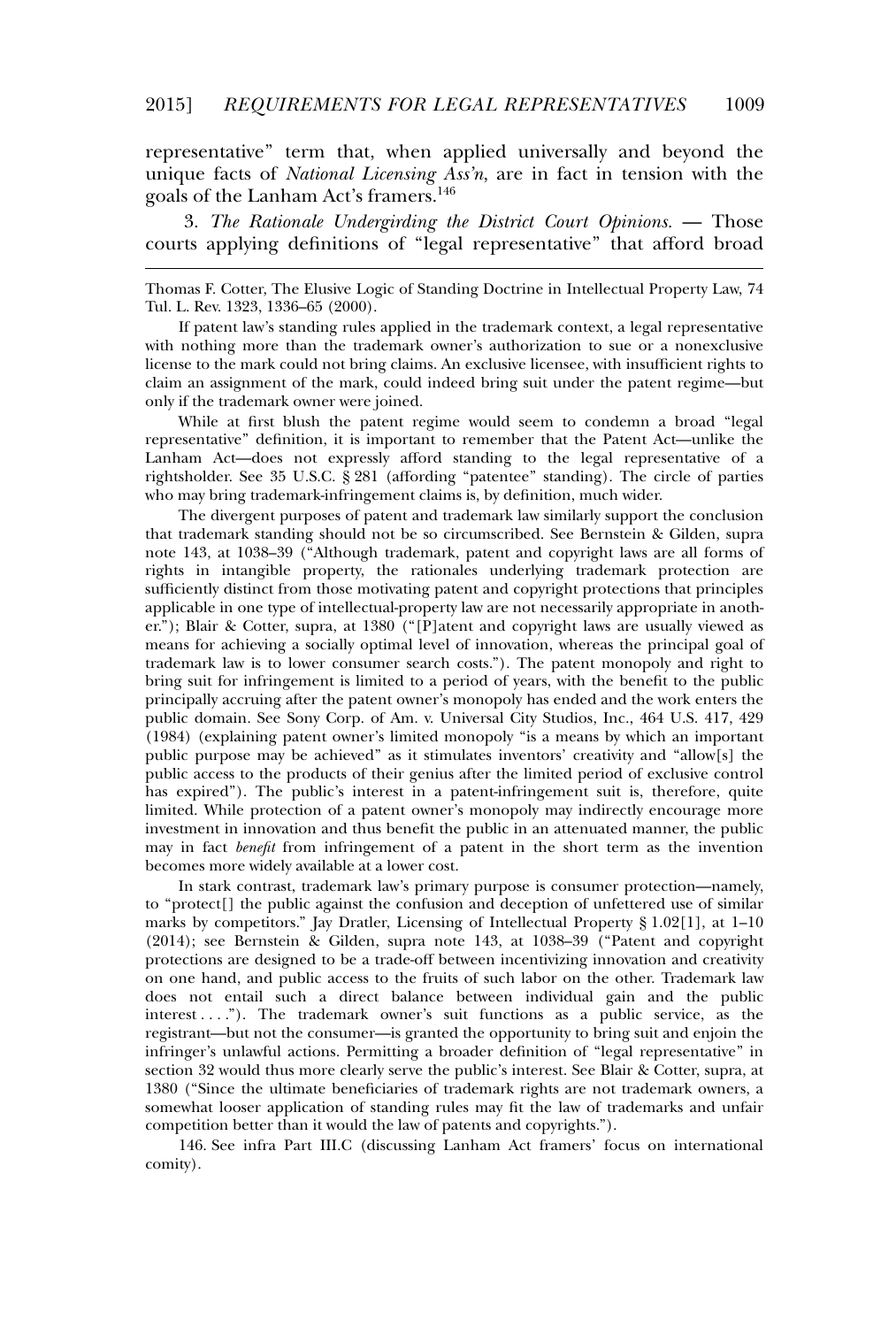representative" term that, when applied universally and beyond the unique facts of *National Licensing Ass'n*, are in fact in tension with the goals of the Lanham Act's framers.[146]

3. *The Rationale Undergirding the District Court Opinions.* — Those courts applying definitions of "legal representative" that afford broad

---

Thomas F. Cotter, The Elusive Logic of Standing Doctrine in Intellectual Property Law, 74 Tul. L. Rev. 1323, 1336–65 (2000).

If patent law's standing rules applied in the trademark context, a legal representative with nothing more than the trademark owner's authorization to sue or a nonexclusive license to the mark could not bring claims. An exclusive licensee, with insufficient rights to claim an assignment of the mark, could indeed bring suit under the patent regime—but only if the trademark owner were joined.

While at first blush the patent regime would seem to condemn a broad "legal representative" definition, it is important to remember that the Patent Act—unlike the Lanham Act—does not expressly afford standing to the legal representative of a rightsholder. See 35 U.S.C. § 281 (affording "patentee" standing). The circle of parties who may bring trademark-infringement claims is, by definition, much wider.

The divergent purposes of patent and trademark law similarly support the conclusion that trademark standing should not be so circumscribed. See Bernstein & Gilden, supra note 143, at 1038–39 ("Although trademark, patent and copyright laws are all forms of rights in intangible property, the rationales underlying trademark protection are sufficiently distinct from those motivating patent and copyright protections that principles applicable in one type of intellectual-property law are not necessarily appropriate in another."); Blair & Cotter, supra, at 1380 ("[P]atent and copyright laws are usually viewed as means for achieving a socially optimal level of innovation, whereas the principal goal of trademark law is to lower consumer search costs."). The patent monopoly and right to bring suit for infringement is limited to a period of years, with the benefit to the public principally accruing after the patent owner's monopoly has ended and the work enters the public domain. See Sony Corp. of Am. v. Universal City Studios, Inc., 464 U.S. 417, 429 (1984) (explaining patent owner's limited monopoly "is a means by which an important public purpose may be achieved" as it stimulates inventors' creativity and "allow[s] the public access to the products of their genius after the limited period of exclusive control has expired"). The public's interest in a patent-infringement suit is, therefore, quite limited. While protection of a patent owner's monopoly may indirectly encourage more investment in innovation and thus benefit the public in an attenuated manner, the public may in fact *benefit* from infringement of a patent in the short term as the invention becomes more widely available at a lower cost.

In stark contrast, trademark law's primary purpose is consumer protection—namely, to "protect[] the public against the confusion and deception of unfettered use of similar marks by competitors." Jay Dratler, Licensing of Intellectual Property § 1.02[1], at 1–10 (2014); see Bernstein & Gilden, supra note 143, at 1038–39 ("Patent and copyright protections are designed to be a trade-off between incentivizing innovation and creativity on one hand, and public access to the fruits of such labor on the other. Trademark law does not entail such a direct balance between individual gain and the public interest . . . ."). The trademark owner's suit functions as a public service, as the registrant—but not the consumer—is granted the opportunity to bring suit and enjoin the infringer's unlawful actions. Permitting a broader definition of "legal representative" in section 32 would thus more clearly serve the public's interest. See Blair & Cotter, supra, at 1380 ("Since the ultimate beneficiaries of trademark rights are not trademark owners, a somewhat looser application of standing rules may fit the law of trademarks and unfair competition better than it would the law of patents and copyrights.").

146. See infra Part III.C (discussing Lanham Act framers' focus on international comity).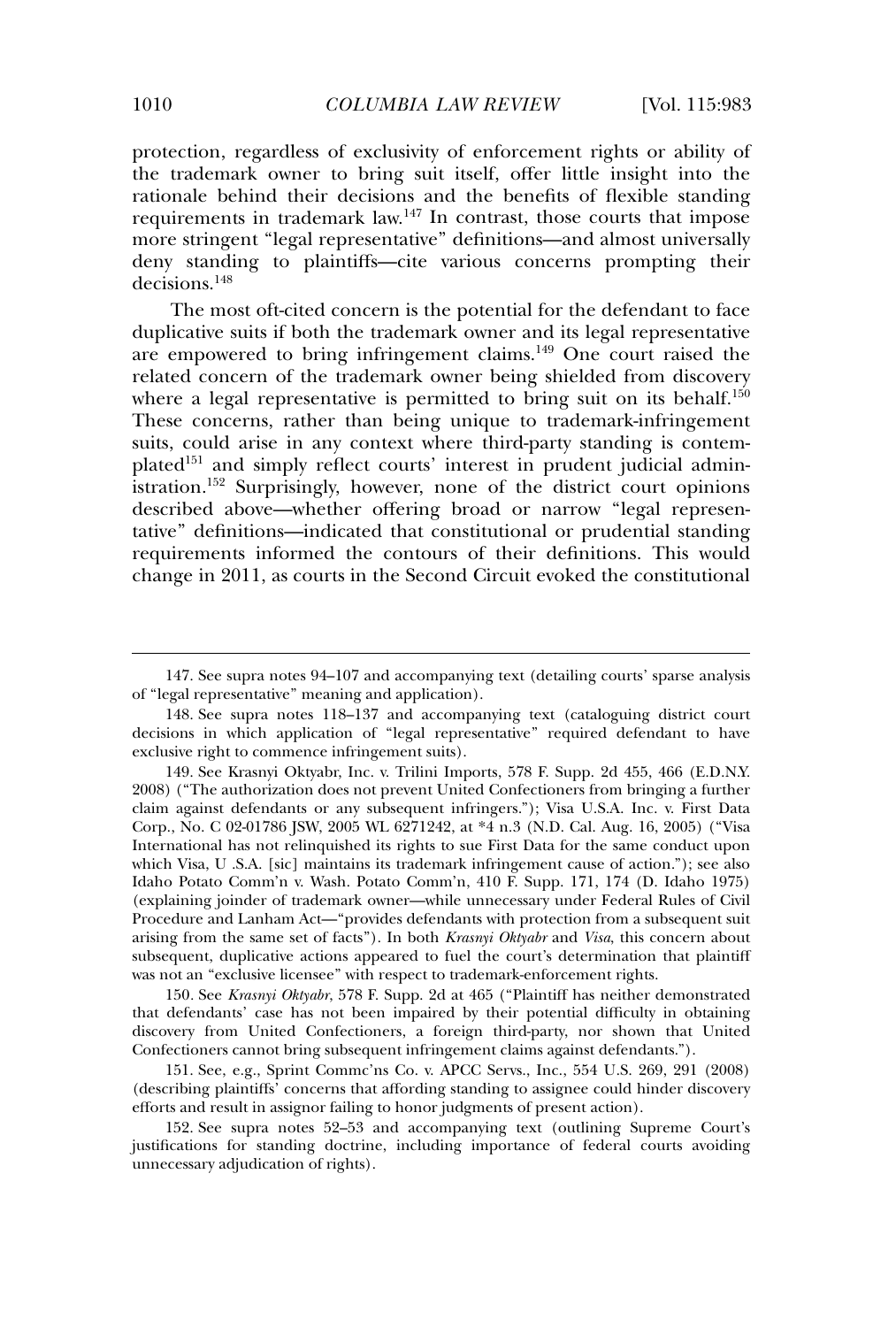protection, regardless of exclusivity of enforcement rights or ability of the trademark owner to bring suit itself, offer little insight into the rationale behind their decisions and the benefits of flexible standing requirements in trademark law.[147] In contrast, those courts that impose more stringent "legal representative" definitions—and almost universally deny standing to plaintiffs—cite various concerns prompting their decisions.[148]

The most oft-cited concern is the potential for the defendant to face duplicative suits if both the trademark owner and its legal representative are empowered to bring infringement claims.[149] One court raised the related concern of the trademark owner being shielded from discovery where a legal representative is permitted to bring suit on its behalf.[150] These concerns, rather than being unique to trademark-infringement suits, could arise in any context where third-party standing is contemplated[151] and simply reflect courts' interest in prudent judicial administration.[152] Surprisingly, however, none of the district court opinions described above—whether offering broad or narrow "legal representative" definitions—indicated that constitutional or prudential standing requirements informed the contours of their definitions. This would change in 2011, as courts in the Second Circuit evoked the constitutional

---

147. See supra notes 94–107 and accompanying text (detailing courts' sparse analysis of "legal representative" meaning and application).

148. See supra notes 118–137 and accompanying text (cataloguing district court decisions in which application of "legal representative" required defendant to have exclusive right to commence infringement suits).

149. See Krasnyi Oktyabr, Inc. v. Trilini Imports, 578 F. Supp. 2d 455, 466 (E.D.N.Y. 2008) ("The authorization does not prevent United Confectioners from bringing a further claim against defendants or any subsequent infringers."); Visa U.S.A. Inc. v. First Data Corp., No. C 02-01786 JSW, 2005 WL 6271242, at *4 n.3 (N.D. Cal. Aug. 16, 2005) ("Visa International has not relinquished its rights to sue First Data for the same conduct upon which Visa, U .S.A. [sic] maintains its trademark infringement cause of action."); see also Idaho Potato Comm'n v. Wash. Potato Comm'n, 410 F. Supp. 171, 174 (D. Idaho 1975) (explaining joinder of trademark owner—while unnecessary under Federal Rules of Civil Procedure and Lanham Act—"provides defendants with protection from a subsequent suit arising from the same set of facts"). In both *Krasnyi Oktyabr* and *Visa*, this concern about subsequent, duplicative actions appeared to fuel the court's determination that plaintiff was not an "exclusive licensee" with respect to trademark-enforcement rights.

150. See *Krasnyi Oktyabr*, 578 F. Supp. 2d at 465 ("Plaintiff has neither demonstrated that defendants' case has not been impaired by their potential difficulty in obtaining discovery from United Confectioners, a foreign third-party, nor shown that United Confectioners cannot bring subsequent infringement claims against defendants.").

151. See, e.g., Sprint Commc'ns Co. v. APCC Servs., Inc., 554 U.S. 269, 291 (2008) (describing plaintiffs' concerns that affording standing to assignee could hinder discovery efforts and result in assignor failing to honor judgments of present action).

152. See supra notes 52–53 and accompanying text (outlining Supreme Court's justifications for standing doctrine, including importance of federal courts avoiding unnecessary adjudication of rights).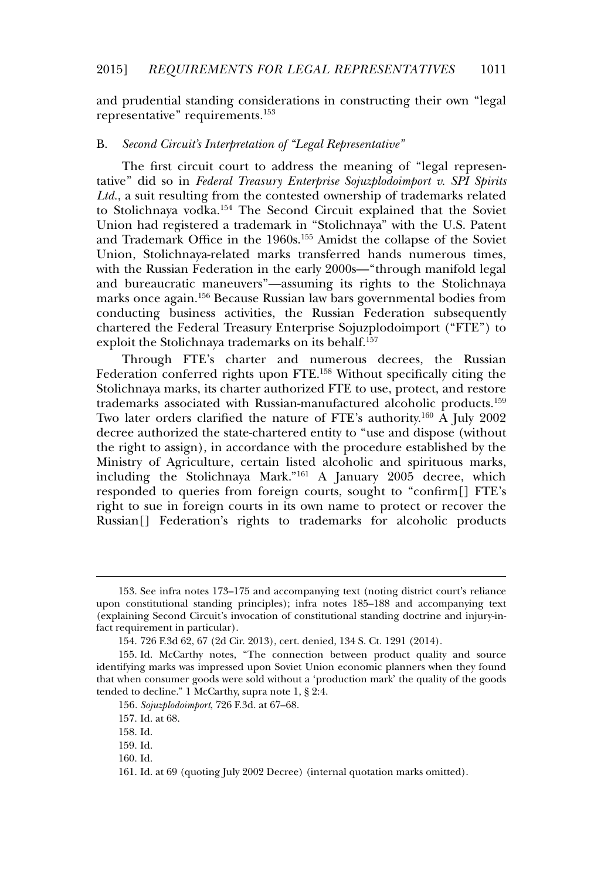and prudential standing considerations in constructing their own "legal representative" requirements.[153]

### B. *Second Circuit's Interpretation of "Legal Representative"*

The first circuit court to address the meaning of "legal representative" did so in *Federal Treasury Enterprise Sojuzplodoimport v. SPI Spirits Ltd.*, a suit resulting from the contested ownership of trademarks related to Stolichnaya vodka.[154] The Second Circuit explained that the Soviet Union had registered a trademark in "Stolichnaya" with the U.S. Patent and Trademark Office in the 1960s.[155] Amidst the collapse of the Soviet Union, Stolichnaya-related marks transferred hands numerous times, with the Russian Federation in the early 2000s—"through manifold legal and bureaucratic maneuvers"—assuming its rights to the Stolichnaya marks once again.[156] Because Russian law bars governmental bodies from conducting business activities, the Russian Federation subsequently chartered the Federal Treasury Enterprise Sojuzplodoimport ("FTE") to exploit the Stolichnaya trademarks on its behalf.[157]

Through FTE's charter and numerous decrees, the Russian Federation conferred rights upon FTE.[158] Without specifically citing the Stolichnaya marks, its charter authorized FTE to use, protect, and restore trademarks associated with Russian-manufactured alcoholic products.[159] Two later orders clarified the nature of FTE's authority.[160] A July 2002 decree authorized the state-chartered entity to "use and dispose (without the right to assign), in accordance with the procedure established by the Ministry of Agriculture, certain listed alcoholic and spirituous marks, including the Stolichnaya Mark."[161] A January 2005 decree, which responded to queries from foreign courts, sought to "confirm[] FTE's right to sue in foreign courts in its own name to protect or recover the Russian[] Federation's rights to trademarks for alcoholic products

---

153. See infra notes 173–175 and accompanying text (noting district court's reliance upon constitutional standing principles); infra notes 185–188 and accompanying text (explaining Second Circuit's invocation of constitutional standing doctrine and injury-in-fact requirement in particular).

154. 726 F.3d 62, 67 (2d Cir. 2013), cert. denied, 134 S. Ct. 1291 (2014).

155. Id. McCarthy notes, "The connection between product quality and source identifying marks was impressed upon Soviet Union economic planners when they found that when consumer goods were sold without a 'production mark' the quality of the goods tended to decline." 1 McCarthy, supra note 1, § 2:4.

156. *Sojuzplodoimport*, 726 F.3d. at 67–68.

157. Id. at 68.

158. Id.

159. Id.

160. Id.

161. Id. at 69 (quoting July 2002 Decree) (internal quotation marks omitted).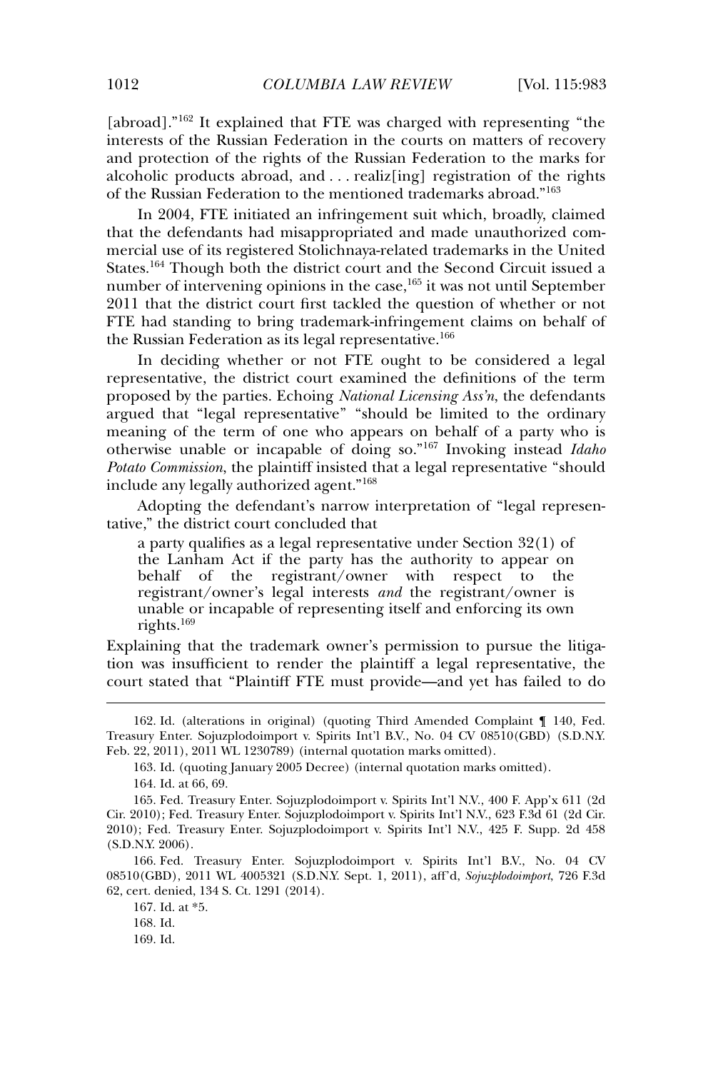[abroad]."[162] It explained that FTE was charged with representing "the interests of the Russian Federation in the courts on matters of recovery and protection of the rights of the Russian Federation to the marks for alcoholic products abroad, and . . . realiz[ing] registration of the rights of the Russian Federation to the mentioned trademarks abroad."[163]

In 2004, FTE initiated an infringement suit which, broadly, claimed that the defendants had misappropriated and made unauthorized commercial use of its registered Stolichnaya-related trademarks in the United States.[164] Though both the district court and the Second Circuit issued a number of intervening opinions in the case,[165] it was not until September 2011 that the district court first tackled the question of whether or not FTE had standing to bring trademark-infringement claims on behalf of the Russian Federation as its legal representative.[166]

In deciding whether or not FTE ought to be considered a legal representative, the district court examined the definitions of the term proposed by the parties. Echoing *National Licensing Ass'n*, the defendants argued that "legal representative" "should be limited to the ordinary meaning of the term of one who appears on behalf of a party who is otherwise unable or incapable of doing so."[167] Invoking instead *Idaho Potato Commission*, the plaintiff insisted that a legal representative "should include any legally authorized agent."[168]

Adopting the defendant's narrow interpretation of "legal representative," the district court concluded that

> a party qualifies as a legal representative under Section 32(1) of the Lanham Act if the party has the authority to appear on behalf of the registrant/owner with respect to the registrant/owner's legal interests *and* the registrant/owner is unable or incapable of representing itself and enforcing its own rights.[169]

Explaining that the trademark owner's permission to pursue the litigation was insufficient to render the plaintiff a legal representative, the court stated that "Plaintiff FTE must provide—and yet has failed to do

---

162. Id. (alterations in original) (quoting Third Amended Complaint ¶ 140, Fed. Treasury Enter. Sojuzplodoimport v. Spirits Int'l B.V., No. 04 CV 08510(GBD) (S.D.N.Y. Feb. 22, 2011), 2011 WL 1230789) (internal quotation marks omitted).

163. Id. (quoting January 2005 Decree) (internal quotation marks omitted).

164. Id. at 66, 69.

165. Fed. Treasury Enter. Sojuzplodoimport v. Spirits Int'l N.V., 400 F. App'x 611 (2d Cir. 2010); Fed. Treasury Enter. Sojuzplodoimport v. Spirits Int'l N.V., 623 F.3d 61 (2d Cir. 2010); Fed. Treasury Enter. Sojuzplodoimport v. Spirits Int'l N.V., 425 F. Supp. 2d 458 (S.D.N.Y. 2006).

166. Fed. Treasury Enter. Sojuzplodoimport v. Spirits Int'l B.V., No. 04 CV 08510(GBD), 2011 WL 4005321 (S.D.N.Y. Sept. 1, 2011), aff'd, *Sojuzplodoimport*, 726 F.3d 62, cert. denied, 134 S. Ct. 1291 (2014).

167. Id. at *5.

168. Id.

169. Id.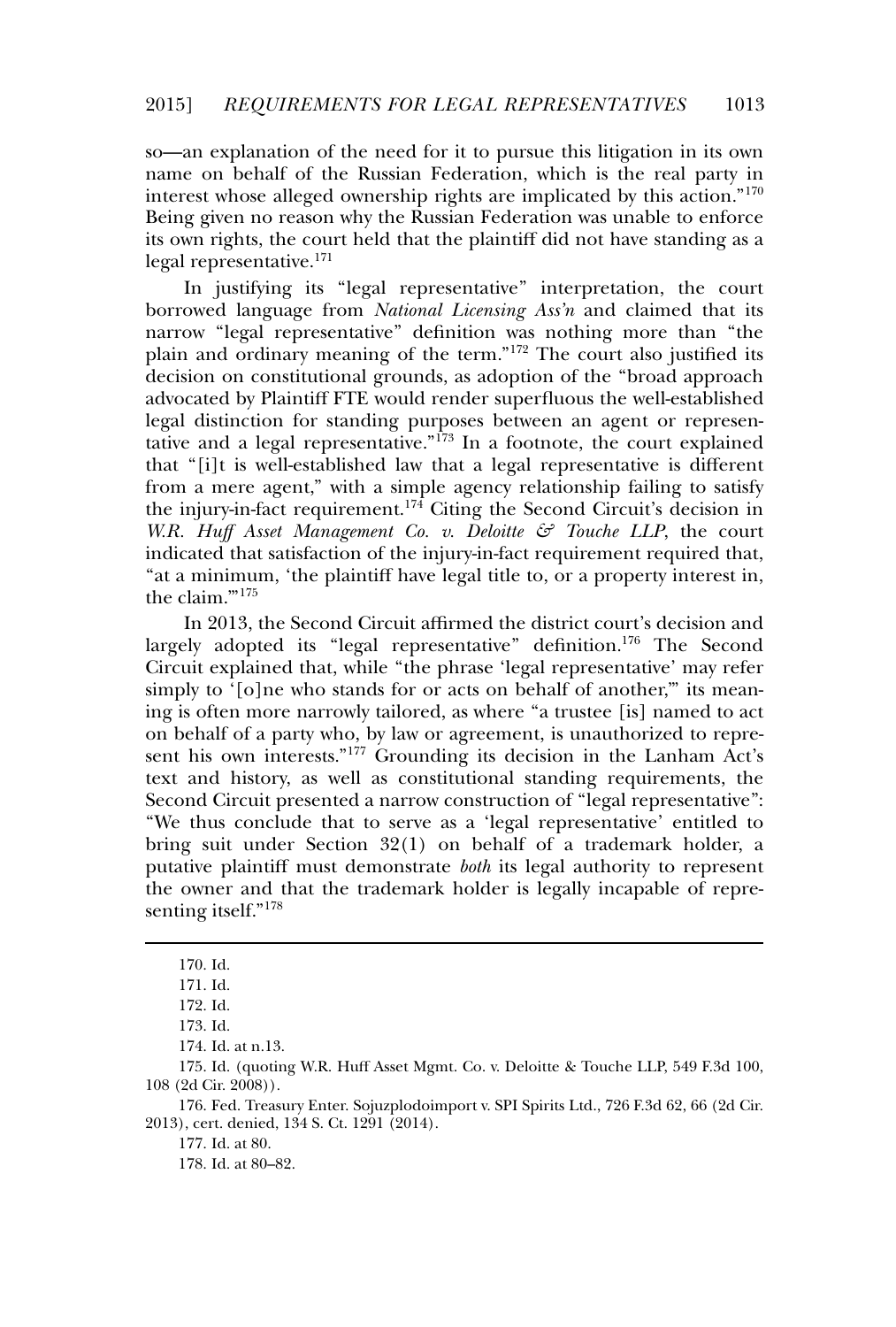so—an explanation of the need for it to pursue this litigation in its own name on behalf of the Russian Federation, which is the real party in interest whose alleged ownership rights are implicated by this action."[170] Being given no reason why the Russian Federation was unable to enforce its own rights, the court held that the plaintiff did not have standing as a legal representative.[171]

In justifying its "legal representative" interpretation, the court borrowed language from *National Licensing Ass'n* and claimed that its narrow "legal representative" definition was nothing more than "the plain and ordinary meaning of the term."[172] The court also justified its decision on constitutional grounds, as adoption of the "broad approach advocated by Plaintiff FTE would render superfluous the well-established legal distinction for standing purposes between an agent or representative and a legal representative."[173] In a footnote, the court explained that "[i]t is well-established law that a legal representative is different from a mere agent," with a simple agency relationship failing to satisfy the injury-in-fact requirement.[174] Citing the Second Circuit's decision in *W.R. Huff Asset Management Co. v. Deloitte & Touche LLP*, the court indicated that satisfaction of the injury-in-fact requirement required that, "at a minimum, 'the plaintiff have legal title to, or a property interest in, the claim.'"[175]

In 2013, the Second Circuit affirmed the district court's decision and largely adopted its "legal representative" definition.[176] The Second Circuit explained that, while "the phrase 'legal representative' may refer simply to '[o]ne who stands for or acts on behalf of another,'" its meaning is often more narrowly tailored, as where "a trustee [is] named to act on behalf of a party who, by law or agreement, is unauthorized to represent his own interests."[177] Grounding its decision in the Lanham Act's text and history, as well as constitutional standing requirements, the Second Circuit presented a narrow construction of "legal representative": "We thus conclude that to serve as a 'legal representative' entitled to bring suit under Section 32(1) on behalf of a trademark holder, a putative plaintiff must demonstrate *both* its legal authority to represent the owner and that the trademark holder is legally incapable of representing itself."[178]

---

170. Id.

171. Id.

172. Id.

173. Id.

174. Id. at n.13.

175. Id. (quoting W.R. Huff Asset Mgmt. Co. v. Deloitte & Touche LLP, 549 F.3d 100, 108 (2d Cir. 2008)).

176. Fed. Treasury Enter. Sojuzplodoimport v. SPI Spirits Ltd., 726 F.3d 62, 66 (2d Cir. 2013), cert. denied, 134 S. Ct. 1291 (2014).

177. Id. at 80.

178. Id. at 80–82.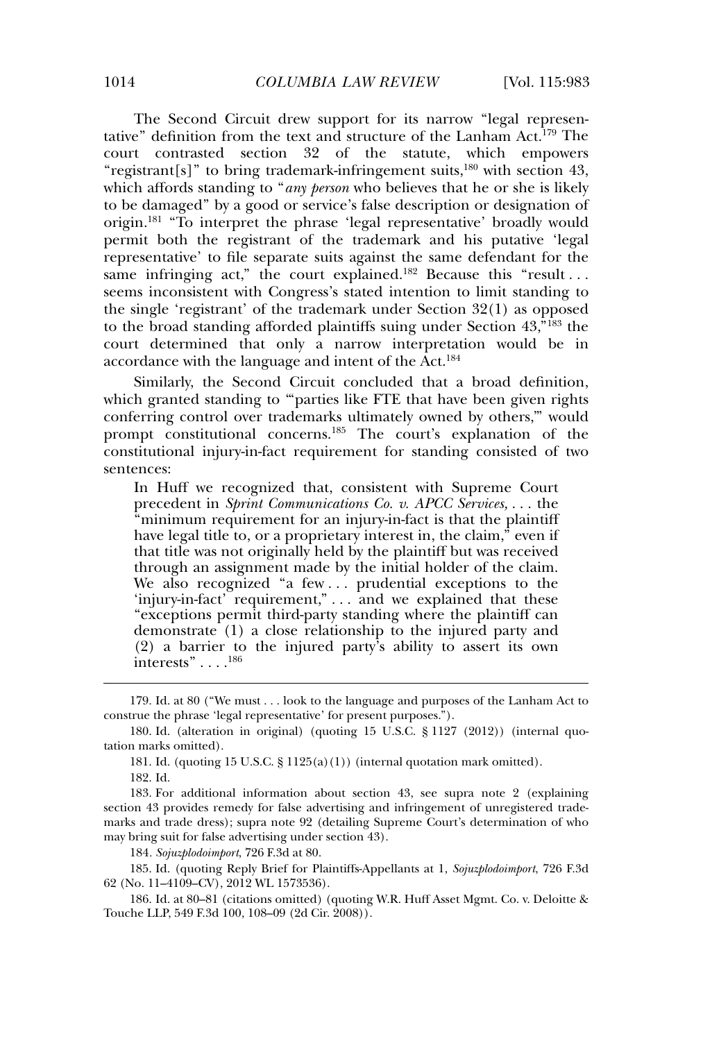The Second Circuit drew support for its narrow "legal representative" definition from the text and structure of the Lanham Act.[179] The court contrasted section 32 of the statute, which empowers "registrant[s]" to bring trademark-infringement suits,[180] with section 43, which affords standing to "*any person* who believes that he or she is likely to be damaged" by a good or service's false description or designation of origin.[181] "To interpret the phrase 'legal representative' broadly would permit both the registrant of the trademark and his putative 'legal representative' to file separate suits against the same defendant for the same infringing act," the court explained.[182] Because this "result . . . seems inconsistent with Congress's stated intention to limit standing to the single 'registrant' of the trademark under Section 32(1) as opposed to the broad standing afforded plaintiffs suing under Section 43,"[183] the court determined that only a narrow interpretation would be in accordance with the language and intent of the Act.[184]

Similarly, the Second Circuit concluded that a broad definition, which granted standing to "'parties like FTE that have been given rights conferring control over trademarks ultimately owned by others,'" would prompt constitutional concerns.[185] The court's explanation of the constitutional injury-in-fact requirement for standing consisted of two sentences:

> In Huff we recognized that, consistent with Supreme Court precedent in *Sprint Communications Co. v. APCC Services*, . . . the "minimum requirement for an injury-in-fact is that the plaintiff have legal title to, or a proprietary interest in, the claim," even if that title was not originally held by the plaintiff but was received through an assignment made by the initial holder of the claim. We also recognized "a few . . . prudential exceptions to the 'injury-in-fact' requirement," . . . and we explained that these "exceptions permit third-party standing where the plaintiff can demonstrate (1) a close relationship to the injured party and (2) a barrier to the injured party's ability to assert its own interests" . . . .[186]

---

179. Id. at 80 ("We must . . . look to the language and purposes of the Lanham Act to construe the phrase 'legal representative' for present purposes.").

180. Id. (alteration in original) (quoting 15 U.S.C. § 1127 (2012)) (internal quotation marks omitted).

181. Id. (quoting 15 U.S.C. § 1125(a)(1)) (internal quotation mark omitted).

182. Id.

183. For additional information about section 43, see supra note 2 (explaining section 43 provides remedy for false advertising and infringement of unregistered trademarks and trade dress); supra note 92 (detailing Supreme Court's determination of who may bring suit for false advertising under section 43).

184. *Sojuzplodoimport*, 726 F.3d at 80.

185. Id. (quoting Reply Brief for Plaintiffs-Appellants at 1, *Sojuzplodoimport*, 726 F.3d 62 (No. 11–4109–CV), 2012 WL 1573536).

186. Id. at 80–81 (citations omitted) (quoting W.R. Huff Asset Mgmt. Co. v. Deloitte & Touche LLP, 549 F.3d 100, 108–09 (2d Cir. 2008)).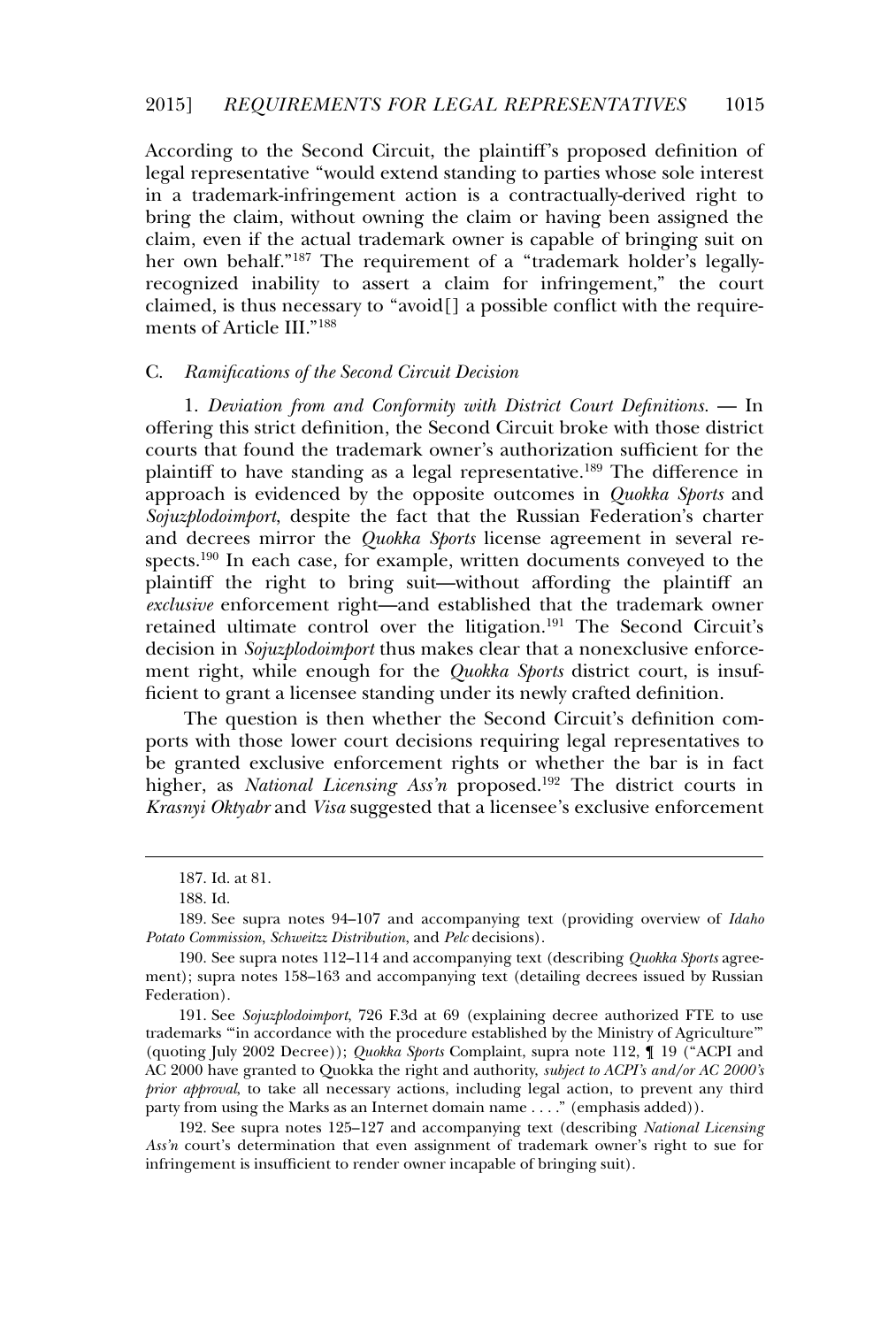According to the Second Circuit, the plaintiff's proposed definition of legal representative "would extend standing to parties whose sole interest in a trademark-infringement action is a contractually-derived right to bring the claim, without owning the claim or having been assigned the claim, even if the actual trademark owner is capable of bringing suit on her own behalf."[187] The requirement of a "trademark holder's legally-recognized inability to assert a claim for infringement," the court claimed, is thus necessary to "avoid[] a possible conflict with the requirements of Article III."[188]

### C. *Ramifications of the Second Circuit Decision*

1. *Deviation from and Conformity with District Court Definitions.* — In offering this strict definition, the Second Circuit broke with those district courts that found the trademark owner's authorization sufficient for the plaintiff to have standing as a legal representative.[189] The difference in approach is evidenced by the opposite outcomes in *Quokka Sports* and *Sojuzplodoimport*, despite the fact that the Russian Federation's charter and decrees mirror the *Quokka Sports* license agreement in several respects.[190] In each case, for example, written documents conveyed to the plaintiff the right to bring suit—without affording the plaintiff an *exclusive* enforcement right—and established that the trademark owner retained ultimate control over the litigation.[191] The Second Circuit's decision in *Sojuzplodoimport* thus makes clear that a nonexclusive enforcement right, while enough for the *Quokka Sports* district court, is insufficient to grant a licensee standing under its newly crafted definition.

The question is then whether the Second Circuit's definition comports with those lower court decisions requiring legal representatives to be granted exclusive enforcement rights or whether the bar is in fact higher, as *National Licensing Ass'n* proposed.[192] The district courts in *Krasnyi Oktyabr* and *Visa* suggested that a licensee's exclusive enforcement

---

187. Id. at 81.

188. Id.

189. See supra notes 94–107 and accompanying text (providing overview of *Idaho Potato Commission*, *Schweitzz Distribution*, and *Pelc* decisions).

190. See supra notes 112–114 and accompanying text (describing *Quokka Sports* agreement); supra notes 158–163 and accompanying text (detailing decrees issued by Russian Federation).

191. See *Sojuzplodoimport*, 726 F.3d at 69 (explaining decree authorized FTE to use trademarks "'in accordance with the procedure established by the Ministry of Agriculture'" (quoting July 2002 Decree)); *Quokka Sports* Complaint, supra note 112, ¶ 19 ("ACPI and AC 2000 have granted to Quokka the right and authority, *subject to ACPI's and/or AC 2000's prior approval*, to take all necessary actions, including legal action, to prevent any third party from using the Marks as an Internet domain name . . . ." (emphasis added)).

192. See supra notes 125–127 and accompanying text (describing *National Licensing Ass'n* court's determination that even assignment of trademark owner's right to sue for infringement is insufficient to render owner incapable of bringing suit).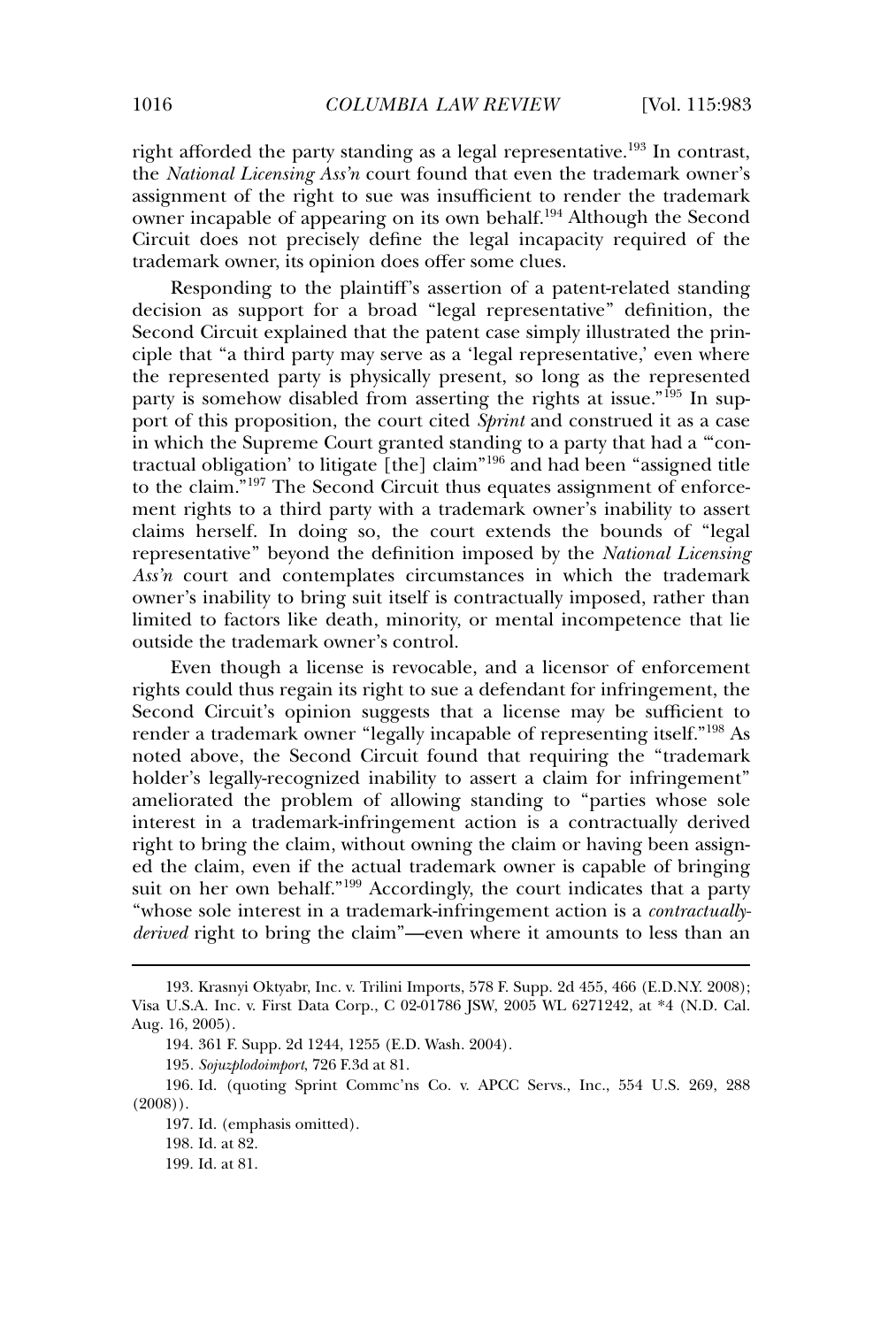right afforded the party standing as a legal representative.[193] In contrast, the *National Licensing Ass'n* court found that even the trademark owner's assignment of the right to sue was insufficient to render the trademark owner incapable of appearing on its own behalf.[194] Although the Second Circuit does not precisely define the legal incapacity required of the trademark owner, its opinion does offer some clues.

Responding to the plaintiff's assertion of a patent-related standing decision as support for a broad "legal representative" definition, the Second Circuit explained that the patent case simply illustrated the principle that "a third party may serve as a 'legal representative,' even where the represented party is physically present, so long as the represented party is somehow disabled from asserting the rights at issue."[195] In support of this proposition, the court cited *Sprint* and construed it as a case in which the Supreme Court granted standing to a party that had a "'contractual obligation' to litigate [the] claim"[196] and had been "assigned title to the claim."[197] The Second Circuit thus equates assignment of enforcement rights to a third party with a trademark owner's inability to assert claims herself. In doing so, the court extends the bounds of "legal representative" beyond the definition imposed by the *National Licensing Ass'n* court and contemplates circumstances in which the trademark owner's inability to bring suit itself is contractually imposed, rather than limited to factors like death, minority, or mental incompetence that lie outside the trademark owner's control.

Even though a license is revocable, and a licensor of enforcement rights could thus regain its right to sue a defendant for infringement, the Second Circuit's opinion suggests that a license may be sufficient to render a trademark owner "legally incapable of representing itself."[198] As noted above, the Second Circuit found that requiring the "trademark holder's legally-recognized inability to assert a claim for infringement" ameliorated the problem of allowing standing to "parties whose sole interest in a trademark-infringement action is a contractually derived right to bring the claim, without owning the claim or having been assigned the claim, even if the actual trademark owner is capable of bringing suit on her own behalf."[199] Accordingly, the court indicates that a party "whose sole interest in a trademark-infringement action is a *contractually-derived* right to bring the claim"—even where it amounts to less than an

---

193. Krasnyi Oktyabr, Inc. v. Trilini Imports, 578 F. Supp. 2d 455, 466 (E.D.N.Y. 2008); Visa U.S.A. Inc. v. First Data Corp., C 02-01786 JSW, 2005 WL 6271242, at *4 (N.D. Cal. Aug. 16, 2005).

194. 361 F. Supp. 2d 1244, 1255 (E.D. Wash. 2004).

195. *Sojuzplodoimport*, 726 F.3d at 81.

196. Id. (quoting Sprint Commc'ns Co. v. APCC Servs., Inc., 554 U.S. 269, 288 (2008)).

197. Id. (emphasis omitted).

198. Id. at 82.

199. Id. at 81.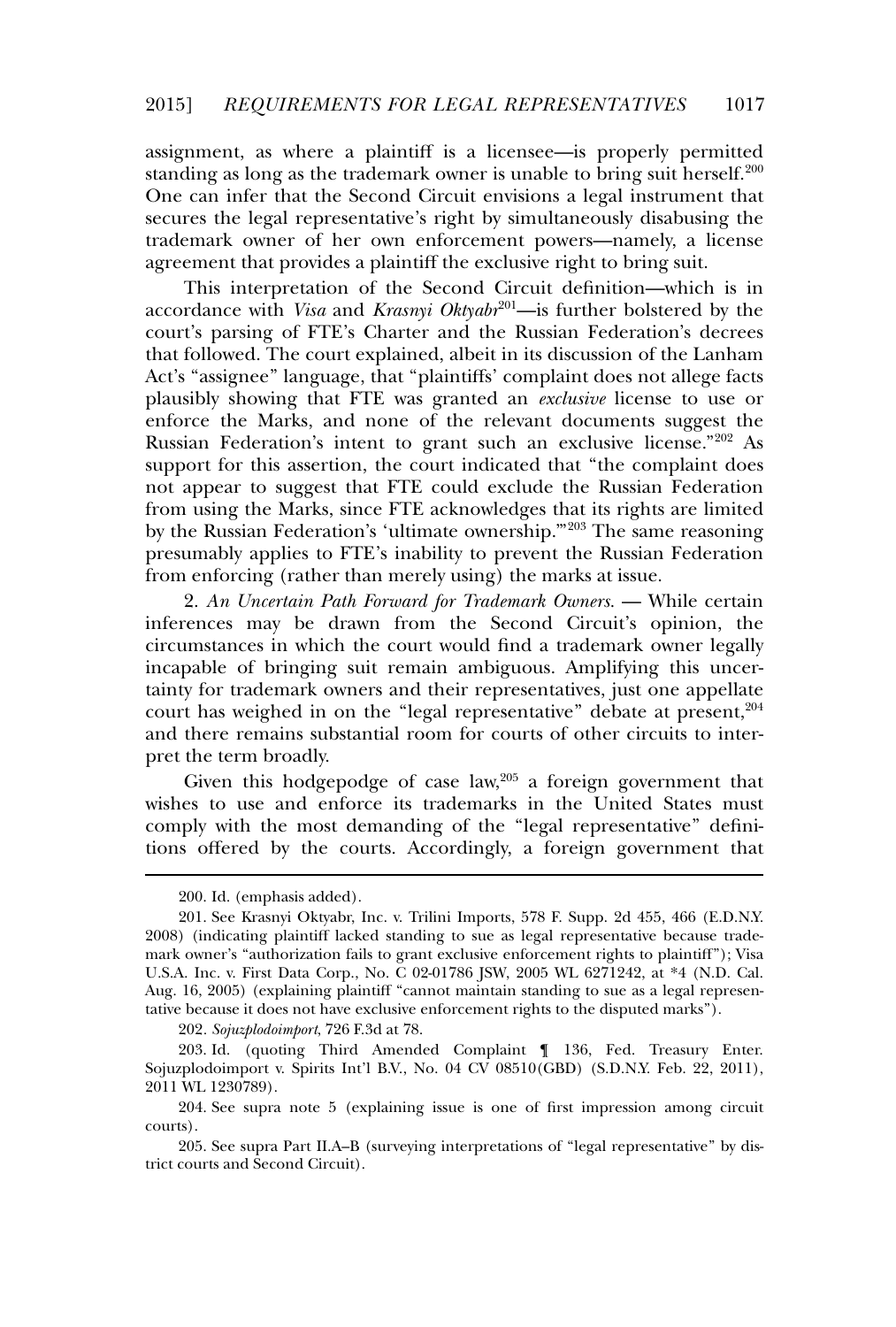assignment, as where a plaintiff is a licensee—is properly permitted standing as long as the trademark owner is unable to bring suit herself.[200] One can infer that the Second Circuit envisions a legal instrument that secures the legal representative's right by simultaneously disabusing the trademark owner of her own enforcement powers—namely, a license agreement that provides a plaintiff the exclusive right to bring suit.

This interpretation of the Second Circuit definition—which is in accordance with *Visa* and *Krasnyi Oktyabr*[201]—is further bolstered by the court's parsing of FTE's Charter and the Russian Federation's decrees that followed. The court explained, albeit in its discussion of the Lanham Act's "assignee" language, that "plaintiffs' complaint does not allege facts plausibly showing that FTE was granted an *exclusive* license to use or enforce the Marks, and none of the relevant documents suggest the Russian Federation's intent to grant such an exclusive license."[202] As support for this assertion, the court indicated that "the complaint does not appear to suggest that FTE could exclude the Russian Federation from using the Marks, since FTE acknowledges that its rights are limited by the Russian Federation's 'ultimate ownership.'"[203] The same reasoning presumably applies to FTE's inability to prevent the Russian Federation from enforcing (rather than merely using) the marks at issue.

2. *An Uncertain Path Forward for Trademark Owners.* — While certain inferences may be drawn from the Second Circuit's opinion, the circumstances in which the court would find a trademark owner legally incapable of bringing suit remain ambiguous. Amplifying this uncertainty for trademark owners and their representatives, just one appellate court has weighed in on the "legal representative" debate at present,[204] and there remains substantial room for courts of other circuits to interpret the term broadly.

Given this hodgepodge of case law,[205] a foreign government that wishes to use and enforce its trademarks in the United States must comply with the most demanding of the "legal representative" definitions offered by the courts. Accordingly, a foreign government that

---

200. Id. (emphasis added).

201. See Krasnyi Oktyabr, Inc. v. Trilini Imports, 578 F. Supp. 2d 455, 466 (E.D.N.Y. 2008) (indicating plaintiff lacked standing to sue as legal representative because trademark owner's "authorization fails to grant exclusive enforcement rights to plaintiff"); Visa U.S.A. Inc. v. First Data Corp., No. C 02-01786 JSW, 2005 WL 6271242, at *4 (N.D. Cal. Aug. 16, 2005) (explaining plaintiff "cannot maintain standing to sue as a legal representative because it does not have exclusive enforcement rights to the disputed marks").

202. *Sojuzplodoimport*, 726 F.3d at 78.

203. Id. (quoting Third Amended Complaint ¶ 136, Fed. Treasury Enter. Sojuzplodoimport v. Spirits Int'l B.V., No. 04 CV 08510(GBD) (S.D.N.Y. Feb. 22, 2011), 2011 WL 1230789).

204. See supra note 5 (explaining issue is one of first impression among circuit courts).

205. See supra Part II.A–B (surveying interpretations of "legal representative" by district courts and Second Circuit).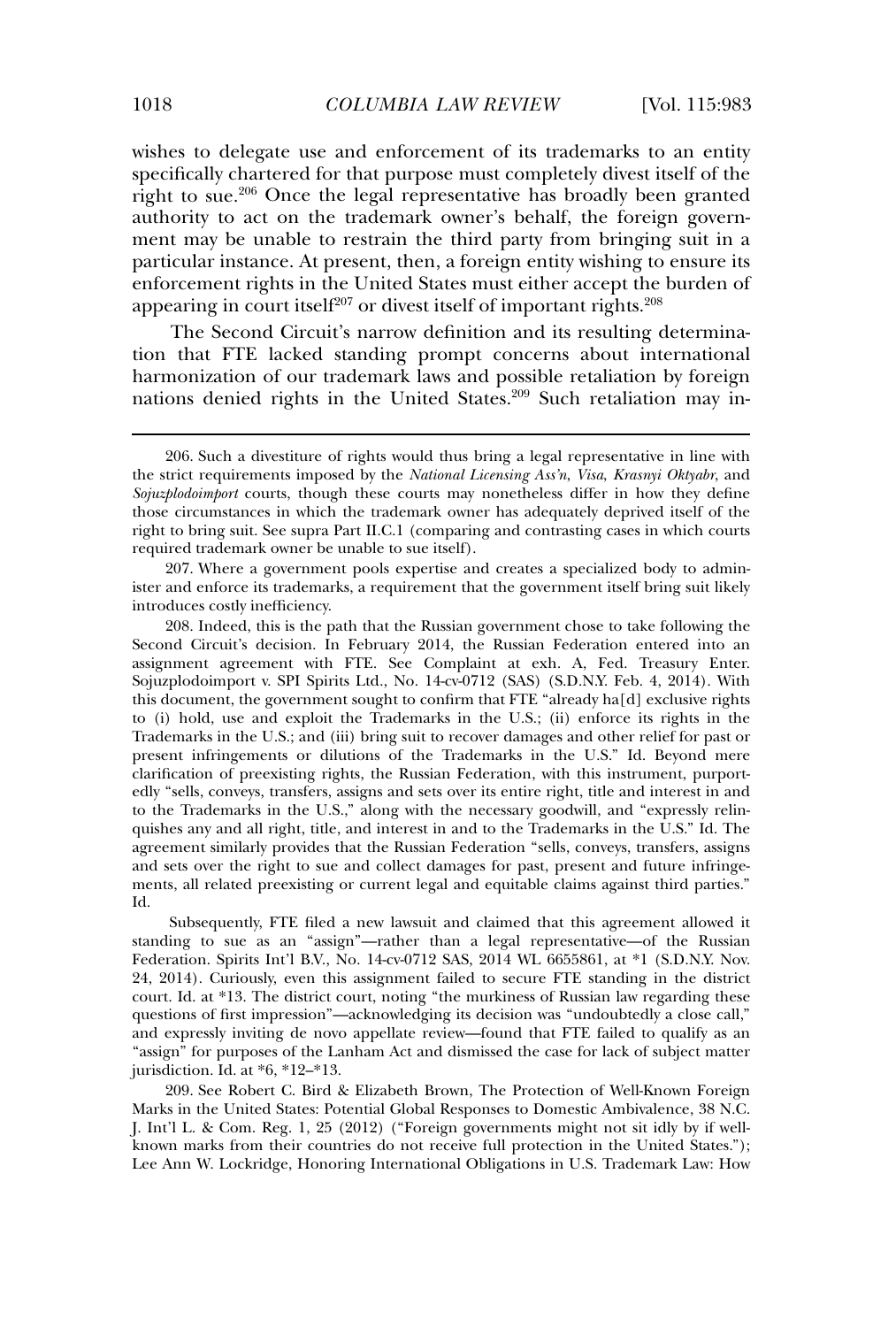wishes to delegate use and enforcement of its trademarks to an entity specifically chartered for that purpose must completely divest itself of the right to sue.[206] Once the legal representative has broadly been granted authority to act on the trademark owner's behalf, the foreign government may be unable to restrain the third party from bringing suit in a particular instance. At present, then, a foreign entity wishing to ensure its enforcement rights in the United States must either accept the burden of appearing in court itself[207] or divest itself of important rights.[208]

The Second Circuit's narrow definition and its resulting determination that FTE lacked standing prompt concerns about international harmonization of our trademark laws and possible retaliation by foreign nations denied rights in the United States.[209] Such retaliation may in-

---

206. Such a divestiture of rights would thus bring a legal representative in line with the strict requirements imposed by the *National Licensing Ass'n*, *Visa*, *Krasnyi Oktyabr*, and *Sojuzplodoimport* courts, though these courts may nonetheless differ in how they define those circumstances in which the trademark owner has adequately deprived itself of the right to bring suit. See supra Part II.C.1 (comparing and contrasting cases in which courts required trademark owner be unable to sue itself).

207. Where a government pools expertise and creates a specialized body to administer and enforce its trademarks, a requirement that the government itself bring suit likely introduces costly inefficiency.

208. Indeed, this is the path that the Russian government chose to take following the Second Circuit's decision. In February 2014, the Russian Federation entered into an assignment agreement with FTE. See Complaint at exh. A, Fed. Treasury Enter. Sojuzplodoimport v. SPI Spirits Ltd., No. 14-cv-0712 (SAS) (S.D.N.Y. Feb. 4, 2014). With this document, the government sought to confirm that FTE "already ha[d] exclusive rights to (i) hold, use and exploit the Trademarks in the U.S.; (ii) enforce its rights in the Trademarks in the U.S.; and (iii) bring suit to recover damages and other relief for past or present infringements or dilutions of the Trademarks in the U.S." Id. Beyond mere clarification of preexisting rights, the Russian Federation, with this instrument, purportedly "sells, conveys, transfers, assigns and sets over its entire right, title and interest in and to the Trademarks in the U.S.," along with the necessary goodwill, and "expressly relinquishes any and all right, title, and interest in and to the Trademarks in the U.S." Id. The agreement similarly provides that the Russian Federation "sells, conveys, transfers, assigns and sets over the right to sue and collect damages for past, present and future infringements, all related preexisting or current legal and equitable claims against third parties." Id.

Subsequently, FTE filed a new lawsuit and claimed that this agreement allowed it standing to sue as an "assign"—rather than a legal representative—of the Russian Federation. Spirits Int'l B.V., No. 14-cv-0712 SAS, 2014 WL 6655861, at *1 (S.D.N.Y. Nov. 24, 2014). Curiously, even this assignment failed to secure FTE standing in the district court. Id. at *13. The district court, noting "the murkiness of Russian law regarding these questions of first impression"—acknowledging its decision was "undoubtedly a close call," and expressly inviting de novo appellate review—found that FTE failed to qualify as an "assign" for purposes of the Lanham Act and dismissed the case for lack of subject matter jurisdiction. Id. at *6, *12–*13.

209. See Robert C. Bird & Elizabeth Brown, The Protection of Well-Known Foreign Marks in the United States: Potential Global Responses to Domestic Ambivalence, 38 N.C. J. Int'l L. & Com. Reg. 1, 25 (2012) ("Foreign governments might not sit idly by if well-known marks from their countries do not receive full protection in the United States."); Lee Ann W. Lockridge, Honoring International Obligations in U.S. Trademark Law: How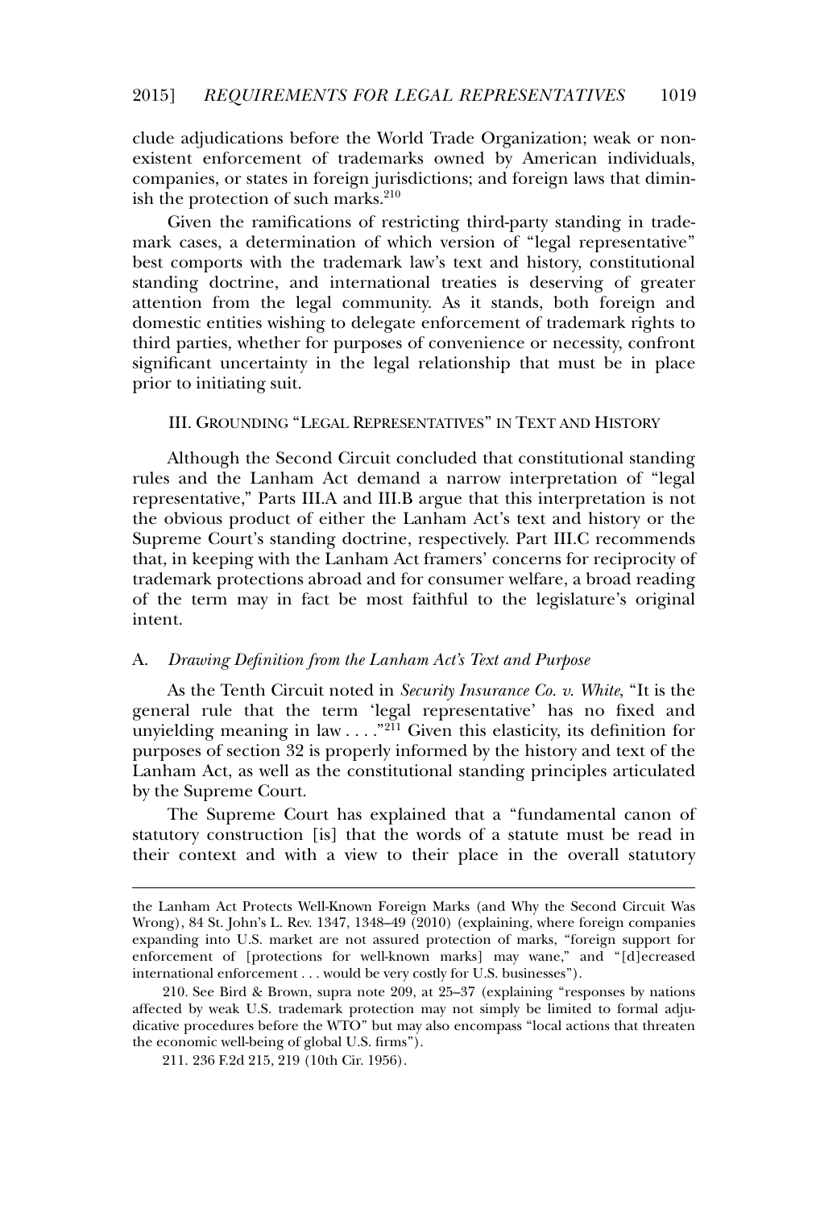clude adjudications before the World Trade Organization; weak or nonexistent enforcement of trademarks owned by American individuals, companies, or states in foreign jurisdictions; and foreign laws that diminish the protection of such marks.[210]

Given the ramifications of restricting third-party standing in trademark cases, a determination of which version of "legal representative" best comports with the trademark law's text and history, constitutional standing doctrine, and international treaties is deserving of greater attention from the legal community. As it stands, both foreign and domestic entities wishing to delegate enforcement of trademark rights to third parties, whether for purposes of convenience or necessity, confront significant uncertainty in the legal relationship that must be in place prior to initiating suit.

## III. GROUNDING "LEGAL REPRESENTATIVES" IN TEXT AND HISTORY

Although the Second Circuit concluded that constitutional standing rules and the Lanham Act demand a narrow interpretation of "legal representative," Parts III.A and III.B argue that this interpretation is not the obvious product of either the Lanham Act's text and history or the Supreme Court's standing doctrine, respectively. Part III.C recommends that, in keeping with the Lanham Act framers' concerns for reciprocity of trademark protections abroad and for consumer welfare, a broad reading of the term may in fact be most faithful to the legislature's original intent.

### A. *Drawing Definition from the Lanham Act's Text and Purpose*

As the Tenth Circuit noted in *Security Insurance Co. v. White*, "It is the general rule that the term 'legal representative' has no fixed and unyielding meaning in law . . . ."[211] Given this elasticity, its definition for purposes of section 32 is properly informed by the history and text of the Lanham Act, as well as the constitutional standing principles articulated by the Supreme Court.

The Supreme Court has explained that a "fundamental canon of statutory construction [is] that the words of a statute must be read in their context and with a view to their place in the overall statutory

---

the Lanham Act Protects Well-Known Foreign Marks (and Why the Second Circuit Was Wrong), 84 St. John's L. Rev. 1347, 1348–49 (2010) (explaining, where foreign companies expanding into U.S. market are not assured protection of marks, "foreign support for enforcement of [protections for well-known marks] may wane," and "[d]ecreased international enforcement . . . would be very costly for U.S. businesses").

210. See Bird & Brown, supra note 209, at 25–37 (explaining "responses by nations affected by weak U.S. trademark protection may not simply be limited to formal adjudicative procedures before the WTO" but may also encompass "local actions that threaten the economic well-being of global U.S. firms").

211. 236 F.2d 215, 219 (10th Cir. 1956).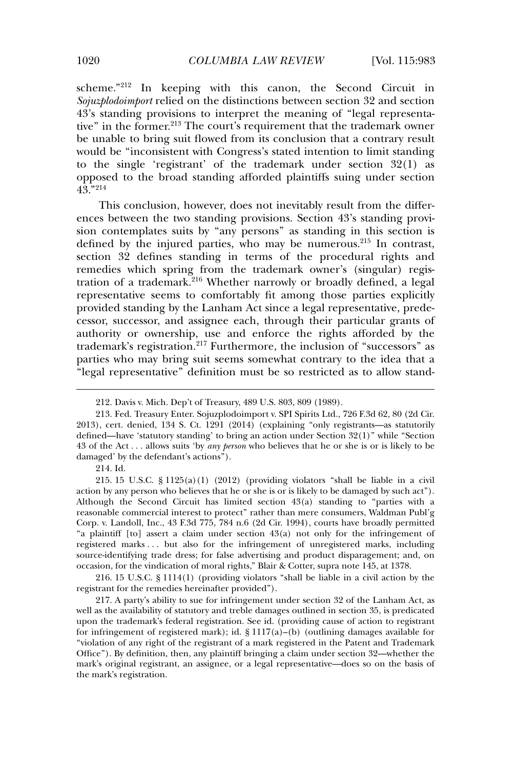scheme."[212] In keeping with this canon, the Second Circuit in *Sojuzplodoimport* relied on the distinctions between section 32 and section 43's standing provisions to interpret the meaning of "legal representative" in the former.[213] The court's requirement that the trademark owner be unable to bring suit flowed from its conclusion that a contrary result would be "inconsistent with Congress's stated intention to limit standing to the single 'registrant' of the trademark under section 32(1) as opposed to the broad standing afforded plaintiffs suing under section 43."[214]

This conclusion, however, does not inevitably result from the differences between the two standing provisions. Section 43's standing provision contemplates suits by "any persons" as standing in this section is defined by the injured parties, who may be numerous.[215] In contrast, section 32 defines standing in terms of the procedural rights and remedies which spring from the trademark owner's (singular) registration of a trademark.[216] Whether narrowly or broadly defined, a legal representative seems to comfortably fit among those parties explicitly provided standing by the Lanham Act since a legal representative, predecessor, successor, and assignee each, through their particular grants of authority or ownership, use and enforce the rights afforded by the trademark's registration.[217] Furthermore, the inclusion of "successors" as parties who may bring suit seems somewhat contrary to the idea that a "legal representative" definition must be so restricted as to allow stand-

---

212. Davis v. Mich. Dep't of Treasury, 489 U.S. 803, 809 (1989).

213. Fed. Treasury Enter. Sojuzplodoimport v. SPI Spirits Ltd., 726 F.3d 62, 80 (2d Cir. 2013), cert. denied, 134 S. Ct. 1291 (2014) (explaining "only registrants—as statutorily defined—have 'statutory standing' to bring an action under Section 32(1)" while "Section 43 of the Act . . . allows suits 'by *any person* who believes that he or she is or is likely to be damaged' by the defendant's actions").

214. Id.

215. 15 U.S.C. § 1125(a)(1) (2012) (providing violators "shall be liable in a civil action by any person who believes that he or she is or is likely to be damaged by such act"). Although the Second Circuit has limited section 43(a) standing to "parties with a reasonable commercial interest to protect" rather than mere consumers, Waldman Publ'g Corp. v. Landoll, Inc., 43 F.3d 775, 784 n.6 (2d Cir. 1994), courts have broadly permitted "a plaintiff [to] assert a claim under section 43(a) not only for the infringement of registered marks . . . but also for the infringement of unregistered marks, including source-identifying trade dress; for false advertising and product disparagement; and, on occasion, for the vindication of moral rights," Blair & Cotter, supra note 145, at 1378.

216. 15 U.S.C. § 1114(1) (providing violators "shall be liable in a civil action by the registrant for the remedies hereinafter provided").

217. A party's ability to sue for infringement under section 32 of the Lanham Act, as well as the availability of statutory and treble damages outlined in section 35, is predicated upon the trademark's federal registration. See id. (providing cause of action to registrant for infringement of registered mark); id. § 1117(a)–(b) (outlining damages available for "violation of any right of the registrant of a mark registered in the Patent and Trademark Office"). By definition, then, any plaintiff bringing a claim under section 32—whether the mark's original registrant, an assignee, or a legal representative—does so on the basis of the mark's registration.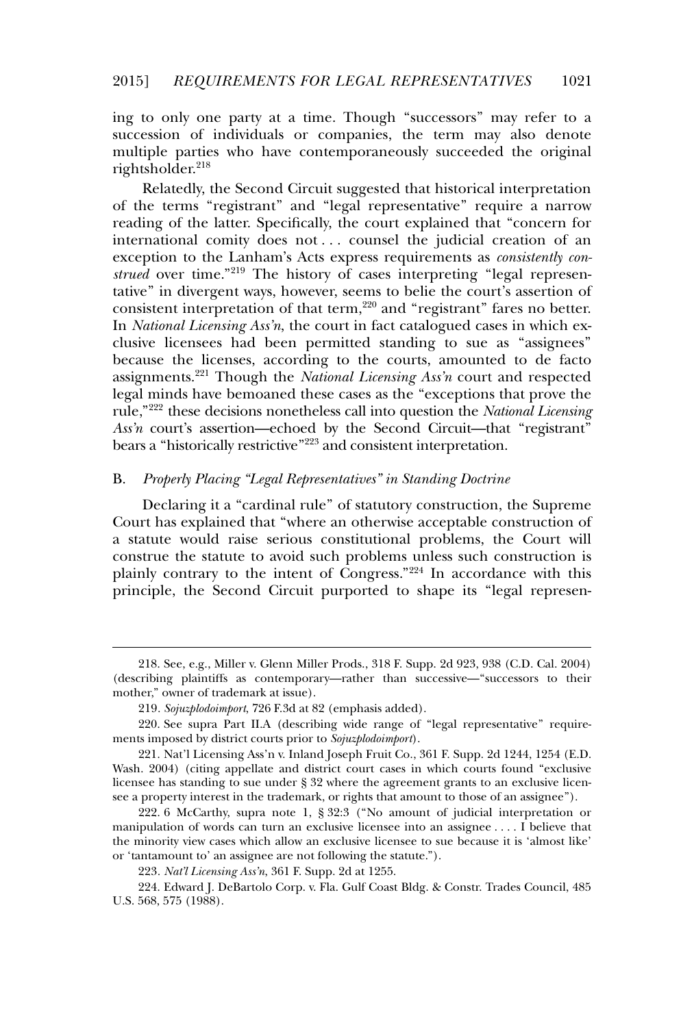ing to only one party at a time. Though "successors" may refer to a succession of individuals or companies, the term may also denote multiple parties who have contemporaneously succeeded the original rightsholder.[218]

Relatedly, the Second Circuit suggested that historical interpretation of the terms "registrant" and "legal representative" require a narrow reading of the latter. Specifically, the court explained that "concern for international comity does not . . . counsel the judicial creation of an exception to the Lanham's Acts express requirements as *consistently construed* over time."[219] The history of cases interpreting "legal representative" in divergent ways, however, seems to belie the court's assertion of consistent interpretation of that term,[220] and "registrant" fares no better. In *National Licensing Ass'n*, the court in fact catalogued cases in which exclusive licensees had been permitted standing to sue as "assignees" because the licenses, according to the courts, amounted to de facto assignments.[221] Though the *National Licensing Ass'n* court and respected legal minds have bemoaned these cases as the "exceptions that prove the rule,"[222] these decisions nonetheless call into question the *National Licensing Ass'n* court's assertion—echoed by the Second Circuit—that "registrant" bears a "historically restrictive"[223] and consistent interpretation.

## B. *Properly Placing "Legal Representatives" in Standing Doctrine*

Declaring it a "cardinal rule" of statutory construction, the Supreme Court has explained that "where an otherwise acceptable construction of a statute would raise serious constitutional problems, the Court will construe the statute to avoid such problems unless such construction is plainly contrary to the intent of Congress."[224] In accordance with this principle, the Second Circuit purported to shape its "legal represen-

---

218. See, e.g., Miller v. Glenn Miller Prods., 318 F. Supp. 2d 923, 938 (C.D. Cal. 2004) (describing plaintiffs as contemporary—rather than successive—"successors to their mother," owner of trademark at issue).

219. *Sojuzplodoimport*, 726 F.3d at 82 (emphasis added).

220. See supra Part II.A (describing wide range of "legal representative" requirements imposed by district courts prior to *Sojuzplodoimport*).

221. Nat'l Licensing Ass'n v. Inland Joseph Fruit Co., 361 F. Supp. 2d 1244, 1254 (E.D. Wash. 2004) (citing appellate and district court cases in which courts found "exclusive licensee has standing to sue under § 32 where the agreement grants to an exclusive licensee a property interest in the trademark, or rights that amount to those of an assignee").

222. 6 McCarthy, supra note 1, § 32:3 ("No amount of judicial interpretation or manipulation of words can turn an exclusive licensee into an assignee . . . . I believe that the minority view cases which allow an exclusive licensee to sue because it is 'almost like' or 'tantamount to' an assignee are not following the statute.").

223. *Nat'l Licensing Ass'n*, 361 F. Supp. 2d at 1255.

224. Edward J. DeBartolo Corp. v. Fla. Gulf Coast Bldg. & Constr. Trades Council, 485 U.S. 568, 575 (1988).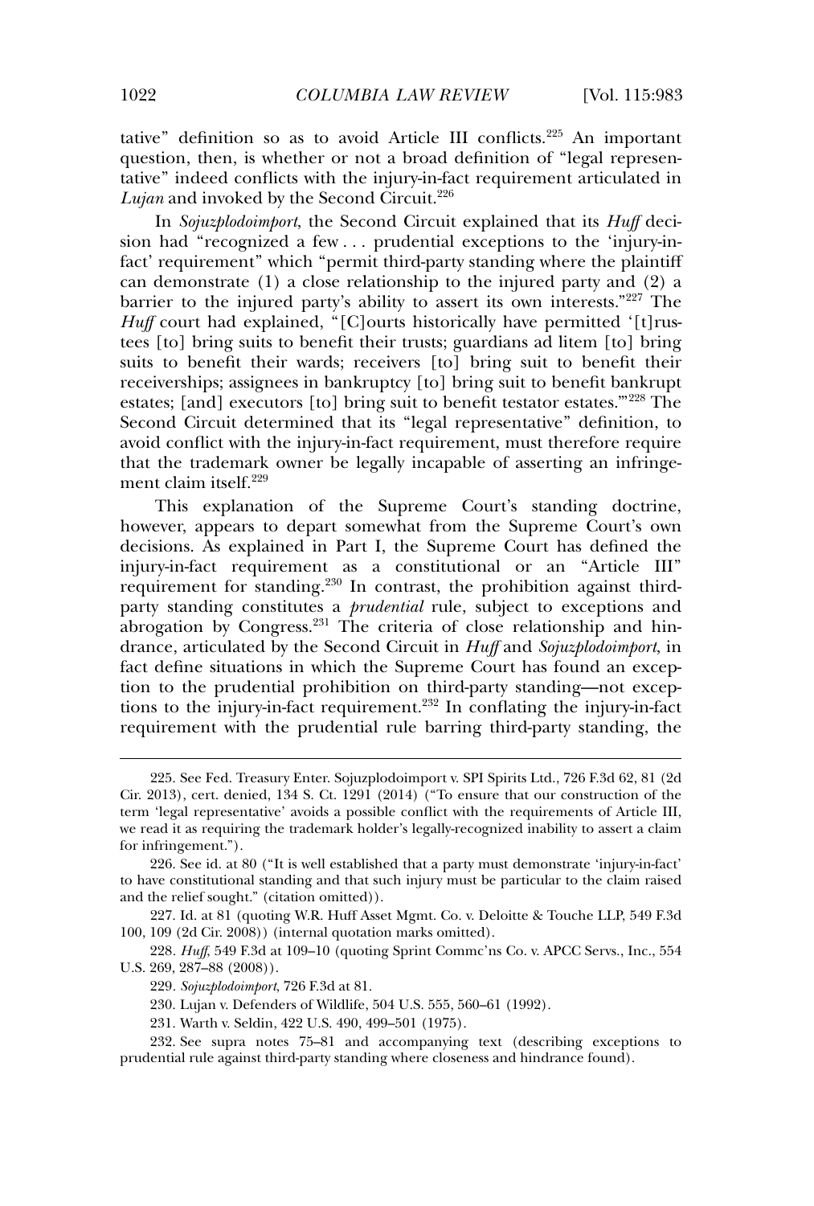tative" definition so as to avoid Article III conflicts.[225] An important question, then, is whether or not a broad definition of "legal representative" indeed conflicts with the injury-in-fact requirement articulated in *Lujan* and invoked by the Second Circuit.[226]

In *Sojuzplodoimport*, the Second Circuit explained that its *Huff* decision had "recognized a few . . . prudential exceptions to the 'injury-in-fact' requirement" which "permit third-party standing where the plaintiff can demonstrate (1) a close relationship to the injured party and (2) a barrier to the injured party's ability to assert its own interests."[227] The *Huff* court had explained, "[C]ourts historically have permitted '[t]rustees [to] bring suits to benefit their trusts; guardians ad litem [to] bring suits to benefit their wards; receivers [to] bring suit to benefit their receiverships; assignees in bankruptcy [to] bring suit to benefit bankrupt estates; [and] executors [to] bring suit to benefit testator estates.'"[228] The Second Circuit determined that its "legal representative" definition, to avoid conflict with the injury-in-fact requirement, must therefore require that the trademark owner be legally incapable of asserting an infringement claim itself.[229]

This explanation of the Supreme Court's standing doctrine, however, appears to depart somewhat from the Supreme Court's own decisions. As explained in Part I, the Supreme Court has defined the injury-in-fact requirement as a constitutional or an "Article III" requirement for standing.[230] In contrast, the prohibition against third-party standing constitutes a *prudential* rule, subject to exceptions and abrogation by Congress.[231] The criteria of close relationship and hindrance, articulated by the Second Circuit in *Huff* and *Sojuzplodoimport*, in fact define situations in which the Supreme Court has found an exception to the prudential prohibition on third-party standing—not exceptions to the injury-in-fact requirement.[232] In conflating the injury-in-fact requirement with the prudential rule barring third-party standing, the

---

225. See Fed. Treasury Enter. Sojuzplodoimport v. SPI Spirits Ltd., 726 F.3d 62, 81 (2d Cir. 2013), cert. denied, 134 S. Ct. 1291 (2014) ("To ensure that our construction of the term 'legal representative' avoids a possible conflict with the requirements of Article III, we read it as requiring the trademark holder's legally-recognized inability to assert a claim for infringement.").

226. See id. at 80 ("It is well established that a party must demonstrate 'injury-in-fact' to have constitutional standing and that such injury must be particular to the claim raised and the relief sought." (citation omitted)).

227. Id. at 81 (quoting W.R. Huff Asset Mgmt. Co. v. Deloitte & Touche LLP, 549 F.3d 100, 109 (2d Cir. 2008)) (internal quotation marks omitted).

228. *Huff*, 549 F.3d at 109–10 (quoting Sprint Commc'ns Co. v. APCC Servs., Inc., 554 U.S. 269, 287–88 (2008)).

229. *Sojuzplodoimport*, 726 F.3d at 81.

230. Lujan v. Defenders of Wildlife, 504 U.S. 555, 560–61 (1992).

231. Warth v. Seldin, 422 U.S. 490, 499–501 (1975).

232. See supra notes 75–81 and accompanying text (describing exceptions to prudential rule against third-party standing where closeness and hindrance found).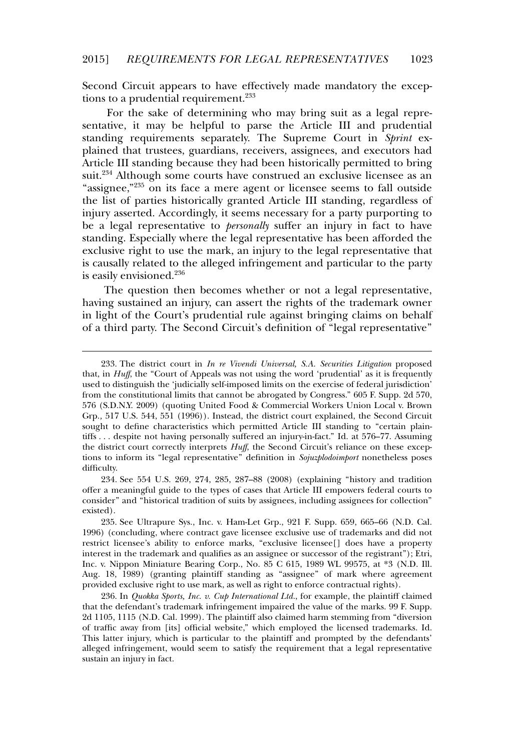Second Circuit appears to have effectively made mandatory the exceptions to a prudential requirement.[233]

For the sake of determining who may bring suit as a legal representative, it may be helpful to parse the Article III and prudential standing requirements separately. The Supreme Court in *Sprint* explained that trustees, guardians, receivers, assignees, and executors had Article III standing because they had been historically permitted to bring suit.[234] Although some courts have construed an exclusive licensee as an "assignee,"[235] on its face a mere agent or licensee seems to fall outside the list of parties historically granted Article III standing, regardless of injury asserted. Accordingly, it seems necessary for a party purporting to be a legal representative to *personally* suffer an injury in fact to have standing. Especially where the legal representative has been afforded the exclusive right to use the mark, an injury to the legal representative that is causally related to the alleged infringement and particular to the party is easily envisioned.[236]

The question then becomes whether or not a legal representative, having sustained an injury, can assert the rights of the trademark owner in light of the Court's prudential rule against bringing claims on behalf of a third party. The Second Circuit's definition of "legal representative"

---

233. The district court in *In re Vivendi Universal, S.A. Securities Litigation* proposed that, in *Huff*, the "Court of Appeals was not using the word 'prudential' as it is frequently used to distinguish the 'judicially self-imposed limits on the exercise of federal jurisdiction' from the constitutional limits that cannot be abrogated by Congress." 605 F. Supp. 2d 570, 576 (S.D.N.Y. 2009) (quoting United Food & Commercial Workers Union Local v. Brown Grp., 517 U.S. 544, 551 (1996)). Instead, the district court explained, the Second Circuit sought to define characteristics which permitted Article III standing to "certain plaintiffs . . . despite not having personally suffered an injury-in-fact." Id. at 576–77. Assuming the district court correctly interprets *Huff*, the Second Circuit's reliance on these exceptions to inform its "legal representative" definition in *Sojuzplodoimport* nonetheless poses difficulty.

234. See 554 U.S. 269, 274, 285, 287–88 (2008) (explaining "history and tradition offer a meaningful guide to the types of cases that Article III empowers federal courts to consider" and "historical tradition of suits by assignees, including assignees for collection" existed).

235. See Ultrapure Sys., Inc. v. Ham-Let Grp., 921 F. Supp. 659, 665–66 (N.D. Cal. 1996) (concluding, where contract gave licensee exclusive use of trademarks and did not restrict licensee's ability to enforce marks, "exclusive licensee[] does have a property interest in the trademark and qualifies as an assignee or successor of the registrant"); Etri, Inc. v. Nippon Miniature Bearing Corp., No. 85 C 615, 1989 WL 99575, at *3 (N.D. Ill. Aug. 18, 1989) (granting plaintiff standing as "assignee" of mark where agreement provided exclusive right to use mark, as well as right to enforce contractual rights).

236. In *Quokka Sports, Inc. v. Cup International Ltd.*, for example, the plaintiff claimed that the defendant's trademark infringement impaired the value of the marks. 99 F. Supp. 2d 1105, 1115 (N.D. Cal. 1999). The plaintiff also claimed harm stemming from "diversion of traffic away from [its] official website," which employed the licensed trademarks. Id. This latter injury, which is particular to the plaintiff and prompted by the defendants' alleged infringement, would seem to satisfy the requirement that a legal representative sustain an injury in fact.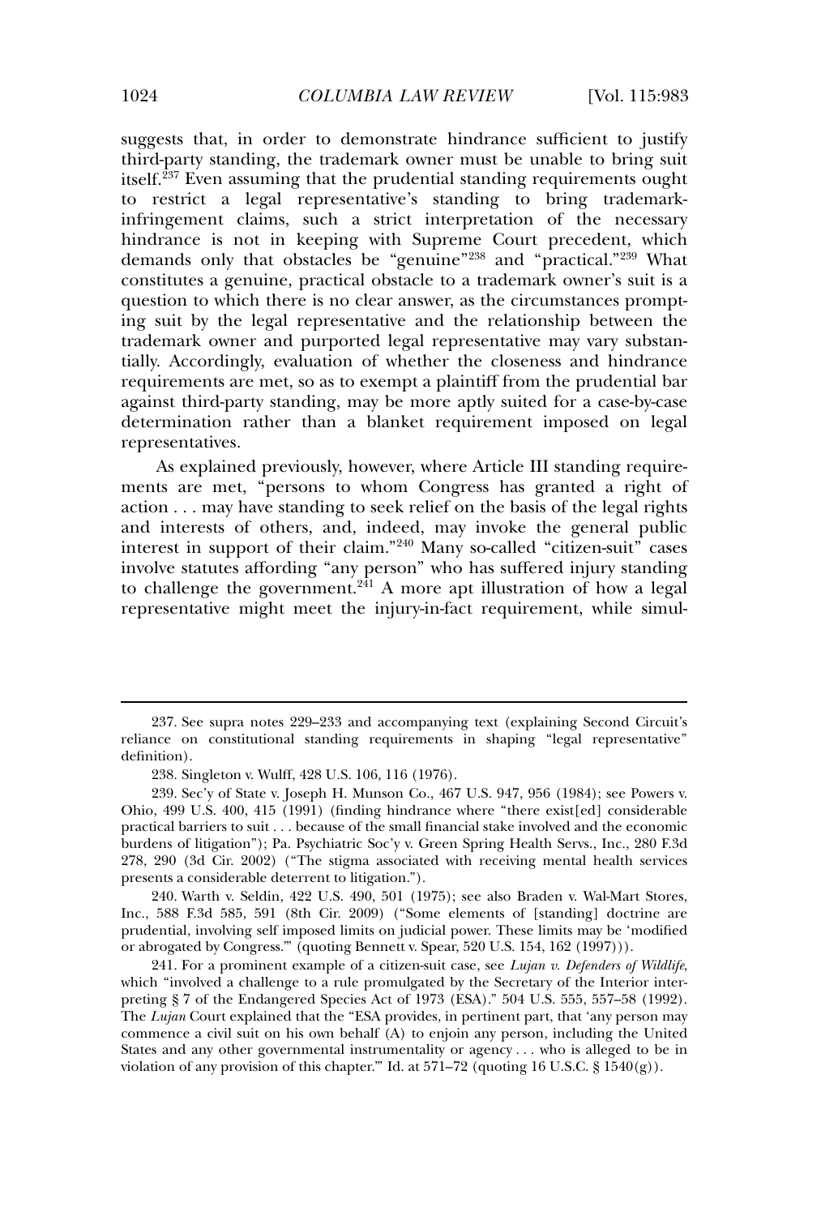suggests that, in order to demonstrate hindrance sufficient to justify third-party standing, the trademark owner must be unable to bring suit itself.[237] Even assuming that the prudential standing requirements ought to restrict a legal representative's standing to bring trademark-infringement claims, such a strict interpretation of the necessary hindrance is not in keeping with Supreme Court precedent, which demands only that obstacles be "genuine"[238] and "practical."[239] What constitutes a genuine, practical obstacle to a trademark owner's suit is a question to which there is no clear answer, as the circumstances prompting suit by the legal representative and the relationship between the trademark owner and purported legal representative may vary substantially. Accordingly, evaluation of whether the closeness and hindrance requirements are met, so as to exempt a plaintiff from the prudential bar against third-party standing, may be more aptly suited for a case-by-case determination rather than a blanket requirement imposed on legal representatives.

As explained previously, however, where Article III standing requirements are met, "persons to whom Congress has granted a right of action . . . may have standing to seek relief on the basis of the legal rights and interests of others, and, indeed, may invoke the general public interest in support of their claim."[240] Many so-called "citizen-suit" cases involve statutes affording "any person" who has suffered injury standing to challenge the government.[241] A more apt illustration of how a legal representative might meet the injury-in-fact requirement, while simul-

---

237. See supra notes 229–233 and accompanying text (explaining Second Circuit's reliance on constitutional standing requirements in shaping "legal representative" definition).

238. Singleton v. Wulff, 428 U.S. 106, 116 (1976).

239. Sec'y of State v. Joseph H. Munson Co., 467 U.S. 947, 956 (1984); see Powers v. Ohio, 499 U.S. 400, 415 (1991) (finding hindrance where "there exist[ed] considerable practical barriers to suit . . . because of the small financial stake involved and the economic burdens of litigation"); Pa. Psychiatric Soc'y v. Green Spring Health Servs., Inc., 280 F.3d 278, 290 (3d Cir. 2002) ("The stigma associated with receiving mental health services presents a considerable deterrent to litigation.").

240. Warth v. Seldin, 422 U.S. 490, 501 (1975); see also Braden v. Wal-Mart Stores, Inc., 588 F.3d 585, 591 (8th Cir. 2009) ("Some elements of [standing] doctrine are prudential, involving self imposed limits on judicial power. These limits may be 'modified or abrogated by Congress.'" (quoting Bennett v. Spear, 520 U.S. 154, 162 (1997))).

241. For a prominent example of a citizen-suit case, see *Lujan v. Defenders of Wildlife*, which "involved a challenge to a rule promulgated by the Secretary of the Interior interpreting § 7 of the Endangered Species Act of 1973 (ESA)." 504 U.S. 555, 557–58 (1992). The *Lujan* Court explained that the "ESA provides, in pertinent part, that 'any person may commence a civil suit on his own behalf (A) to enjoin any person, including the United States and any other governmental instrumentality or agency . . . who is alleged to be in violation of any provision of this chapter.'" Id. at 571–72 (quoting 16 U.S.C. § 1540(g)).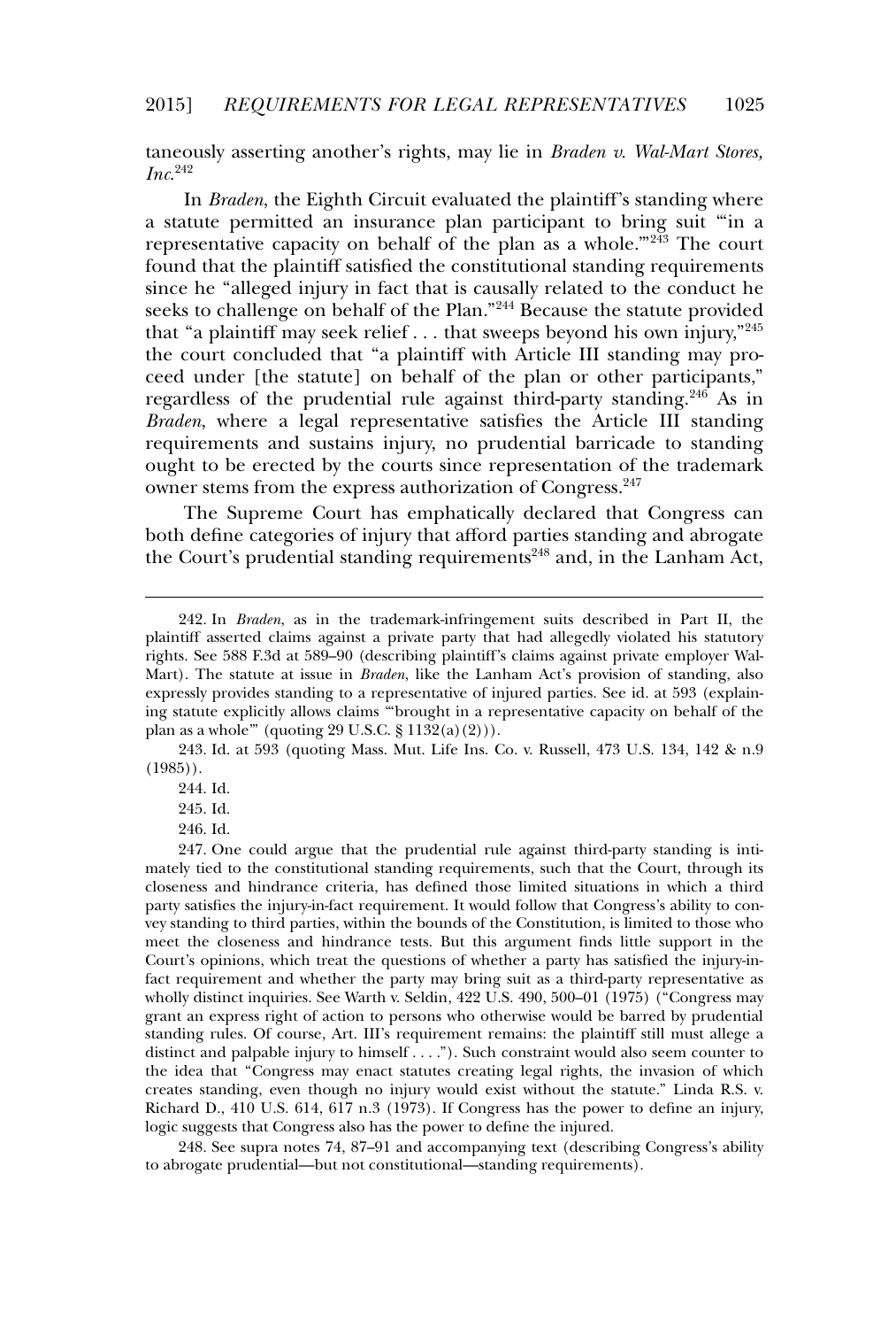taneously asserting another's rights, may lie in *Braden v. Wal-Mart Stores, Inc.*[242]

In *Braden*, the Eighth Circuit evaluated the plaintiff's standing where a statute permitted an insurance plan participant to bring suit "'in a representative capacity on behalf of the plan as a whole.'"[243] The court found that the plaintiff satisfied the constitutional standing requirements since he "alleged injury in fact that is causally related to the conduct he seeks to challenge on behalf of the Plan."[244] Because the statute provided that "a plaintiff may seek relief . . . that sweeps beyond his own injury,"[245] the court concluded that "a plaintiff with Article III standing may proceed under [the statute] on behalf of the plan or other participants," regardless of the prudential rule against third-party standing.[246] As in *Braden*, where a legal representative satisfies the Article III standing requirements and sustains injury, no prudential barricade to standing ought to be erected by the courts since representation of the trademark owner stems from the express authorization of Congress.[247]

The Supreme Court has emphatically declared that Congress can both define categories of injury that afford parties standing and abrogate the Court's prudential standing requirements[248] and, in the Lanham Act,

---

242. In *Braden*, as in the trademark-infringement suits described in Part II, the plaintiff asserted claims against a private party that had allegedly violated his statutory rights. See 588 F.3d at 589–90 (describing plaintiff's claims against private employer Wal-Mart). The statute at issue in *Braden*, like the Lanham Act's provision of standing, also expressly provides standing to a representative of injured parties. See id. at 593 (explaining statute explicitly allows claims "'brought in a representative capacity on behalf of the plan as a whole'" (quoting 29 U.S.C. § 1132(a)(2))).

243. Id. at 593 (quoting Mass. Mut. Life Ins. Co. v. Russell, 473 U.S. 134, 142 & n.9 (1985)).

244. Id.

245. Id.

246. Id.

247. One could argue that the prudential rule against third-party standing is intimately tied to the constitutional standing requirements, such that the Court, through its closeness and hindrance criteria, has defined those limited situations in which a third party satisfies the injury-in-fact requirement. It would follow that Congress's ability to convey standing to third parties, within the bounds of the Constitution, is limited to those who meet the closeness and hindrance tests. But this argument finds little support in the Court's opinions, which treat the questions of whether a party has satisfied the injury-in-fact requirement and whether the party may bring suit as a third-party representative as wholly distinct inquiries. See Warth v. Seldin, 422 U.S. 490, 500–01 (1975) ("Congress may grant an express right of action to persons who otherwise would be barred by prudential standing rules. Of course, Art. III's requirement remains: the plaintiff still must allege a distinct and palpable injury to himself . . . ."). Such constraint would also seem counter to the idea that "Congress may enact statutes creating legal rights, the invasion of which creates standing, even though no injury would exist without the statute." Linda R.S. v. Richard D., 410 U.S. 614, 617 n.3 (1973). If Congress has the power to define an injury, logic suggests that Congress also has the power to define the injured.

248. See supra notes 74, 87–91 and accompanying text (describing Congress's ability to abrogate prudential—but not constitutional—standing requirements).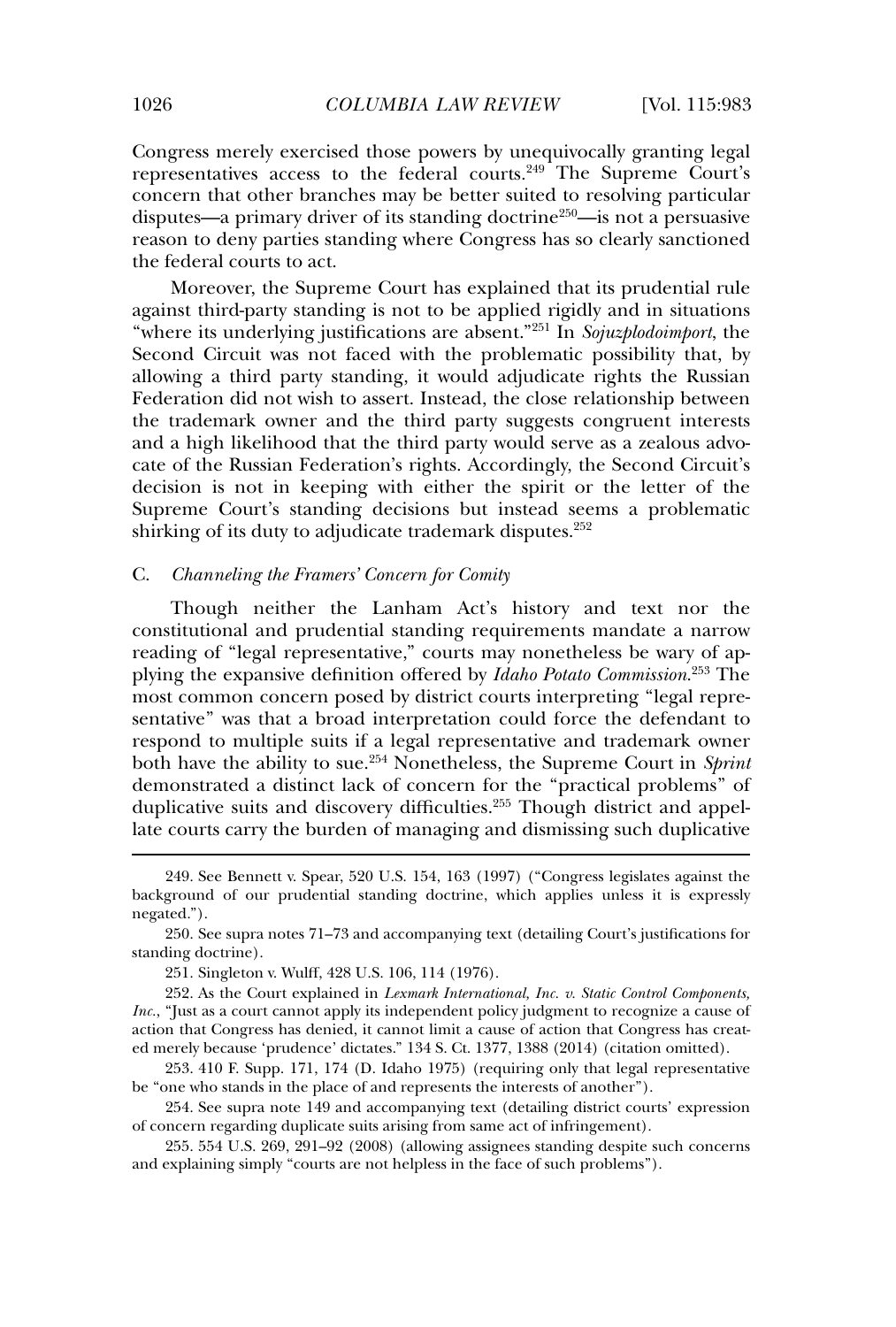Congress merely exercised those powers by unequivocally granting legal representatives access to the federal courts.[249] The Supreme Court's concern that other branches may be better suited to resolving particular disputes—a primary driver of its standing doctrine[250]—is not a persuasive reason to deny parties standing where Congress has so clearly sanctioned the federal courts to act.

Moreover, the Supreme Court has explained that its prudential rule against third-party standing is not to be applied rigidly and in situations "where its underlying justifications are absent."[251] In *Sojuzplodoimport*, the Second Circuit was not faced with the problematic possibility that, by allowing a third party standing, it would adjudicate rights the Russian Federation did not wish to assert. Instead, the close relationship between the trademark owner and the third party suggests congruent interests and a high likelihood that the third party would serve as a zealous advocate of the Russian Federation's rights. Accordingly, the Second Circuit's decision is not in keeping with either the spirit or the letter of the Supreme Court's standing decisions but instead seems a problematic shirking of its duty to adjudicate trademark disputes.[252]

### C. *Channeling the Framers' Concern for Comity*

Though neither the Lanham Act's history and text nor the constitutional and prudential standing requirements mandate a narrow reading of "legal representative," courts may nonetheless be wary of applying the expansive definition offered by *Idaho Potato Commission*.[253] The most common concern posed by district courts interpreting "legal representative" was that a broad interpretation could force the defendant to respond to multiple suits if a legal representative and trademark owner both have the ability to sue.[254] Nonetheless, the Supreme Court in *Sprint* demonstrated a distinct lack of concern for the "practical problems" of duplicative suits and discovery difficulties.[255] Though district and appellate courts carry the burden of managing and dismissing such duplicative

---

249. See Bennett v. Spear, 520 U.S. 154, 163 (1997) ("Congress legislates against the background of our prudential standing doctrine, which applies unless it is expressly negated.").

250. See supra notes 71–73 and accompanying text (detailing Court's justifications for standing doctrine).

251. Singleton v. Wulff, 428 U.S. 106, 114 (1976).

252. As the Court explained in *Lexmark International, Inc. v. Static Control Components, Inc.*, "Just as a court cannot apply its independent policy judgment to recognize a cause of action that Congress has denied, it cannot limit a cause of action that Congress has created merely because 'prudence' dictates." 134 S. Ct. 1377, 1388 (2014) (citation omitted).

253. 410 F. Supp. 171, 174 (D. Idaho 1975) (requiring only that legal representative be "one who stands in the place of and represents the interests of another").

254. See supra note 149 and accompanying text (detailing district courts' expression of concern regarding duplicate suits arising from same act of infringement).

255. 554 U.S. 269, 291–92 (2008) (allowing assignees standing despite such concerns and explaining simply "courts are not helpless in the face of such problems").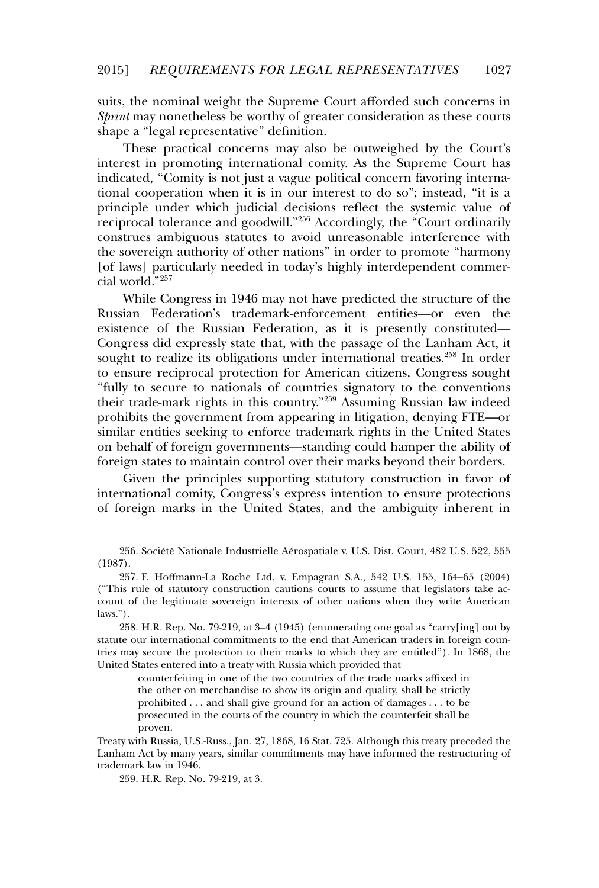suits, the nominal weight the Supreme Court afforded such concerns in *Sprint* may nonetheless be worthy of greater consideration as these courts shape a "legal representative" definition.

These practical concerns may also be outweighed by the Court's interest in promoting international comity. As the Supreme Court has indicated, "Comity is not just a vague political concern favoring international cooperation when it is in our interest to do so"; instead, "it is a principle under which judicial decisions reflect the systemic value of reciprocal tolerance and goodwill."[256] Accordingly, the "Court ordinarily construes ambiguous statutes to avoid unreasonable interference with the sovereign authority of other nations" in order to promote "harmony [of laws] particularly needed in today's highly interdependent commercial world."[257]

While Congress in 1946 may not have predicted the structure of the Russian Federation's trademark-enforcement entities—or even the existence of the Russian Federation, as it is presently constituted—Congress did expressly state that, with the passage of the Lanham Act, it sought to realize its obligations under international treaties.[258] In order to ensure reciprocal protection for American citizens, Congress sought "fully to secure to nationals of countries signatory to the conventions their trade-mark rights in this country."[259] Assuming Russian law indeed prohibits the government from appearing in litigation, denying FTE—or similar entities seeking to enforce trademark rights in the United States on behalf of foreign governments—standing could hamper the ability of foreign states to maintain control over their marks beyond their borders.

Given the principles supporting statutory construction in favor of international comity, Congress's express intention to ensure protections of foreign marks in the United States, and the ambiguity inherent in

---

256. Société Nationale Industrielle Aérospatiale v. U.S. Dist. Court, 482 U.S. 522, 555 (1987).

257. F. Hoffmann-La Roche Ltd. v. Empagran S.A., 542 U.S. 155, 164–65 (2004) ("This rule of statutory construction cautions courts to assume that legislators take account of the legitimate sovereign interests of other nations when they write American laws.").

258. H.R. Rep. No. 79-219, at 3–4 (1945) (enumerating one goal as "carry[ing] out by statute our international commitments to the end that American traders in foreign countries may secure the protection to their marks to which they are entitled"). In 1868, the United States entered into a treaty with Russia which provided that

> counterfeiting in one of the two countries of the trade marks affixed in the other on merchandise to show its origin and quality, shall be strictly prohibited . . . and shall give ground for an action of damages . . . to be prosecuted in the courts of the country in which the counterfeit shall be proven.

Treaty with Russia, U.S.-Russ., Jan. 27, 1868, 16 Stat. 725. Although this treaty preceded the Lanham Act by many years, similar commitments may have informed the restructuring of trademark law in 1946.

259. H.R. Rep. No. 79-219, at 3.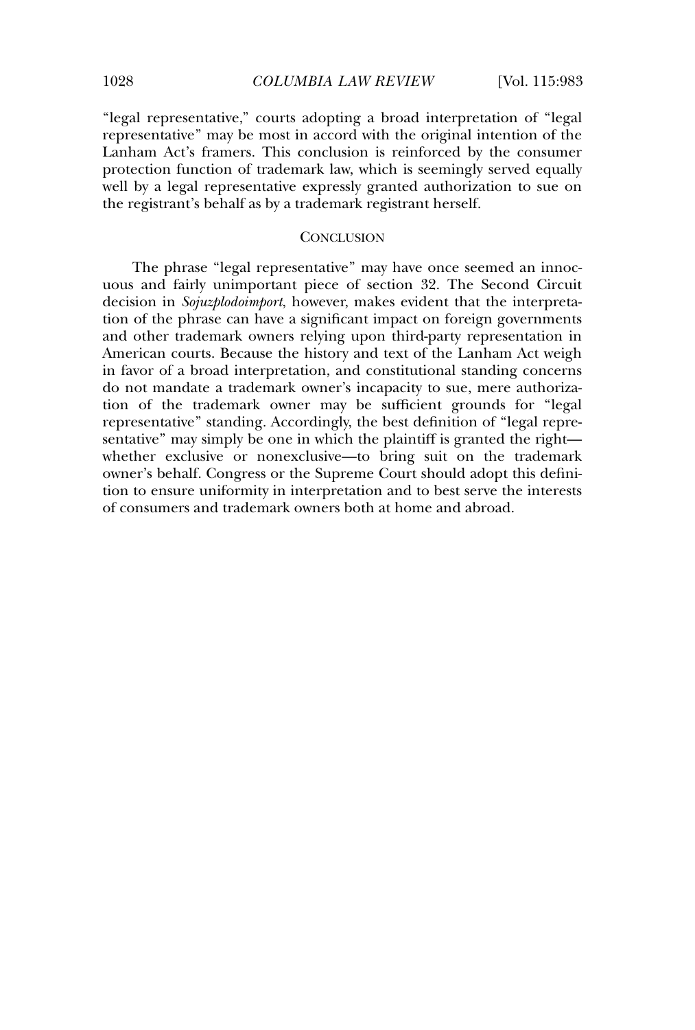"legal representative," courts adopting a broad interpretation of "legal representative" may be most in accord with the original intention of the Lanham Act's framers. This conclusion is reinforced by the consumer protection function of trademark law, which is seemingly served equally well by a legal representative expressly granted authorization to sue on the registrant's behalf as by a trademark registrant herself.

## CONCLUSION

The phrase "legal representative" may have once seemed an innocuous and fairly unimportant piece of section 32. The Second Circuit decision in *Sojuzplodoimport*, however, makes evident that the interpretation of the phrase can have a significant impact on foreign governments and other trademark owners relying upon third-party representation in American courts. Because the history and text of the Lanham Act weigh in favor of a broad interpretation, and constitutional standing concerns do not mandate a trademark owner's incapacity to sue, mere authorization of the trademark owner may be sufficient grounds for "legal representative" standing. Accordingly, the best definition of "legal representative" may simply be one in which the plaintiff is granted the right—whether exclusive or nonexclusive—to bring suit on the trademark owner's behalf. Congress or the Supreme Court should adopt this definition to ensure uniformity in interpretation and to best serve the interests of consumers and trademark owners both at home and abroad.